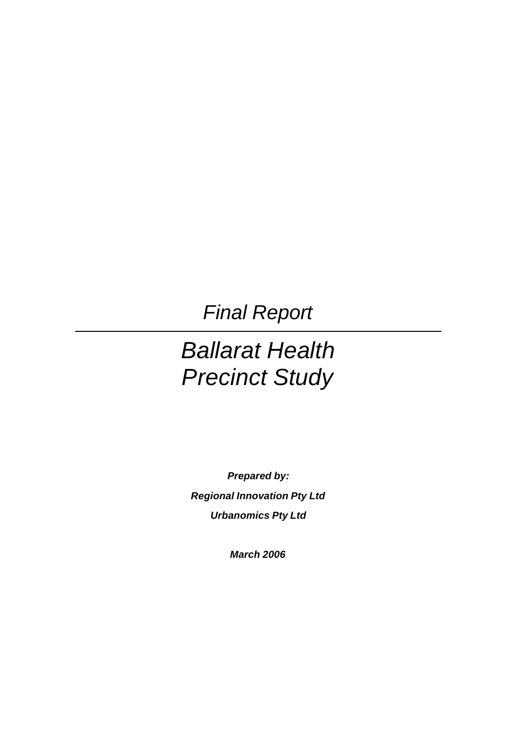*Final Report*

---

# *Ballarat Health Precinct Study*

***Prepared by:***

***Regional Innovation Pty Ltd***

***Urbanomics Pty Ltd***

***March 2006***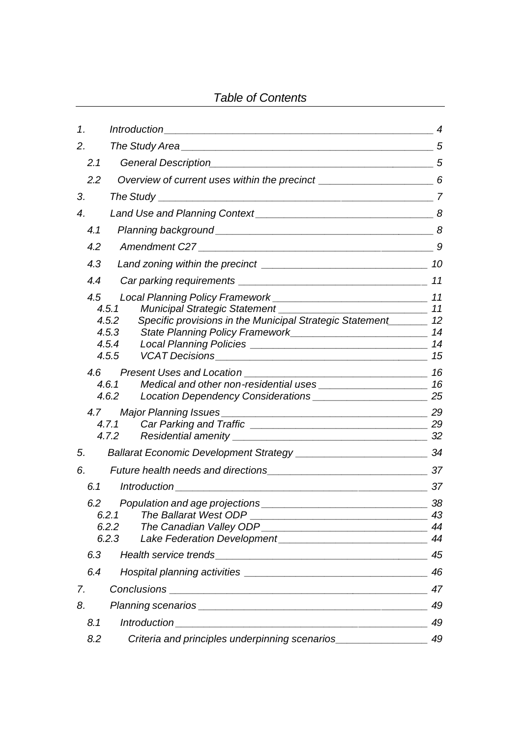*Table of Contents*

| | | |
|---|---|---|
| 1. | Introduction | 4 |
| 2. | The Study Area | 5 |
| 2.1 | General Description | 5 |
| 2.2 | Overview of current uses within the precinct | 6 |
| 3. | The Study | 7 |
| 4. | Land Use and Planning Context | 8 |
| 4.1 | Planning background | 8 |
| 4.2 | Amendment C27 | 9 |
| 4.3 | Land zoning within the precinct | 10 |
| 4.4 | Car parking requirements | 11 |
| 4.5 | Local Planning Policy Framework | 11 |
| 4.5.1 | Municipal Strategic Statement | 11 |
| 4.5.2 | Specific provisions in the Municipal Strategic Statement | 12 |
| 4.5.3 | State Planning Policy Framework | 14 |
| 4.5.4 | Local Planning Policies | 14 |
| 4.5.5 | VCAT Decisions | 15 |
| 4.6 | Present Uses and Location | 16 |
| 4.6.1 | Medical and other non-residential uses | 16 |
| 4.6.2 | Location Dependency Considerations | 25 |
| 4.7 | Major Planning Issues | 29 |
| 4.7.1 | Car Parking and Traffic | 29 |
| 4.7.2 | Residential amenity | 32 |
| 5. | Ballarat Economic Development Strategy | 34 |
| 6. | Future health needs and directions | 37 |
| 6.1 | Introduction | 37 |
| 6.2 | Population and age projections | 38 |
| 6.2.1 | The Ballarat West ODP | 43 |
| 6.2.2 | The Canadian Valley ODP | 44 |
| 6.2.3 | Lake Federation Development | 44 |
| 6.3 | Health service trends | 45 |
| 6.4 | Hospital planning activities | 46 |
| 7. | Conclusions | 47 |
| 8. | Planning scenarios | 49 |
| 8.1 | Introduction | 49 |
| 8.2 | Criteria and principles underpinning scenarios | 49 |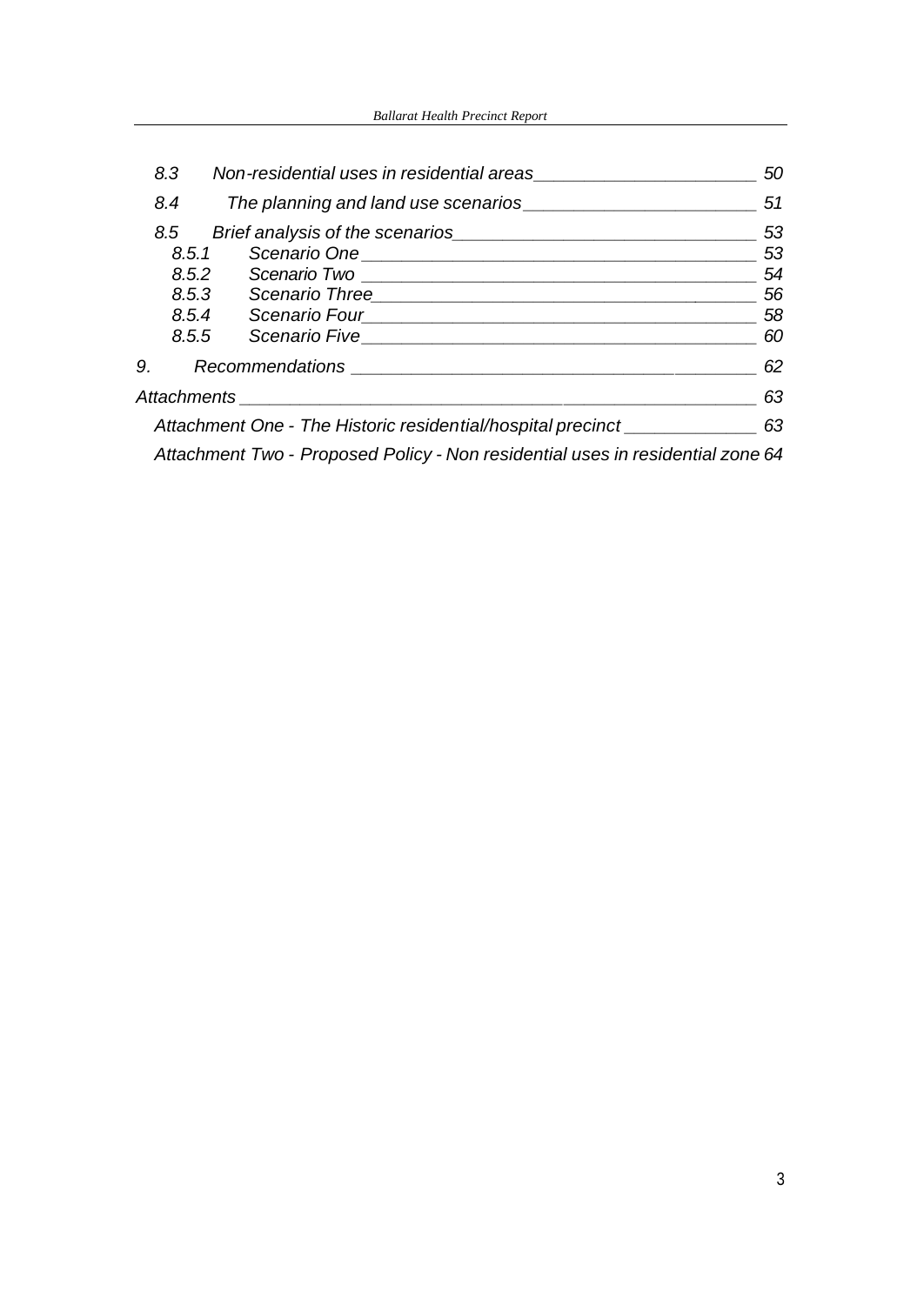*8.3 Non-residential uses in residential areas 50*

*8.4 The planning and land use scenarios 51*

*8.5 Brief analysis of the scenarios 53*

*8.5.1 Scenario One 53*

*8.5.2 Scenario Two 54*

*8.5.3 Scenario Three 56*

*8.5.4 Scenario Four 58*

*8.5.5 Scenario Five 60*

*9. Recommendations 62*

*Attachments 63*

*Attachment One - The Historic residential/hospital precinct 63*

*Attachment Two - Proposed Policy - Non residential uses in residential zone 64*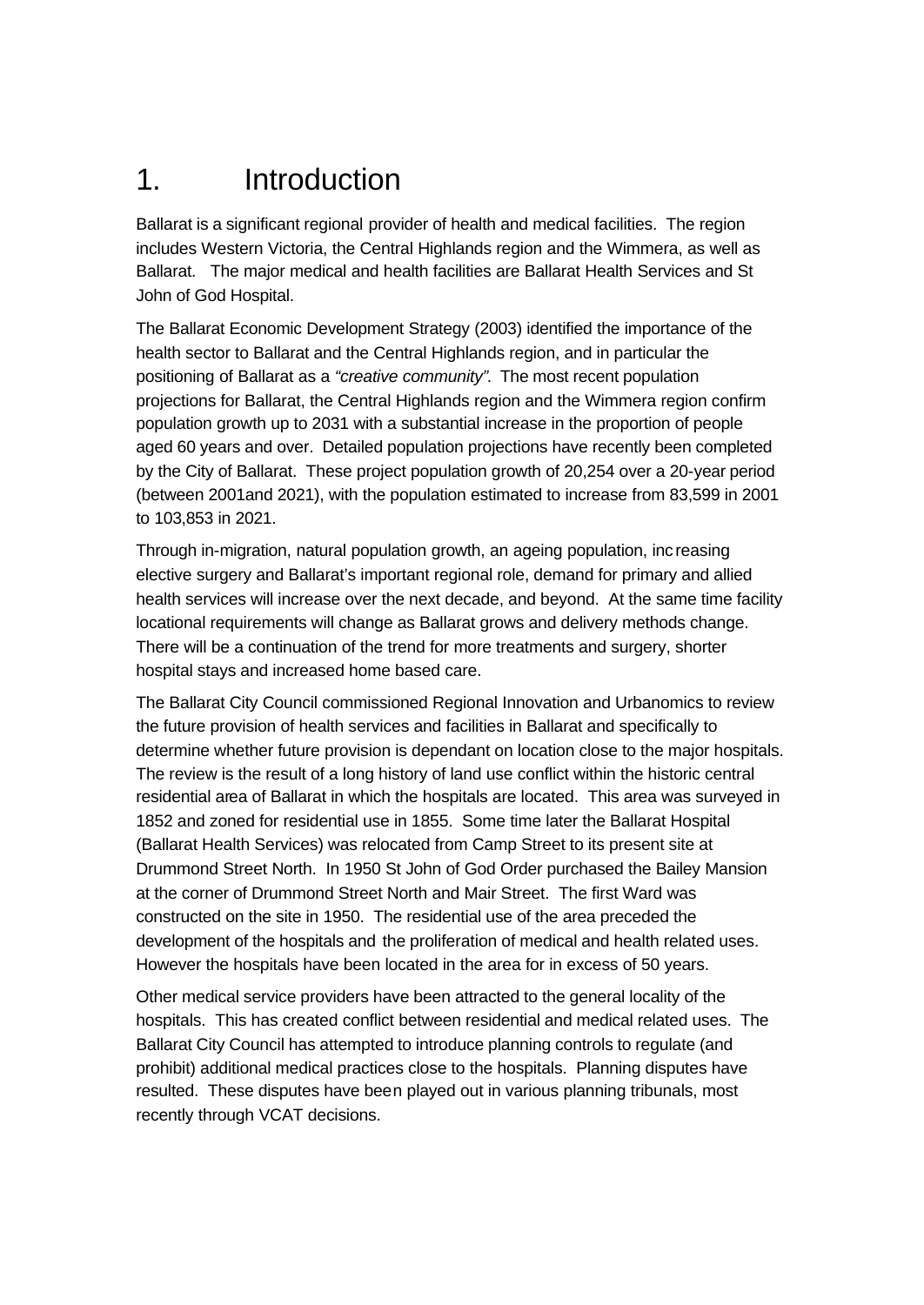# 1. Introduction

Ballarat is a significant regional provider of health and medical facilities. The region includes Western Victoria, the Central Highlands region and the Wimmera, as well as Ballarat. The major medical and health facilities are Ballarat Health Services and St John of God Hospital.

The Ballarat Economic Development Strategy (2003) identified the importance of the health sector to Ballarat and the Central Highlands region, and in particular the positioning of Ballarat as a *"creative community"*. The most recent population projections for Ballarat, the Central Highlands region and the Wimmera region confirm population growth up to 2031 with a substantial increase in the proportion of people aged 60 years and over. Detailed population projections have recently been completed by the City of Ballarat. These project population growth of 20,254 over a 20-year period (between 2001and 2021), with the population estimated to increase from 83,599 in 2001 to 103,853 in 2021.

Through in-migration, natural population growth, an ageing population, increasing elective surgery and Ballarat's important regional role, demand for primary and allied health services will increase over the next decade, and beyond. At the same time facility locational requirements will change as Ballarat grows and delivery methods change. There will be a continuation of the trend for more treatments and surgery, shorter hospital stays and increased home based care.

The Ballarat City Council commissioned Regional Innovation and Urbanomics to review the future provision of health services and facilities in Ballarat and specifically to determine whether future provision is dependant on location close to the major hospitals. The review is the result of a long history of land use conflict within the historic central residential area of Ballarat in which the hospitals are located. This area was surveyed in 1852 and zoned for residential use in 1855. Some time later the Ballarat Hospital (Ballarat Health Services) was relocated from Camp Street to its present site at Drummond Street North. In 1950 St John of God Order purchased the Bailey Mansion at the corner of Drummond Street North and Mair Street. The first Ward was constructed on the site in 1950. The residential use of the area preceded the development of the hospitals and the proliferation of medical and health related uses. However the hospitals have been located in the area for in excess of 50 years.

Other medical service providers have been attracted to the general locality of the hospitals. This has created conflict between residential and medical related uses. The Ballarat City Council has attempted to introduce planning controls to regulate (and prohibit) additional medical practices close to the hospitals. Planning disputes have resulted. These disputes have been played out in various planning tribunals, most recently through VCAT decisions.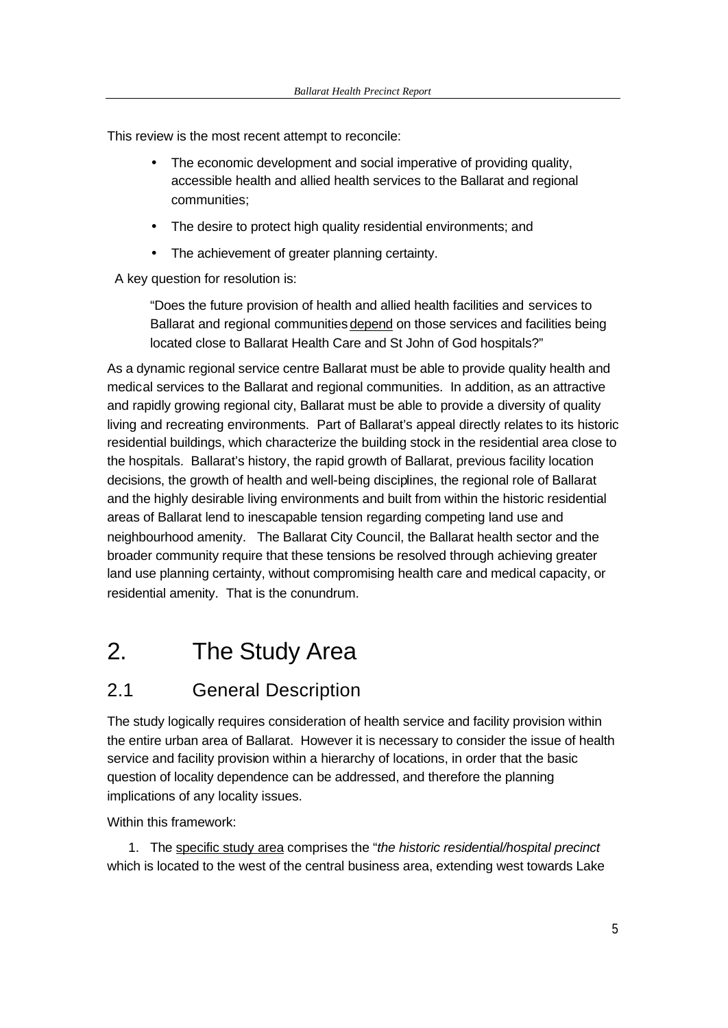This review is the most recent attempt to reconcile:

- The economic development and social imperative of providing quality, accessible health and allied health services to the Ballarat and regional communities;
- The desire to protect high quality residential environments; and
- The achievement of greater planning certainty.

A key question for resolution is:

> "Does the future provision of health and allied health facilities and services to Ballarat and regional communities <u>depend</u> on those services and facilities being located close to Ballarat Health Care and St John of God hospitals?"

As a dynamic regional service centre Ballarat must be able to provide quality health and medical services to the Ballarat and regional communities. In addition, as an attractive and rapidly growing regional city, Ballarat must be able to provide a diversity of quality living and recreating environments. Part of Ballarat's appeal directly relates to its historic residential buildings, which characterize the building stock in the residential area close to the hospitals. Ballarat's history, the rapid growth of Ballarat, previous facility location decisions, the growth of health and well-being disciplines, the regional role of Ballarat and the highly desirable living environments and built from within the historic residential areas of Ballarat lend to inescapable tension regarding competing land use and neighbourhood amenity. The Ballarat City Council, the Ballarat health sector and the broader community require that these tensions be resolved through achieving greater land use planning certainty, without compromising health care and medical capacity, or residential amenity. That is the conundrum.

# 2. The Study Area

## 2.1 General Description

The study logically requires consideration of health service and facility provision within the entire urban area of Ballarat. However it is necessary to consider the issue of health service and facility provision within a hierarchy of locations, in order that the basic question of locality dependence can be addressed, and therefore the planning implications of any locality issues.

Within this framework:

1. The <u>specific study area</u> comprises the "*the historic residential/hospital precinct* which is located to the west of the central business area, extending west towards Lake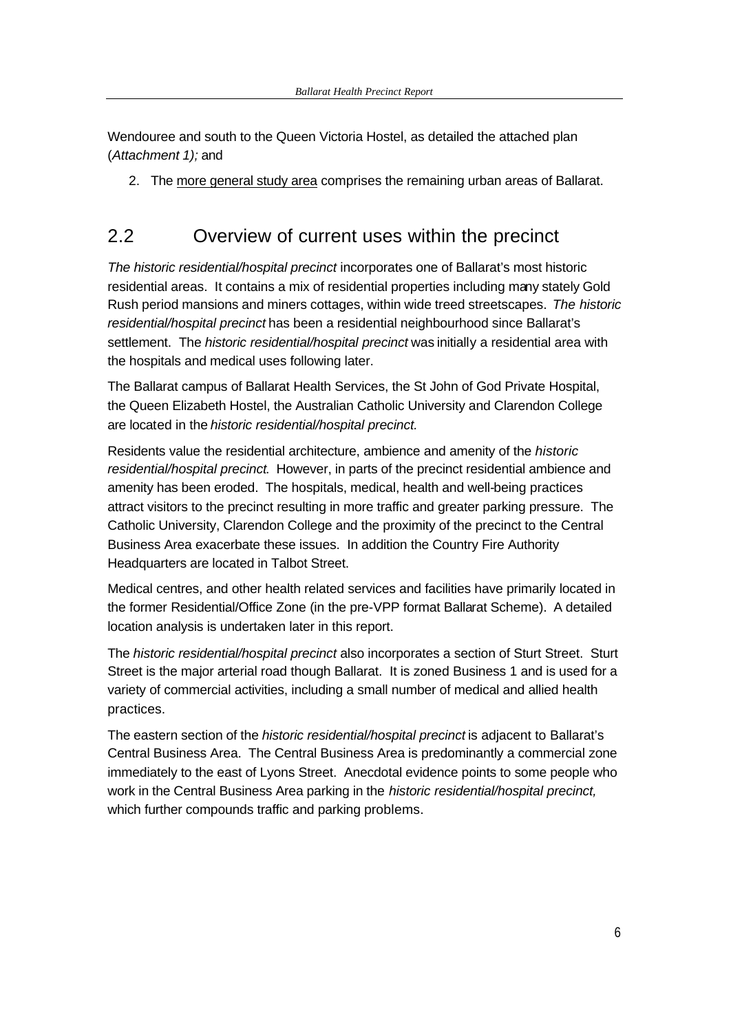Wendouree and south to the Queen Victoria Hostel, as detailed the attached plan (*Attachment 1);* and

2. The more general study area comprises the remaining urban areas of Ballarat.

## 2.2 Overview of current uses within the precinct

*The historic residential/hospital precinct* incorporates one of Ballarat's most historic residential areas. It contains a mix of residential properties including many stately Gold Rush period mansions and miners cottages, within wide treed streetscapes. *The historic residential/hospital precinct* has been a residential neighbourhood since Ballarat's settlement. The *historic residential/hospital precinct* was initially a residential area with the hospitals and medical uses following later.

The Ballarat campus of Ballarat Health Services, the St John of God Private Hospital, the Queen Elizabeth Hostel, the Australian Catholic University and Clarendon College are located in the *historic residential/hospital precinct.*

Residents value the residential architecture, ambience and amenity of the *historic residential/hospital precinct*. However, in parts of the precinct residential ambience and amenity has been eroded. The hospitals, medical, health and well-being practices attract visitors to the precinct resulting in more traffic and greater parking pressure. The Catholic University, Clarendon College and the proximity of the precinct to the Central Business Area exacerbate these issues. In addition the Country Fire Authority Headquarters are located in Talbot Street.

Medical centres, and other health related services and facilities have primarily located in the former Residential/Office Zone (in the pre-VPP format Ballarat Scheme). A detailed location analysis is undertaken later in this report.

The *historic residential/hospital precinct* also incorporates a section of Sturt Street. Sturt Street is the major arterial road though Ballarat. It is zoned Business 1 and is used for a variety of commercial activities, including a small number of medical and allied health practices.

The eastern section of the *historic residential/hospital precinct* is adjacent to Ballarat's Central Business Area. The Central Business Area is predominantly a commercial zone immediately to the east of Lyons Street. Anecdotal evidence points to some people who work in the Central Business Area parking in the *historic residential/hospital precinct,* which further compounds traffic and parking problems.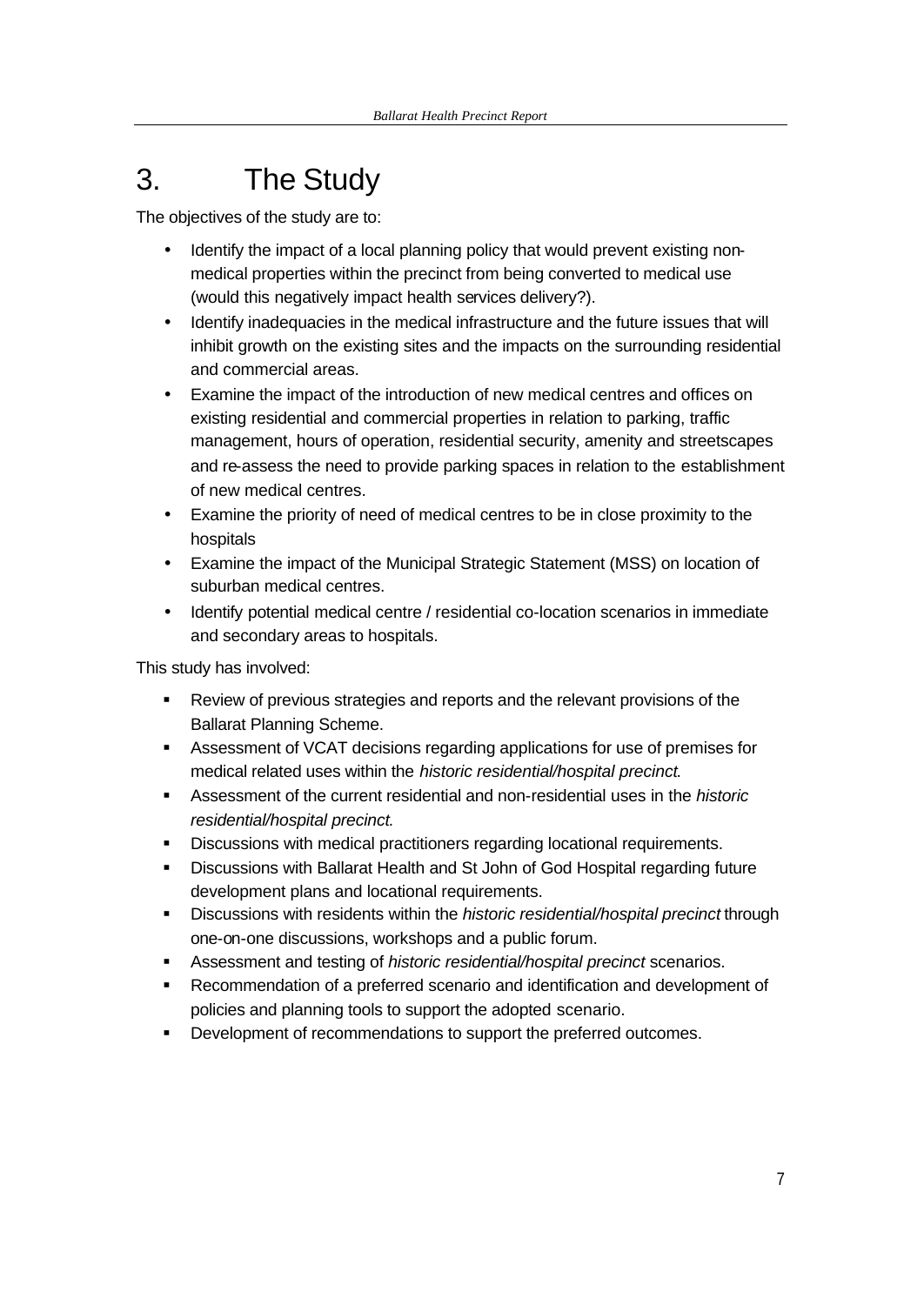# 3. The Study

The objectives of the study are to:

- Identify the impact of a local planning policy that would prevent existing non-medical properties within the precinct from being converted to medical use (would this negatively impact health services delivery?).
- Identify inadequacies in the medical infrastructure and the future issues that will inhibit growth on the existing sites and the impacts on the surrounding residential and commercial areas.
- Examine the impact of the introduction of new medical centres and offices on existing residential and commercial properties in relation to parking, traffic management, hours of operation, residential security, amenity and streetscapes and re-assess the need to provide parking spaces in relation to the establishment of new medical centres.
- Examine the priority of need of medical centres to be in close proximity to the hospitals
- Examine the impact of the Municipal Strategic Statement (MSS) on location of suburban medical centres.
- Identify potential medical centre / residential co-location scenarios in immediate and secondary areas to hospitals.

This study has involved:

- Review of previous strategies and reports and the relevant provisions of the Ballarat Planning Scheme.
- Assessment of VCAT decisions regarding applications for use of premises for medical related uses within the *historic residential/hospital precinct*.
- Assessment of the current residential and non-residential uses in the *historic residential/hospital precinct*.
- Discussions with medical practitioners regarding locational requirements.
- Discussions with Ballarat Health and St John of God Hospital regarding future development plans and locational requirements.
- Discussions with residents within the *historic residential/hospital precinct* through one-on-one discussions, workshops and a public forum.
- Assessment and testing of *historic residential/hospital precinct* scenarios.
- Recommendation of a preferred scenario and identification and development of policies and planning tools to support the adopted scenario.
- Development of recommendations to support the preferred outcomes.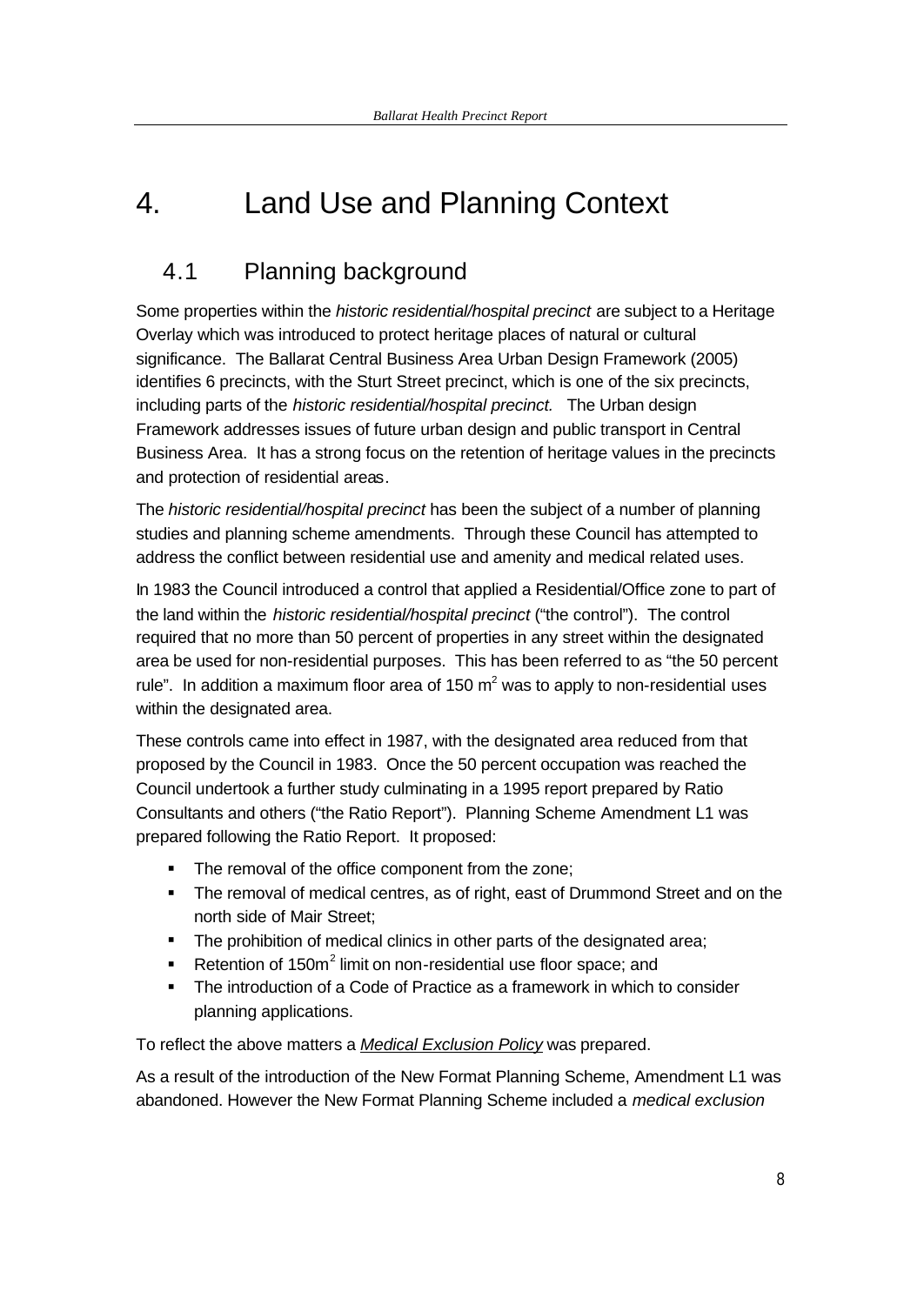# 4. Land Use and Planning Context

## 4.1 Planning background

Some properties within the *historic residential/hospital precinct* are subject to a Heritage Overlay which was introduced to protect heritage places of natural or cultural significance. The Ballarat Central Business Area Urban Design Framework (2005) identifies 6 precincts, with the Sturt Street precinct, which is one of the six precincts, including parts of the *historic residential/hospital precinct.* The Urban design Framework addresses issues of future urban design and public transport in Central Business Area. It has a strong focus on the retention of heritage values in the precincts and protection of residential areas.

The *historic residential/hospital precinct* has been the subject of a number of planning studies and planning scheme amendments. Through these Council has attempted to address the conflict between residential use and amenity and medical related uses.

In 1983 the Council introduced a control that applied a Residential/Office zone to part of the land within the *historic residential/hospital precinct* ("the control"). The control required that no more than 50 percent of properties in any street within the designated area be used for non-residential purposes. This has been referred to as "the 50 percent rule". In addition a maximum floor area of 150 $m^2$ was to apply to non-residential uses within the designated area.

These controls came into effect in 1987, with the designated area reduced from that proposed by the Council in 1983. Once the 50 percent occupation was reached the Council undertook a further study culminating in a 1995 report prepared by Ratio Consultants and others ("the Ratio Report"). Planning Scheme Amendment L1 was prepared following the Ratio Report. It proposed:

- The removal of the office component from the zone;
- The removal of medical centres, as of right, east of Drummond Street and on the north side of Mair Street;
- The prohibition of medical clinics in other parts of the designated area;
- Retention of 150$m^2$ limit on non-residential use floor space; and
- The introduction of a Code of Practice as a framework in which to consider planning applications.

To reflect the above matters a *Medical Exclusion Policy* was prepared.

As a result of the introduction of the New Format Planning Scheme, Amendment L1 was abandoned. However the New Format Planning Scheme included a *medical exclusion*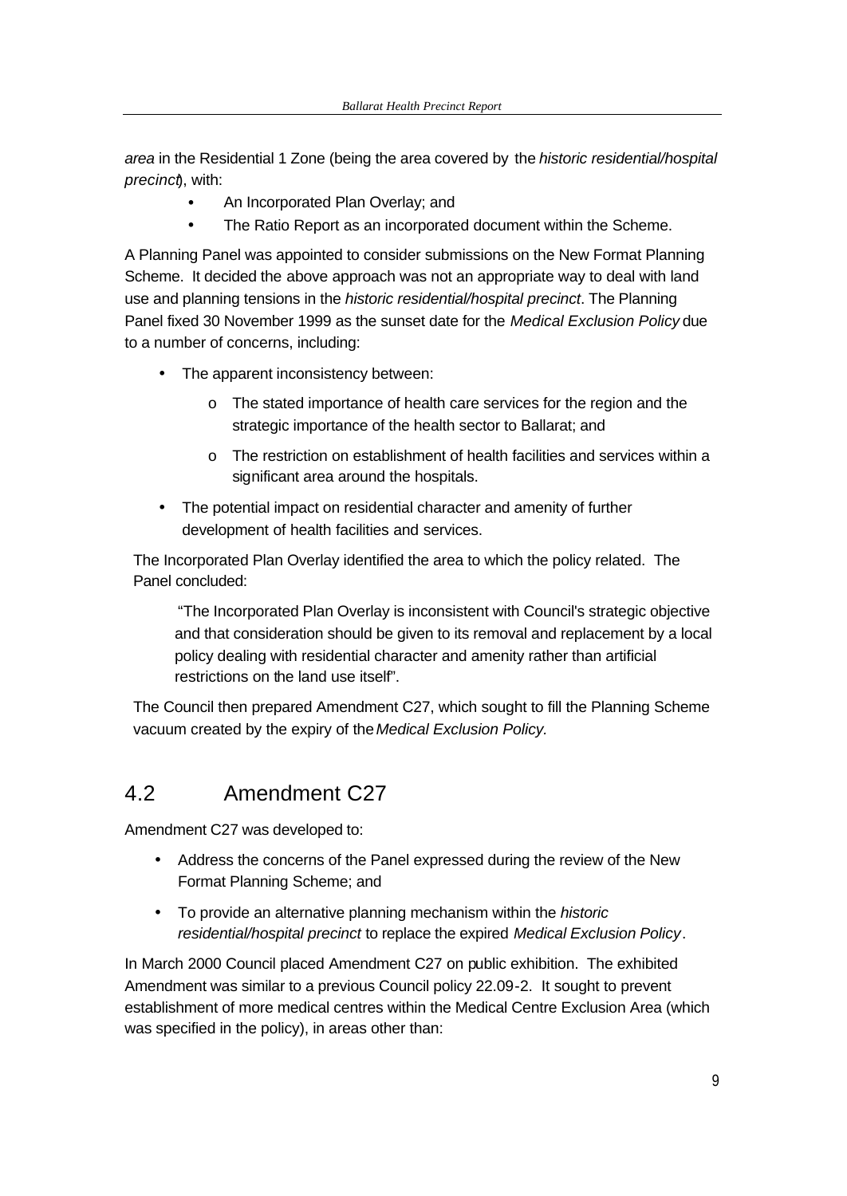*area* in the Residential 1 Zone (being the area covered by the *historic residential/hospital precinct*), with:

- An Incorporated Plan Overlay; and
- The Ratio Report as an incorporated document within the Scheme.

A Planning Panel was appointed to consider submissions on the New Format Planning Scheme. It decided the above approach was not an appropriate way to deal with land use and planning tensions in the *historic residential/hospital precinct*. The Planning Panel fixed 30 November 1999 as the sunset date for the *Medical Exclusion Policy* due to a number of concerns, including:

- The apparent inconsistency between:
    - The stated importance of health care services for the region and the strategic importance of the health sector to Ballarat; and
    - The restriction on establishment of health facilities and services within a significant area around the hospitals.
- The potential impact on residential character and amenity of further development of health facilities and services.

The Incorporated Plan Overlay identified the area to which the policy related. The Panel concluded:

> "The Incorporated Plan Overlay is inconsistent with Council's strategic objective and that consideration should be given to its removal and replacement by a local policy dealing with residential character and amenity rather than artificial restrictions on the land use itself".

The Council then prepared Amendment C27, which sought to fill the Planning Scheme vacuum created by the expiry of the *Medical Exclusion Policy.*

## 4.2 Amendment C27

Amendment C27 was developed to:

- Address the concerns of the Panel expressed during the review of the New Format Planning Scheme; and
- To provide an alternative planning mechanism within the *historic residential/hospital precinct* to replace the expired *Medical Exclusion Policy*.

In March 2000 Council placed Amendment C27 on public exhibition. The exhibited Amendment was similar to a previous Council policy 22.09-2. It sought to prevent establishment of more medical centres within the Medical Centre Exclusion Area (which was specified in the policy), in areas other than: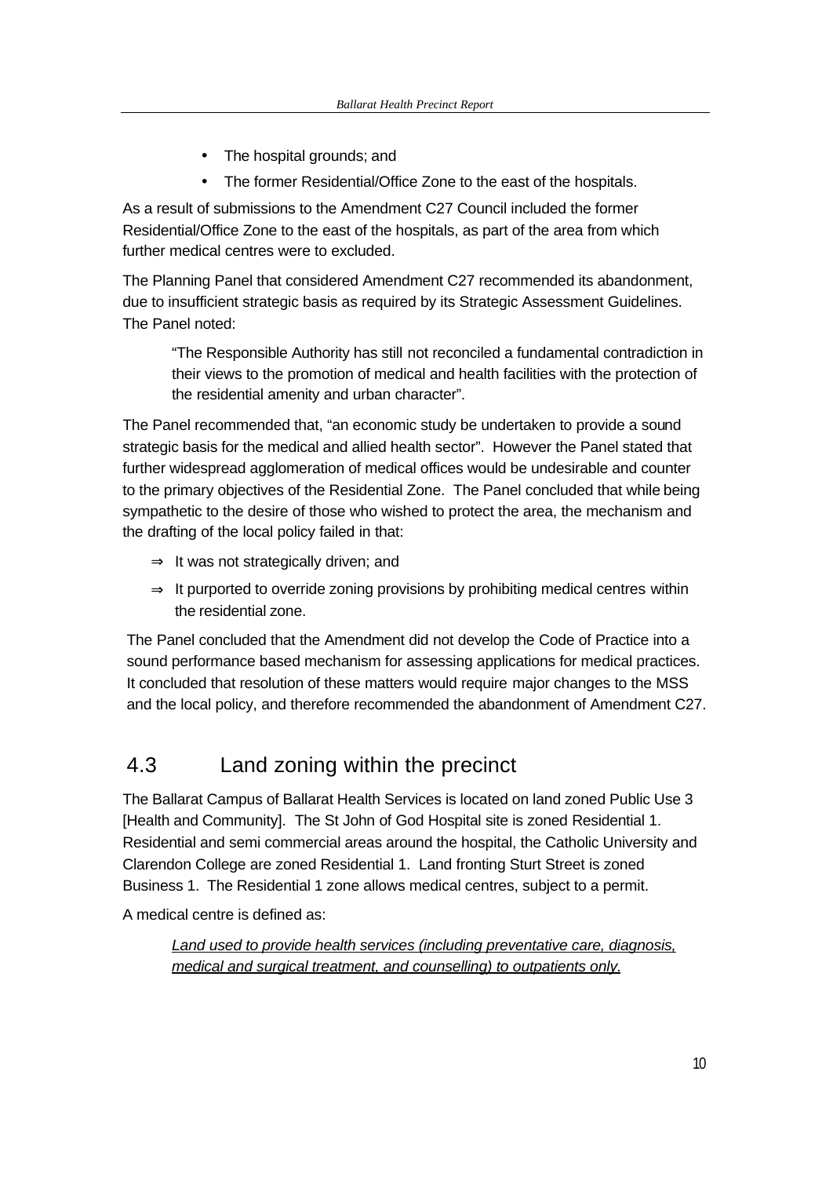- The hospital grounds; and
- The former Residential/Office Zone to the east of the hospitals.

As a result of submissions to the Amendment C27 Council included the former Residential/Office Zone to the east of the hospitals, as part of the area from which further medical centres were to excluded.

The Planning Panel that considered Amendment C27 recommended its abandonment, due to insufficient strategic basis as required by its Strategic Assessment Guidelines. The Panel noted:

> "The Responsible Authority has still not reconciled a fundamental contradiction in their views to the promotion of medical and health facilities with the protection of the residential amenity and urban character".

The Panel recommended that, "an economic study be undertaken to provide a sound strategic basis for the medical and allied health sector". However the Panel stated that further widespread agglomeration of medical offices would be undesirable and counter to the primary objectives of the Residential Zone. The Panel concluded that while being sympathetic to the desire of those who wished to protect the area, the mechanism and the drafting of the local policy failed in that:

- ⇒ It was not strategically driven; and
- ⇒ It purported to override zoning provisions by prohibiting medical centres within the residential zone.

The Panel concluded that the Amendment did not develop the Code of Practice into a sound performance based mechanism for assessing applications for medical practices. It concluded that resolution of these matters would require major changes to the MSS and the local policy, and therefore recommended the abandonment of Amendment C27.

## 4.3 Land zoning within the precinct

The Ballarat Campus of Ballarat Health Services is located on land zoned Public Use 3 [Health and Community]. The St John of God Hospital site is zoned Residential 1. Residential and semi commercial areas around the hospital, the Catholic University and Clarendon College are zoned Residential 1. Land fronting Sturt Street is zoned Business 1. The Residential 1 zone allows medical centres, subject to a permit.

A medical centre is defined as:

> *Land used to provide health services (including preventative care, diagnosis, medical and surgical treatment, and counselling) to outpatients only.*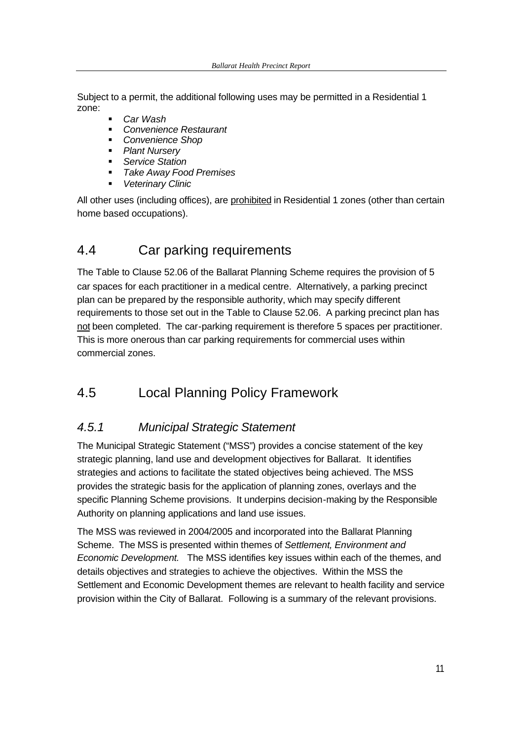Subject to a permit, the additional following uses may be permitted in a Residential 1 zone:

- *Car Wash*
- *Convenience Restaurant*
- *Convenience Shop*
- *Plant Nursery*
- *Service Station*
- *Take Away Food Premises*
- *Veterinary Clinic*

All other uses (including offices), are prohibited in Residential 1 zones (other than certain home based occupations).

## 4.4 Car parking requirements

The Table to Clause 52.06 of the Ballarat Planning Scheme requires the provision of 5 car spaces for each practitioner in a medical centre. Alternatively, a parking precinct plan can be prepared by the responsible authority, which may specify different requirements to those set out in the Table to Clause 52.06. A parking precinct plan has not been completed. The car-parking requirement is therefore 5 spaces per practitioner. This is more onerous than car parking requirements for commercial uses within commercial zones.

## 4.5 Local Planning Policy Framework

### *4.5.1 Municipal Strategic Statement*

The Municipal Strategic Statement ("MSS") provides a concise statement of the key strategic planning, land use and development objectives for Ballarat. It identifies strategies and actions to facilitate the stated objectives being achieved. The MSS provides the strategic basis for the application of planning zones, overlays and the specific Planning Scheme provisions. It underpins decision-making by the Responsible Authority on planning applications and land use issues.

The MSS was reviewed in 2004/2005 and incorporated into the Ballarat Planning Scheme. The MSS is presented within themes of *Settlement, Environment and Economic Development.* The MSS identifies key issues within each of the themes, and details objectives and strategies to achieve the objectives. Within the MSS the Settlement and Economic Development themes are relevant to health facility and service provision within the City of Ballarat. Following is a summary of the relevant provisions.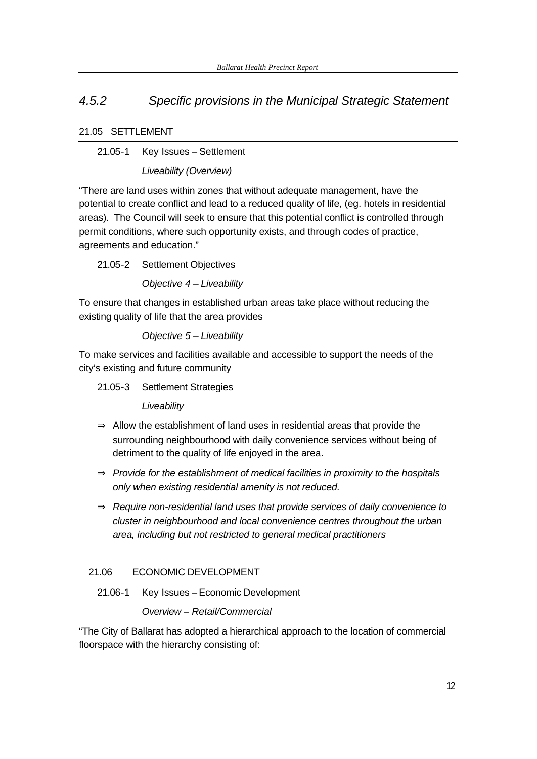## *4.5.2 Specific provisions in the Municipal Strategic Statement*

### 21.05 SETTLEMENT

21.05-1 Key Issues – Settlement

*Liveability (Overview)*

"There are land uses within zones that without adequate management, have the potential to create conflict and lead to a reduced quality of life, (eg. hotels in residential areas). The Council will seek to ensure that this potential conflict is controlled through permit conditions, where such opportunity exists, and through codes of practice, agreements and education."

21.05-2 Settlement Objectives

*Objective 4 – Liveability*

To ensure that changes in established urban areas take place without reducing the existing quality of life that the area provides

*Objective 5 – Liveability*

To make services and facilities available and accessible to support the needs of the city's existing and future community

21.05-3 Settlement Strategies

*Liveability*

⇒ Allow the establishment of land uses in residential areas that provide the surrounding neighbourhood with daily convenience services without being of detriment to the quality of life enjoyed in the area.

⇒ *Provide for the establishment of medical facilities in proximity to the hospitals only when existing residential amenity is not reduced.*

⇒ *Require non-residential land uses that provide services of daily convenience to cluster in neighbourhood and local convenience centres throughout the urban area, including but not restricted to general medical practitioners*

### 21.06 ECONOMIC DEVELOPMENT

21.06-1 Key Issues – Economic Development

*Overview – Retail/Commercial*

"The City of Ballarat has adopted a hierarchical approach to the location of commercial floorspace with the hierarchy consisting of: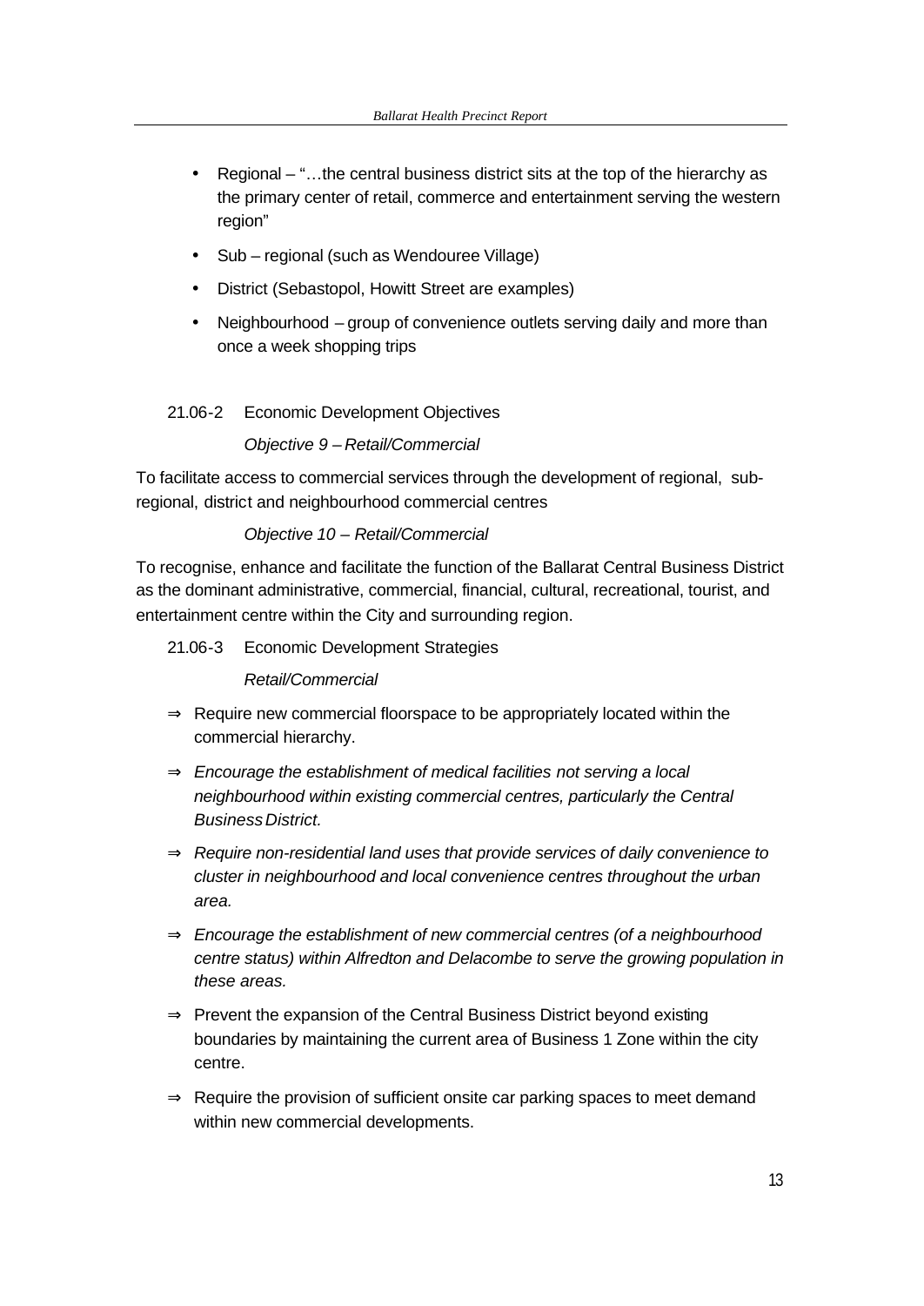- Regional – "…the central business district sits at the top of the hierarchy as the primary center of retail, commerce and entertainment serving the western region"
- Sub – regional (such as Wendouree Village)
- District (Sebastopol, Howitt Street are examples)
- Neighbourhood – group of convenience outlets serving daily and more than once a week shopping trips

21.06-2 Economic Development Objectives

*Objective 9 – Retail/Commercial*

To facilitate access to commercial services through the development of regional, sub-regional, district and neighbourhood commercial centres

*Objective 10 – Retail/Commercial*

To recognise, enhance and facilitate the function of the Ballarat Central Business District as the dominant administrative, commercial, financial, cultural, recreational, tourist, and entertainment centre within the City and surrounding region.

21.06-3 Economic Development Strategies

*Retail/Commercial*

⇒ Require new commercial floorspace to be appropriately located within the commercial hierarchy.

⇒ *Encourage the establishment of medical facilities not serving a local neighbourhood within existing commercial centres, particularly the Central Business District.*

⇒ *Require non-residential land uses that provide services of daily convenience to cluster in neighbourhood and local convenience centres throughout the urban area.*

⇒ *Encourage the establishment of new commercial centres (of a neighbourhood centre status) within Alfredton and Delacombe to serve the growing population in these areas.*

⇒ Prevent the expansion of the Central Business District beyond existing boundaries by maintaining the current area of Business 1 Zone within the city centre.

⇒ Require the provision of sufficient onsite car parking spaces to meet demand within new commercial developments.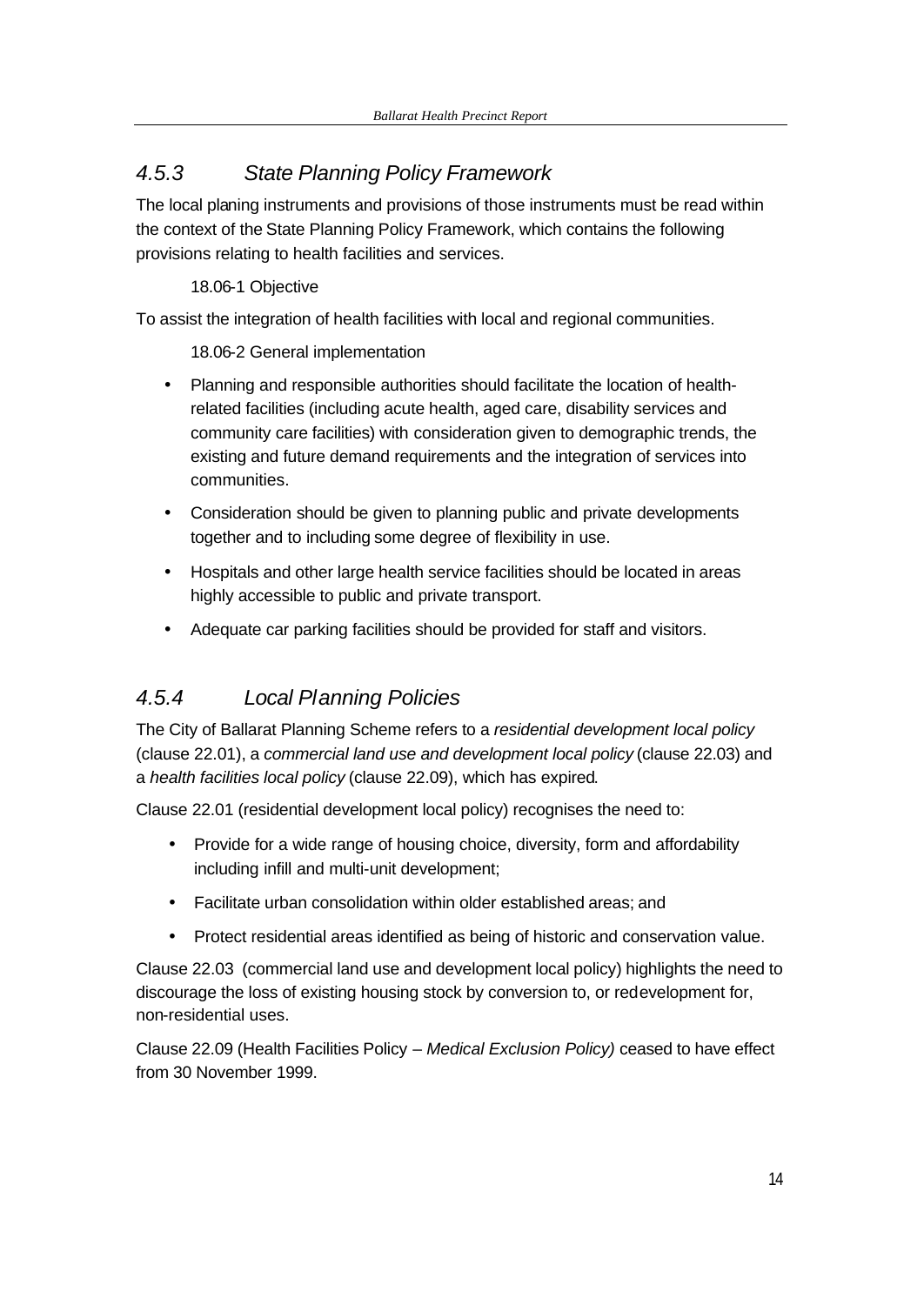### *4.5.3 State Planning Policy Framework*

The local planing instruments and provisions of those instruments must be read within the context of the State Planning Policy Framework, which contains the following provisions relating to health facilities and services.

18.06-1 Objective

To assist the integration of health facilities with local and regional communities.

18.06-2 General implementation

- Planning and responsible authorities should facilitate the location of health-related facilities (including acute health, aged care, disability services and community care facilities) with consideration given to demographic trends, the existing and future demand requirements and the integration of services into communities.
- Consideration should be given to planning public and private developments together and to including some degree of flexibility in use.
- Hospitals and other large health service facilities should be located in areas highly accessible to public and private transport.
- Adequate car parking facilities should be provided for staff and visitors.

### *4.5.4 Local Planning Policies*

The City of Ballarat Planning Scheme refers to a *residential development local policy* (clause 22.01), a *commercial land use and development local policy* (clause 22.03) and a *health facilities local policy* (clause 22.09), which has expired.

Clause 22.01 (residential development local policy) recognises the need to:

- Provide for a wide range of housing choice, diversity, form and affordability including infill and multi-unit development;
- Facilitate urban consolidation within older established areas; and
- Protect residential areas identified as being of historic and conservation value.

Clause 22.03 (commercial land use and development local policy) highlights the need to discourage the loss of existing housing stock by conversion to, or redevelopment for, non-residential uses.

Clause 22.09 (Health Facilities Policy – *Medical Exclusion Policy)* ceased to have effect from 30 November 1999.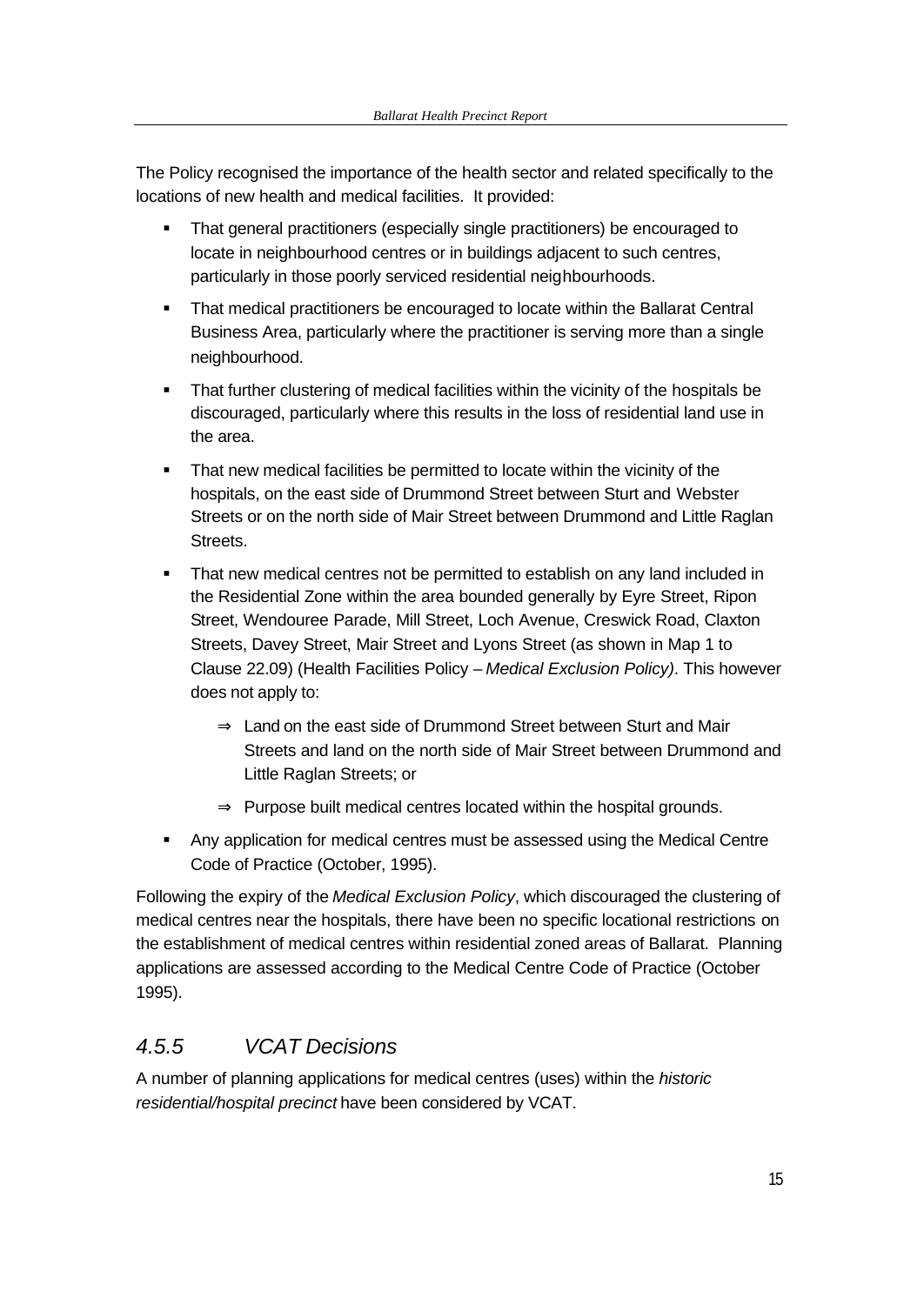The Policy recognised the importance of the health sector and related specifically to the locations of new health and medical facilities. It provided:

- That general practitioners (especially single practitioners) be encouraged to locate in neighbourhood centres or in buildings adjacent to such centres, particularly in those poorly serviced residential neighbourhoods.
- That medical practitioners be encouraged to locate within the Ballarat Central Business Area, particularly where the practitioner is serving more than a single neighbourhood.
- That further clustering of medical facilities within the vicinity of the hospitals be discouraged, particularly where this results in the loss of residential land use in the area.
- That new medical facilities be permitted to locate within the vicinity of the hospitals, on the east side of Drummond Street between Sturt and Webster Streets or on the north side of Mair Street between Drummond and Little Raglan Streets.
- That new medical centres not be permitted to establish on any land included in the Residential Zone within the area bounded generally by Eyre Street, Ripon Street, Wendouree Parade, Mill Street, Loch Avenue, Creswick Road, Claxton Streets, Davey Street, Mair Street and Lyons Street (as shown in Map 1 to Clause 22.09) (Health Facilities Policy – *Medical Exclusion Policy)*. This however does not apply to:
  - ⇒ Land on the east side of Drummond Street between Sturt and Mair Streets and land on the north side of Mair Street between Drummond and Little Raglan Streets; or
  - ⇒ Purpose built medical centres located within the hospital grounds.
- Any application for medical centres must be assessed using the Medical Centre Code of Practice (October, 1995).

Following the expiry of the *Medical Exclusion Policy*, which discouraged the clustering of medical centres near the hospitals, there have been no specific locational restrictions on the establishment of medical centres within residential zoned areas of Ballarat. Planning applications are assessed according to the Medical Centre Code of Practice (October 1995).

### *4.5.5 VCAT Decisions*

A number of planning applications for medical centres (uses) within the *historic residential/hospital precinct* have been considered by VCAT.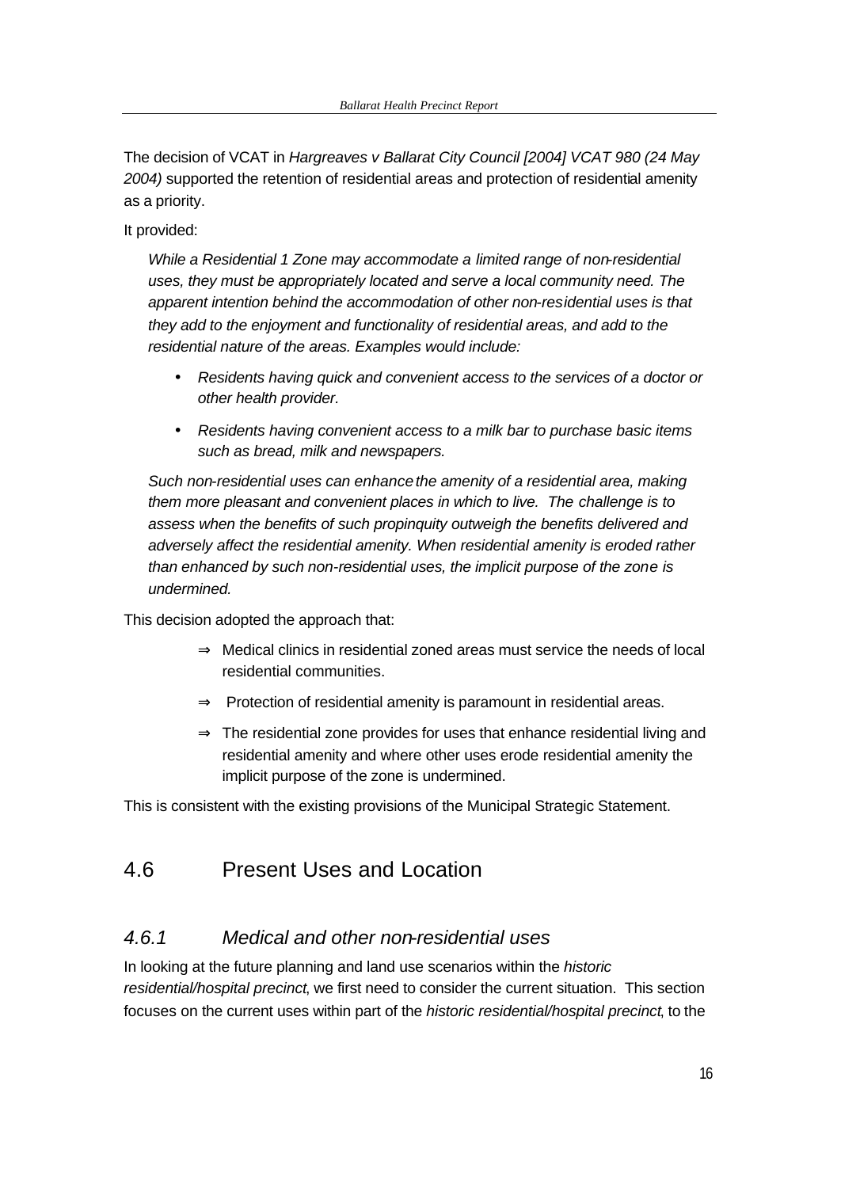The decision of VCAT in *Hargreaves v Ballarat City Council [2004] VCAT 980 (24 May 2004)* supported the retention of residential areas and protection of residential amenity as a priority.

It provided:

> *While a Residential 1 Zone may accommodate a limited range of non-residential uses, they must be appropriately located and serve a local community need. The apparent intention behind the accommodation of other non-residential uses is that they add to the enjoyment and functionality of residential areas, and add to the residential nature of the areas. Examples would include:*
>
> - *Residents having quick and convenient access to the services of a doctor or other health provider.*
> - *Residents having convenient access to a milk bar to purchase basic items such as bread, milk and newspapers.*
>
> *Such non-residential uses can enhance the amenity of a residential area, making them more pleasant and convenient places in which to live. The challenge is to assess when the benefits of such propinquity outweigh the benefits delivered and adversely affect the residential amenity. When residential amenity is eroded rather than enhanced by such non-residential uses, the implicit purpose of the zone is undermined.*

This decision adopted the approach that:

- ⇒ Medical clinics in residential zoned areas must service the needs of local residential communities.
- ⇒ Protection of residential amenity is paramount in residential areas.
- ⇒ The residential zone provides for uses that enhance residential living and residential amenity and where other uses erode residential amenity the implicit purpose of the zone is undermined.

This is consistent with the existing provisions of the Municipal Strategic Statement.

## 4.6 Present Uses and Location

### *4.6.1 Medical and other non-residential uses*

In looking at the future planning and land use scenarios within the *historic residential/hospital precinct*, we first need to consider the current situation. This section focuses on the current uses within part of the *historic residential/hospital precinct*, to the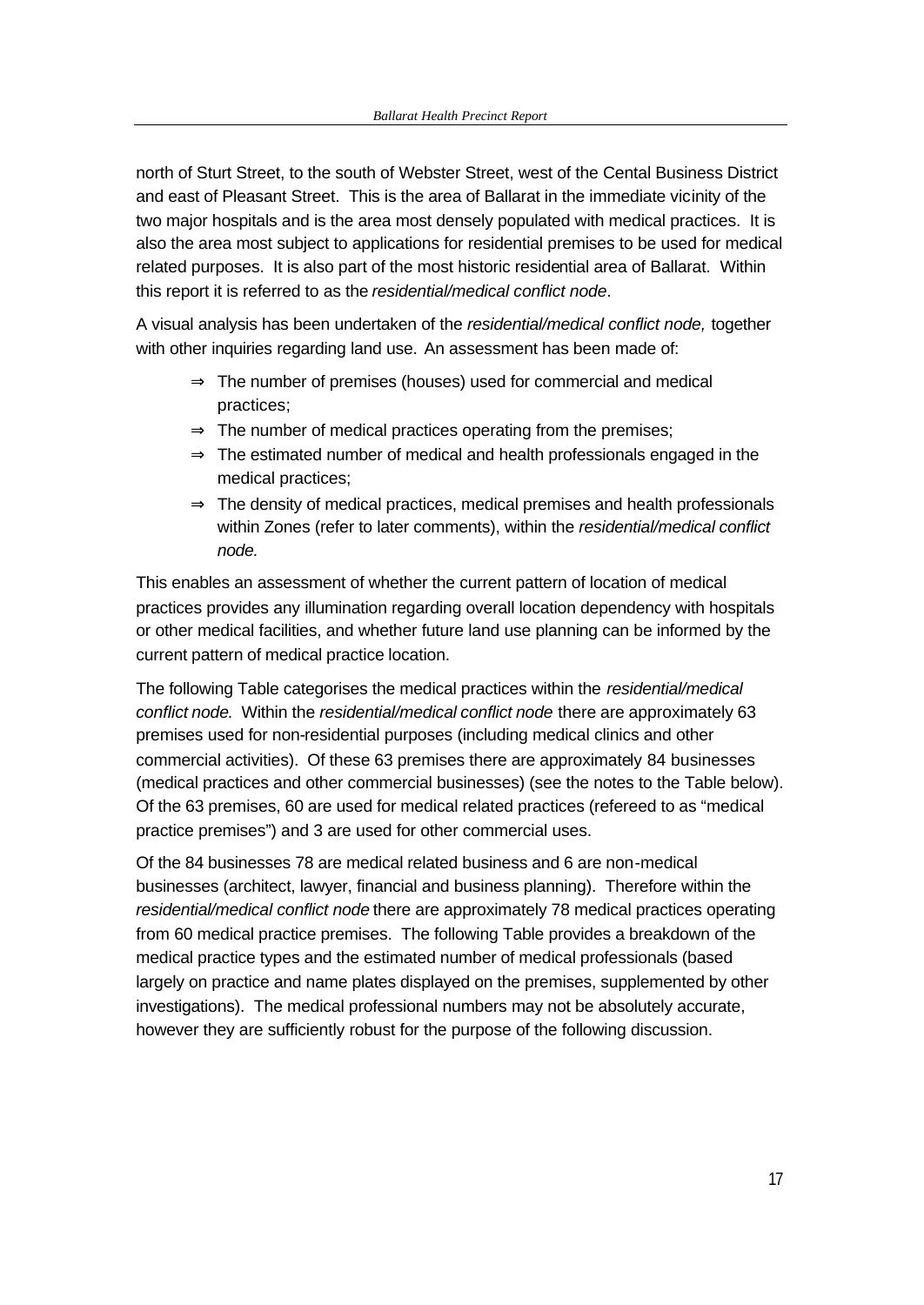north of Sturt Street, to the south of Webster Street, west of the Cental Business District and east of Pleasant Street. This is the area of Ballarat in the immediate vicinity of the two major hospitals and is the area most densely populated with medical practices. It is also the area most subject to applications for residential premises to be used for medical related purposes. It is also part of the most historic residential area of Ballarat. Within this report it is referred to as the *residential/medical conflict node*.

A visual analysis has been undertaken of the *residential/medical conflict node,* together with other inquiries regarding land use. An assessment has been made of:

- ⇒ The number of premises (houses) used for commercial and medical practices;
- ⇒ The number of medical practices operating from the premises;
- ⇒ The estimated number of medical and health professionals engaged in the medical practices;
- ⇒ The density of medical practices, medical premises and health professionals within Zones (refer to later comments), within the *residential/medical conflict node.*

This enables an assessment of whether the current pattern of location of medical practices provides any illumination regarding overall location dependency with hospitals or other medical facilities, and whether future land use planning can be informed by the current pattern of medical practice location.

The following Table categorises the medical practices within the *residential/medical conflict node.* Within the *residential/medical conflict node* there are approximately 63 premises used for non-residential purposes (including medical clinics and other commercial activities). Of these 63 premises there are approximately 84 businesses (medical practices and other commercial businesses) (see the notes to the Table below). Of the 63 premises, 60 are used for medical related practices (refereed to as "medical practice premises") and 3 are used for other commercial uses.

Of the 84 businesses 78 are medical related business and 6 are non-medical businesses (architect, lawyer, financial and business planning). Therefore within the *residential/medical conflict node* there are approximately 78 medical practices operating from 60 medical practice premises. The following Table provides a breakdown of the medical practice types and the estimated number of medical professionals (based largely on practice and name plates displayed on the premises, supplemented by other investigations). The medical professional numbers may not be absolutely accurate, however they are sufficiently robust for the purpose of the following discussion.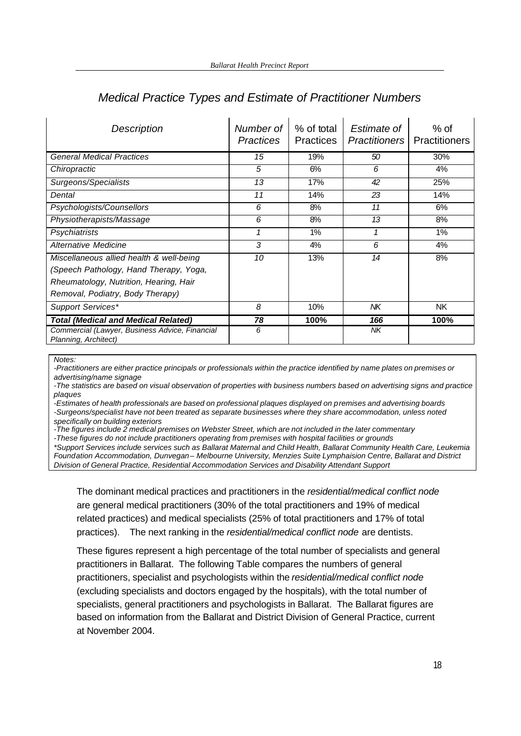## *Medical Practice Types and Estimate of Practitioner Numbers*

| *Description* | *Number of Practices* | % of total Practices | *Estimate of Practitioners* | % of Practitioners |
|---|---|---|---|---|
| *General Medical Practices* | *15* | 19% | *50* | 30% |
| *Chiropractic* | *5* | 6% | *6* | 4% |
| *Surgeons/Specialists* | *13* | 17% | *42* | 25% |
| *Dental* | *11* | 14% | *23* | 14% |
| *Psychologists/Counsellors* | *6* | 8% | *11* | 6% |
| *Physiotherapists/Massage* | *6* | 8% | *13* | 8% |
| *Psychiatrists* | *1* | 1% | *1* | 1% |
| *Alternative Medicine* | *3* | 4% | *6* | 4% |
| *Miscellaneous allied health & well-being (Speech Pathology, Hand Therapy, Yoga, Rheumatology, Nutrition, Hearing, Hair Removal, Podiatry, Body Therapy)* | *10* | 13% | *14* | 8% |
| *Support Services** | *8* | 10% | *NK* | NK |
| ***Total (Medical and Medical Related)*** | ***78*** | **100%** | ***166*** | **100%** |
| *Commercial (Lawyer, Business Advice, Financial Planning, Architect)* | *6* | | *NK* | |

*Notes:*
*-Practitioners are either practice principals or professionals within the practice identified by name plates on premises or advertising/name signage*
*-The statistics are based on visual observation of properties with business numbers based on advertising signs and practice plaques*
*-Estimates of health professionals are based on professional plaques displayed on premises and advertising boards*
*-Surgeons/specialist have not been treated as separate businesses where they share accommodation, unless noted specifically on building exteriors*
*-The figures include 2 medical premises on Webster Street, which are not included in the later commentary*
*-These figures do not include practitioners operating from premises with hospital facilities or grounds*
**Support Services include services such as Ballarat Maternal and Child Health, Ballarat Community Health Care, Leukemia Foundation Accommodation, Dunvegan – Melbourne University, Menzies Suite Lymphaision Centre, Ballarat and District Division of General Practice, Residential Accommodation Services and Disability Attendant Support*

The dominant medical practices and practitioners in the *residential/medical conflict node* are general medical practitioners (30% of the total practitioners and 19% of medical related practices) and medical specialists (25% of total practitioners and 17% of total practices). The next ranking in the *residential/medical conflict node* are dentists.

These figures represent a high percentage of the total number of specialists and general practitioners in Ballarat. The following Table compares the numbers of general practitioners, specialist and psychologists within the *residential/medical conflict node* (excluding specialists and doctors engaged by the hospitals), with the total number of specialists, general practitioners and psychologists in Ballarat. The Ballarat figures are based on information from the Ballarat and District Division of General Practice, current at November 2004.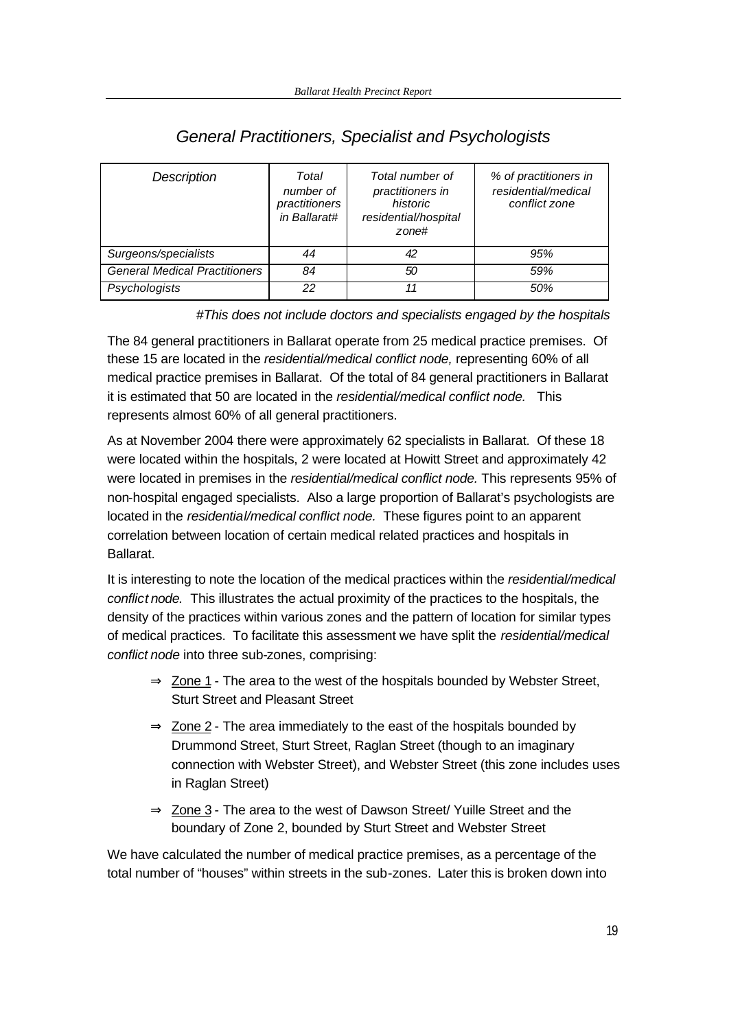## *General Practitioners, Specialist and Psychologists*

| *Description* | *Total number of practitioners in Ballarat#* | *Total number of practitioners in historic residential/hospital zone#* | *% of practitioners in residential/medical conflict zone* |
|---|---|---|---|
| *Surgeons/specialists* | *44* | *42* | *95%* |
| *General Medical Practitioners* | *84* | *50* | *59%* |
| *Psychologists* | *22* | *11* | *50%* |

*#This does not include doctors and specialists engaged by the hospitals*

The 84 general practitioners in Ballarat operate from 25 medical practice premises. Of these 15 are located in the *residential/medical conflict node,* representing 60% of all medical practice premises in Ballarat. Of the total of 84 general practitioners in Ballarat it is estimated that 50 are located in the *residential/medical conflict node.* This represents almost 60% of all general practitioners.

As at November 2004 there were approximately 62 specialists in Ballarat. Of these 18 were located within the hospitals, 2 were located at Howitt Street and approximately 42 were located in premises in the *residential/medical conflict node.* This represents 95% of non-hospital engaged specialists. Also a large proportion of Ballarat's psychologists are located in the *residential/medical conflict node.* These figures point to an apparent correlation between location of certain medical related practices and hospitals in Ballarat.

It is interesting to note the location of the medical practices within the *residential/medical conflict node.* This illustrates the actual proximity of the practices to the hospitals, the density of the practices within various zones and the pattern of location for similar types of medical practices. To facilitate this assessment we have split the *residential/medical conflict node* into three sub-zones, comprising:

- ⇒ Zone 1 - The area to the west of the hospitals bounded by Webster Street, Sturt Street and Pleasant Street
- ⇒ Zone 2 - The area immediately to the east of the hospitals bounded by Drummond Street, Sturt Street, Raglan Street (though to an imaginary connection with Webster Street), and Webster Street (this zone includes uses in Raglan Street)
- ⇒ Zone 3 - The area to the west of Dawson Street/ Yuille Street and the boundary of Zone 2, bounded by Sturt Street and Webster Street

We have calculated the number of medical practice premises, as a percentage of the total number of "houses" within streets in the sub-zones. Later this is broken down into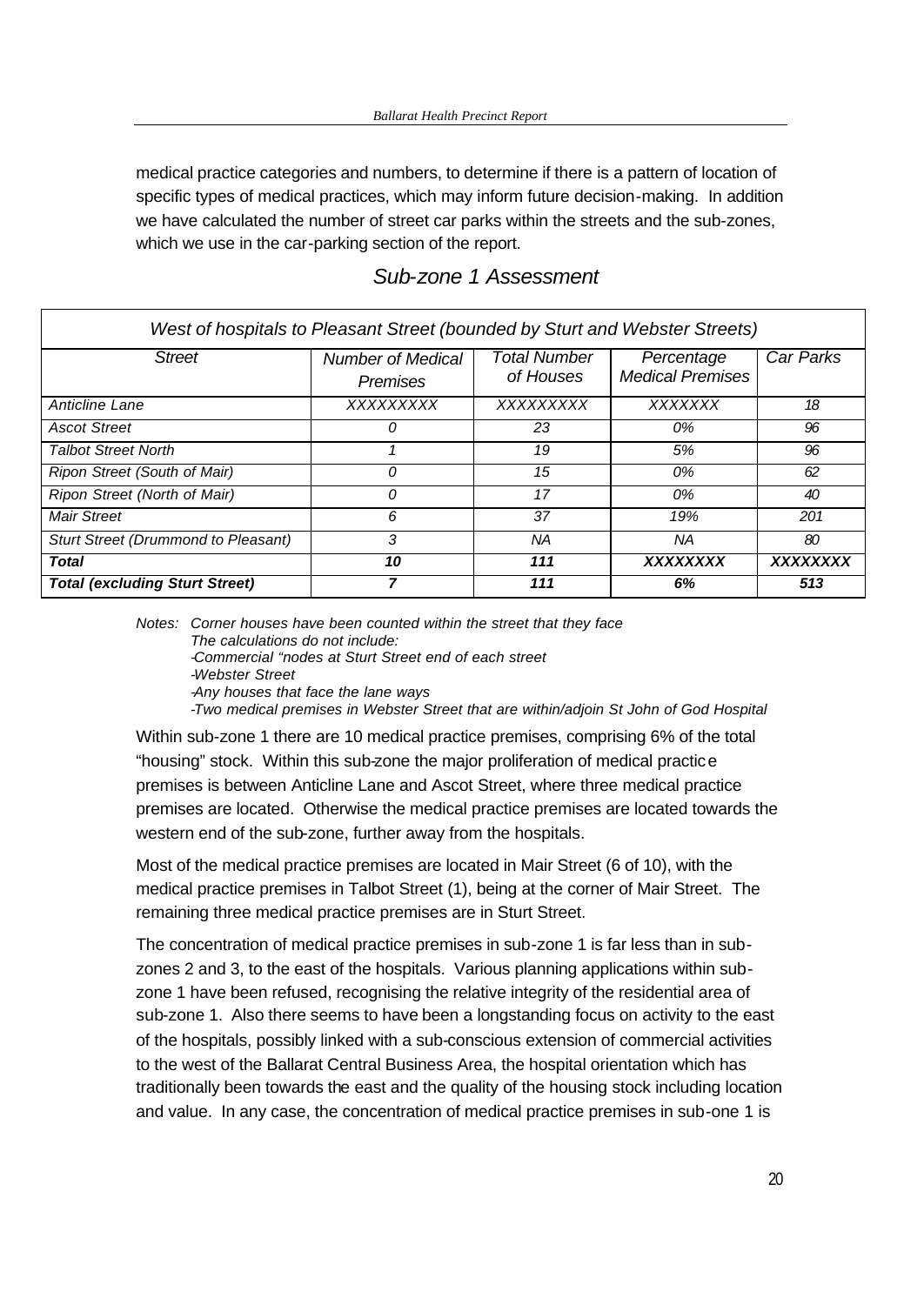medical practice categories and numbers, to determine if there is a pattern of location of specific types of medical practices, which may inform future decision-making. In addition we have calculated the number of street car parks within the streets and the sub-zones, which we use in the car-parking section of the report.

## *Sub-zone 1 Assessment*

| *West of hospitals to Pleasant Street (bounded by Sturt and Webster Streets)* | | | | |
|---|---|---|---|---|
| *Street* | *Number of Medical Premises* | *Total Number of Houses* | *Percentage Medical Premises* | *Car Parks* |
| *Anticline Lane* | *XXXXXXXXX* | *XXXXXXXXX* | *XXXXXXX* | *18* |
| *Ascot Street* | *0* | *23* | *0%* | *96* |
| *Talbot Street North* | *1* | *19* | *5%* | *96* |
| *Ripon Street (South of Mair)* | *0* | *15* | *0%* | *62* |
| *Ripon Street (North of Mair)* | *0* | *17* | *0%* | *40* |
| *Mair Street* | *6* | *37* | *19%* | *201* |
| *Sturt Street (Drummond to Pleasant)* | *3* | *NA* | *NA* | *80* |
| ***Total*** | ***10*** | ***111*** | ***XXXXXXXX*** | ***XXXXXXXX*** |
| ***Total (excluding Sturt Street)*** | ***7*** | ***111*** | ***6%*** | ***513*** |

*Notes: Corner houses have been counted within the street that they face*
*The calculations do not include:*
*-Commercial "nodes at Sturt Street end of each street*
*-Webster Street*
*-Any houses that face the lane ways*
*-Two medical premises in Webster Street that are within/adjoin St John of God Hospital*

Within sub-zone 1 there are 10 medical practice premises, comprising 6% of the total "housing" stock. Within this sub-zone the major proliferation of medical practice premises is between Anticline Lane and Ascot Street, where three medical practice premises are located. Otherwise the medical practice premises are located towards the western end of the sub-zone, further away from the hospitals.

Most of the medical practice premises are located in Mair Street (6 of 10), with the medical practice premises in Talbot Street (1), being at the corner of Mair Street. The remaining three medical practice premises are in Sturt Street.

The concentration of medical practice premises in sub-zone 1 is far less than in sub-zones 2 and 3, to the east of the hospitals. Various planning applications within sub-zone 1 have been refused, recognising the relative integrity of the residential area of sub-zone 1. Also there seems to have been a longstanding focus on activity to the east of the hospitals, possibly linked with a sub-conscious extension of commercial activities to the west of the Ballarat Central Business Area, the hospital orientation which has traditionally been towards the east and the quality of the housing stock including location and value. In any case, the concentration of medical practice premises in sub-one 1 is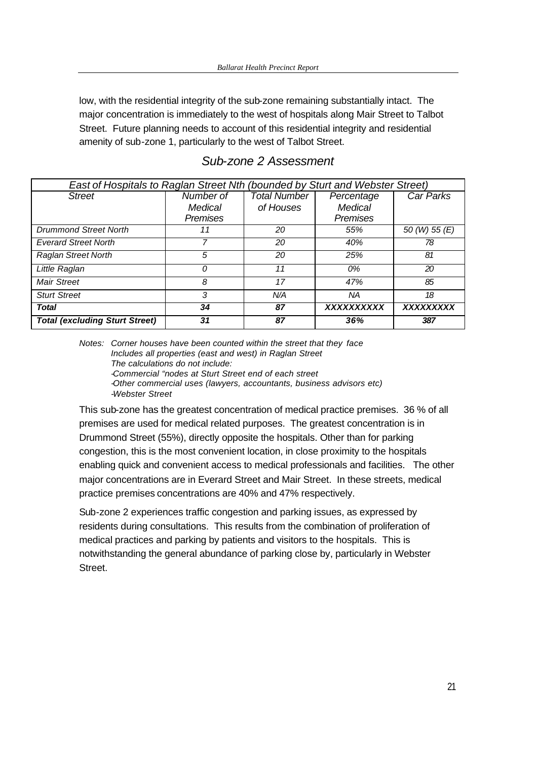low, with the residential integrity of the sub-zone remaining substantially intact. The major concentration is immediately to the west of hospitals along Mair Street to Talbot Street. Future planning needs to account of this residential integrity and residential amenity of sub-zone 1, particularly to the west of Talbot Street.

## *Sub-zone 2 Assessment*

| *East of Hospitals to Raglan Street Nth (bounded by Sturt and Webster Street)* | | | | |
|---|---|---|---|---|
| *Street* | *Number of Medical Premises* | *Total Number of Houses* | *Percentage Medical Premises* | *Car Parks* |
| *Drummond Street North* | *11* | *20* | *55%* | *50 (W) 55 (E)* |
| *Everard Street North* | *7* | *20* | *40%* | *78* |
| *Raglan Street North* | *5* | *20* | *25%* | *81* |
| *Little Raglan* | *0* | *11* | *0%* | *20* |
| *Mair Street* | *8* | *17* | *47%* | *85* |
| *Sturt Street* | *3* | *N/A* | *NA* | *18* |
| ***Total*** | ***34*** | ***87*** | ***XXXXXXXXXX*** | ***XXXXXXXXX*** |
| ***Total (excluding Sturt Street)*** | ***31*** | ***87*** | ***36%*** | ***387*** |

*Notes: Corner houses have been counted within the street that they face*
*Includes all properties (east and west) in Raglan Street*
*The calculations do not include:*
*-Commercial "nodes at Sturt Street end of each street*
*-Other commercial uses (lawyers, accountants, business advisors etc)*
*-Webster Street*

This sub-zone has the greatest concentration of medical practice premises. 36 % of all premises are used for medical related purposes. The greatest concentration is in Drummond Street (55%), directly opposite the hospitals. Other than for parking congestion, this is the most convenient location, in close proximity to the hospitals enabling quick and convenient access to medical professionals and facilities. The other major concentrations are in Everard Street and Mair Street. In these streets, medical practice premises concentrations are 40% and 47% respectively.

Sub-zone 2 experiences traffic congestion and parking issues, as expressed by residents during consultations. This results from the combination of proliferation of medical practices and parking by patients and visitors to the hospitals. This is notwithstanding the general abundance of parking close by, particularly in Webster Street.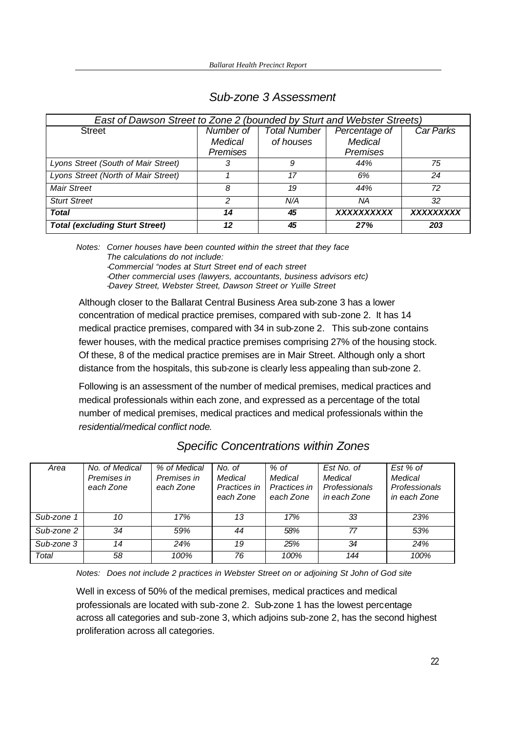## Sub-zone 3 Assessment

| East of Dawson Street to Zone 2 (bounded by Sturt and Webster Streets) | | | | |
|---|---|---|---|---|
| Street | Number of Medical Premises | Total Number of houses | Percentage of Medical Premises | Car Parks |
| *Lyons Street (South of Mair Street)* | *3* | *9* | *44%* | *75* |
| *Lyons Street (North of Mair Street)* | *1* | *17* | *6%* | *24* |
| *Mair Street* | *8* | *19* | *44%* | *72* |
| *Sturt Street* | *2* | *N/A* | *NA* | *32* |
| ***Total*** | ***14*** | ***45*** | ***XXXXXXXXXX*** | ***XXXXXXXXX*** |
| ***Total (excluding Sturt Street)*** | ***12*** | ***45*** | ***27%*** | ***203*** |

*Notes: Corner houses have been counted within the street that they face*
*The calculations do not include:*
*-Commercial "nodes at Sturt Street end of each street*
*-Other commercial uses (lawyers, accountants, business advisors etc)*
*-Davey Street, Webster Street, Dawson Street or Yuille Street*

Although closer to the Ballarat Central Business Area sub-zone 3 has a lower concentration of medical practice premises, compared with sub-zone 2. It has 14 medical practice premises, compared with 34 in sub-zone 2. This sub-zone contains fewer houses, with the medical practice premises comprising 27% of the housing stock. Of these, 8 of the medical practice premises are in Mair Street. Although only a short distance from the hospitals, this sub-zone is clearly less appealing than sub-zone 2.

Following is an assessment of the number of medical premises, medical practices and medical professionals within each zone, and expressed as a percentage of the total number of medical premises, medical practices and medical professionals within the *residential/medical conflict node*.

## Specific Concentrations within Zones

| *Area* | *No. of Medical Premises in each Zone* | *% of Medical Premises in each Zone* | *No. of Medical Practices in each Zone* | *% of Medical Practices in each Zone* | *Est No. of Medical Professionals in each Zone* | *Est % of Medical Professionals in each Zone* |
|---|---|---|---|---|---|---|
| *Sub-zone 1* | *10* | *17%* | *13* | *17%* | *33* | *23%* |
| *Sub-zone 2* | *34* | *59%* | *44* | *58%* | *77* | *53%* |
| *Sub-zone 3* | *14* | *24%* | *19* | *25%* | *34* | *24%* |
| *Total* | *58* | *100%* | *76* | *100%* | *144* | *100%* |

*Notes: Does not include 2 practices in Webster Street on or adjoining St John of God site*

Well in excess of 50% of the medical premises, medical practices and medical professionals are located with sub-zone 2. Sub-zone 1 has the lowest percentage across all categories and sub-zone 3, which adjoins sub-zone 2, has the second highest proliferation across all categories.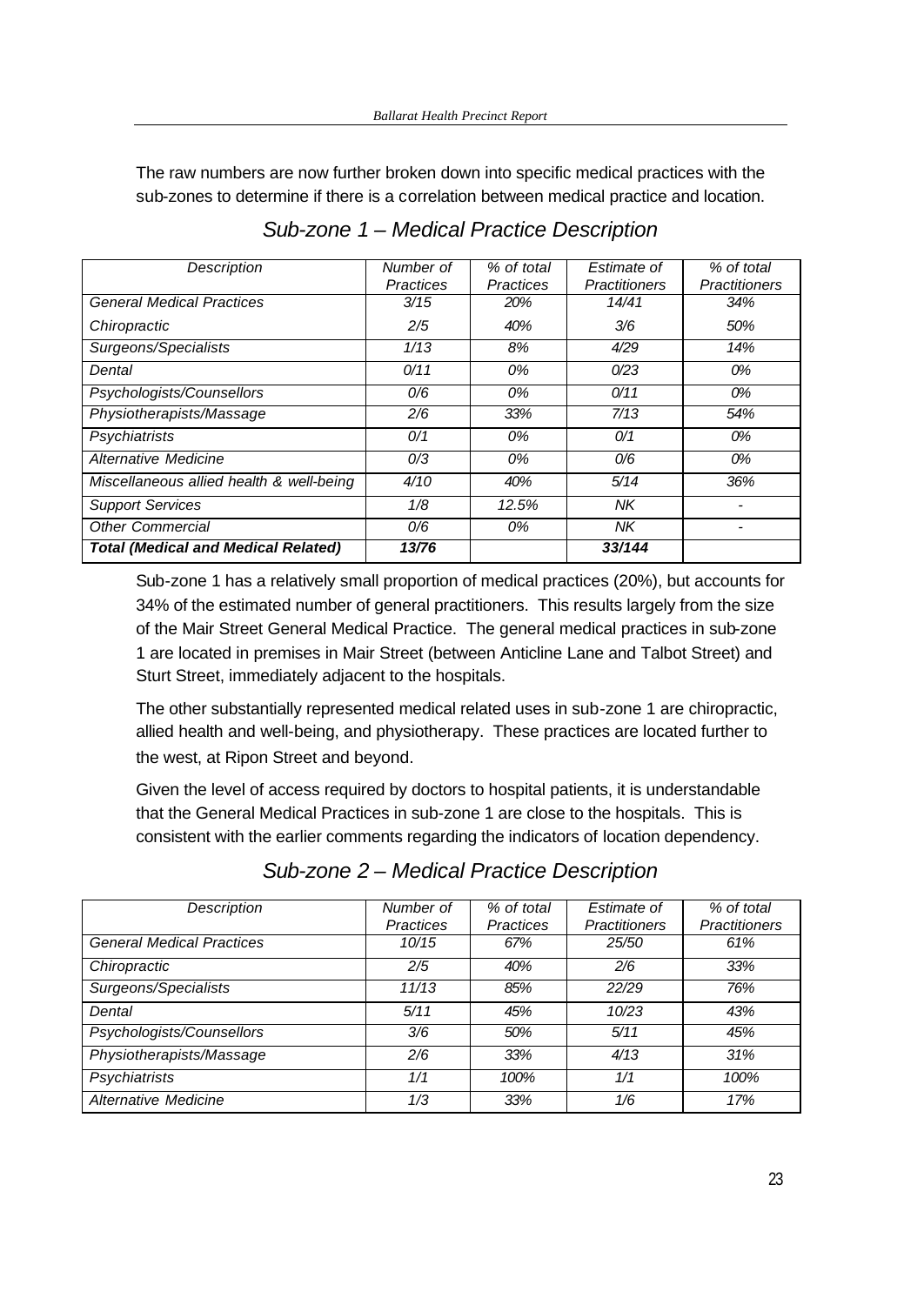The raw numbers are now further broken down into specific medical practices with the sub-zones to determine if there is a correlation between medical practice and location.

## *Sub-zone 1 – Medical Practice Description*

| *Description* | *Number of Practices* | *% of total Practices* | *Estimate of Practitioners* | *% of total Practitioners* |
|---|---|---|---|---|
| *General Medical Practices* | *3/15* | *20%* | *14/41* | *34%* |
| *Chiropractic* | *2/5* | *40%* | *3/6* | *50%* |
| *Surgeons/Specialists* | *1/13* | *8%* | *4/29* | *14%* |
| *Dental* | *0/11* | *0%* | *0/23* | *0%* |
| *Psychologists/Counsellors* | *0/6* | *0%* | *0/11* | *0%* |
| *Physiotherapists/Massage* | *2/6* | *33%* | *7/13* | *54%* |
| *Psychiatrists* | *0/1* | *0%* | *0/1* | *0%* |
| *Alternative Medicine* | *0/3* | *0%* | *0/6* | *0%* |
| *Miscellaneous allied health & well-being* | *4/10* | *40%* | *5/14* | *36%* |
| *Support Services* | *1/8* | *12.5%* | *NK* | *-* |
| *Other Commercial* | *0/6* | *0%* | *NK* | *-* |
| ***Total (Medical and Medical Related)*** | ***13/76*** | | ***33/144*** | |

Sub-zone 1 has a relatively small proportion of medical practices (20%), but accounts for 34% of the estimated number of general practitioners. This results largely from the size of the Mair Street General Medical Practice. The general medical practices in sub-zone 1 are located in premises in Mair Street (between Anticline Lane and Talbot Street) and Sturt Street, immediately adjacent to the hospitals.

The other substantially represented medical related uses in sub-zone 1 are chiropractic, allied health and well-being, and physiotherapy. These practices are located further to the west, at Ripon Street and beyond.

Given the level of access required by doctors to hospital patients, it is understandable that the General Medical Practices in sub-zone 1 are close to the hospitals. This is consistent with the earlier comments regarding the indicators of location dependency.

## *Sub-zone 2 – Medical Practice Description*

| *Description* | *Number of Practices* | *% of total Practices* | *Estimate of Practitioners* | *% of total Practitioners* |
|---|---|---|---|---|
| *General Medical Practices* | *10/15* | *67%* | *25/50* | *61%* |
| *Chiropractic* | *2/5* | *40%* | *2/6* | *33%* |
| *Surgeons/Specialists* | *11/13* | *85%* | *22/29* | *76%* |
| *Dental* | *5/11* | *45%* | *10/23* | *43%* |
| *Psychologists/Counsellors* | *3/6* | *50%* | *5/11* | *45%* |
| *Physiotherapists/Massage* | *2/6* | *33%* | *4/13* | *31%* |
| *Psychiatrists* | *1/1* | *100%* | *1/1* | *100%* |
| *Alternative Medicine* | *1/3* | *33%* | *1/6* | *17%* |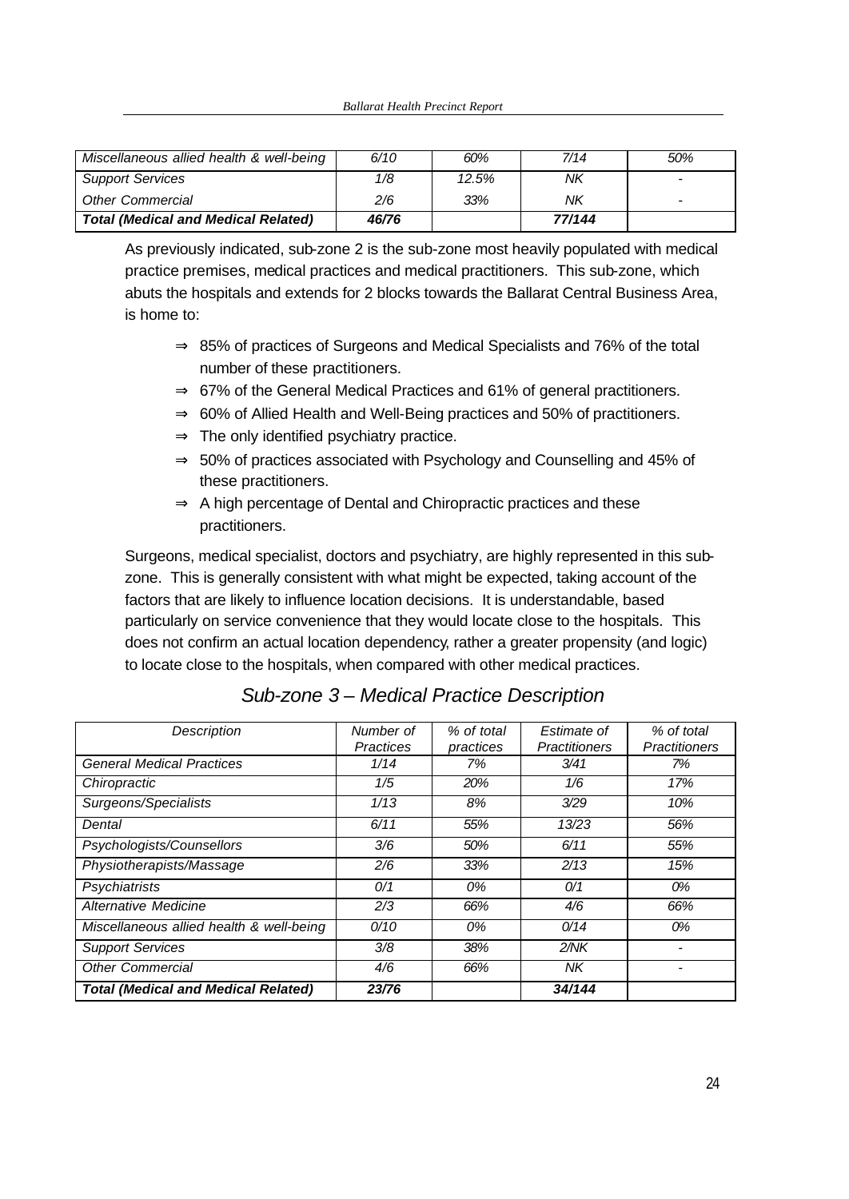| Miscellaneous allied health & well-being | 6/10 | 60% | 7/14 | 50% |
|---|---|---|---|---|
| Support Services | 1/8 | 12.5% | NK | - |
| Other Commercial | 2/6 | 33% | NK | - |
| **Total (Medical and Medical Related)** | **46/76** | | **77/144** | |

As previously indicated, sub-zone 2 is the sub-zone most heavily populated with medical practice premises, medical practices and medical practitioners. This sub-zone, which abuts the hospitals and extends for 2 blocks towards the Ballarat Central Business Area, is home to:

- ⇒ 85% of practices of Surgeons and Medical Specialists and 76% of the total number of these practitioners.
- ⇒ 67% of the General Medical Practices and 61% of general practitioners.
- ⇒ 60% of Allied Health and Well-Being practices and 50% of practitioners.
- ⇒ The only identified psychiatry practice.
- ⇒ 50% of practices associated with Psychology and Counselling and 45% of these practitioners.
- ⇒ A high percentage of Dental and Chiropractic practices and these practitioners.

Surgeons, medical specialist, doctors and psychiatry, are highly represented in this sub-zone. This is generally consistent with what might be expected, taking account of the factors that are likely to influence location decisions. It is understandable, based particularly on service convenience that they would locate close to the hospitals. This does not confirm an actual location dependency, rather a greater propensity (and logic) to locate close to the hospitals, when compared with other medical practices.

## Sub-zone 3 – Medical Practice Description

| Description | Number of Practices | % of total practices | Estimate of Practitioners | % of total Practitioners |
|---|---|---|---|---|
| General Medical Practices | 1/14 | 7% | 3/41 | 7% |
| Chiropractic | 1/5 | 20% | 1/6 | 17% |
| Surgeons/Specialists | 1/13 | 8% | 3/29 | 10% |
| Dental | 6/11 | 55% | 13/23 | 56% |
| Psychologists/Counsellors | 3/6 | 50% | 6/11 | 55% |
| Physiotherapists/Massage | 2/6 | 33% | 2/13 | 15% |
| Psychiatrists | 0/1 | 0% | 0/1 | 0% |
| Alternative Medicine | 2/3 | 66% | 4/6 | 66% |
| Miscellaneous allied health & well-being | 0/10 | 0% | 0/14 | 0% |
| Support Services | 3/8 | 38% | 2/NK | - |
| Other Commercial | 4/6 | 66% | NK | - |
| **Total (Medical and Medical Related)** | **23/76** | | **34/144** | |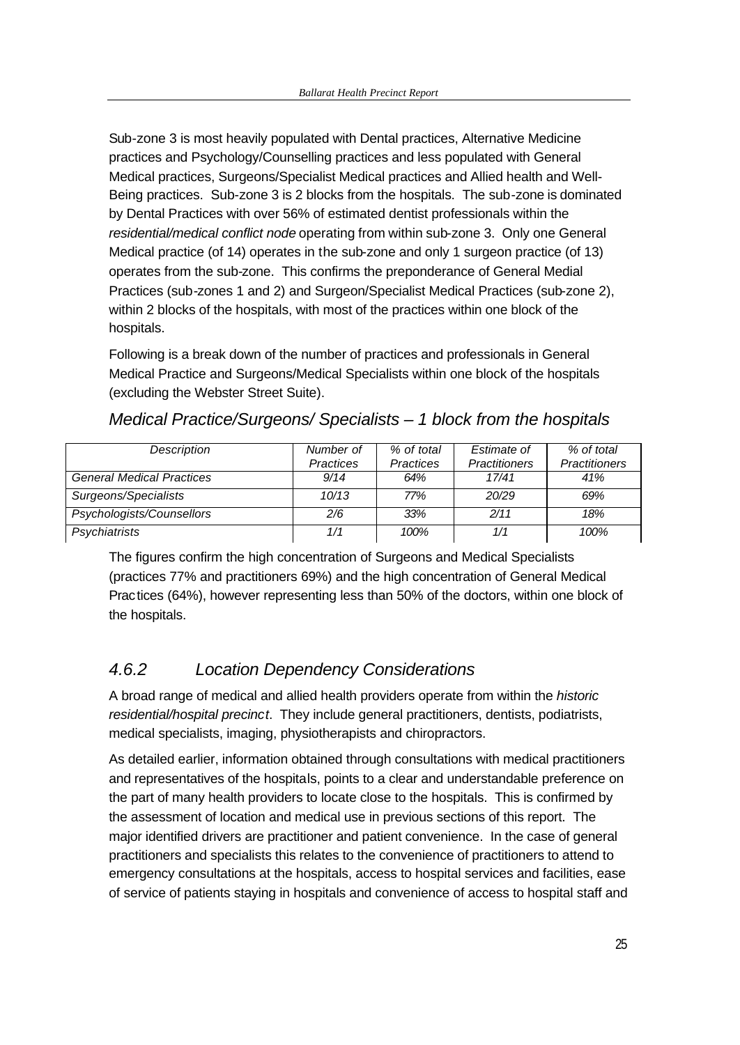Sub-zone 3 is most heavily populated with Dental practices, Alternative Medicine practices and Psychology/Counselling practices and less populated with General Medical practices, Surgeons/Specialist Medical practices and Allied health and Well-Being practices. Sub-zone 3 is 2 blocks from the hospitals. The sub-zone is dominated by Dental Practices with over 56% of estimated dentist professionals within the *residential/medical conflict node* operating from within sub-zone 3. Only one General Medical practice (of 14) operates in the sub-zone and only 1 surgeon practice (of 13) operates from the sub-zone. This confirms the preponderance of General Medial Practices (sub-zones 1 and 2) and Surgeon/Specialist Medical Practices (sub-zone 2), within 2 blocks of the hospitals, with most of the practices within one block of the hospitals.

Following is a break down of the number of practices and professionals in General Medical Practice and Surgeons/Medical Specialists within one block of the hospitals (excluding the Webster Street Suite).

### *Medical Practice/Surgeons/ Specialists – 1 block from the hospitals*

| *Description* | *Number of Practices* | *% of total Practices* | *Estimate of Practitioners* | *% of total Practitioners* |
|---|---|---|---|---|
| *General Medical Practices* | *9/14* | *64%* | *17/41* | *41%* |
| *Surgeons/Specialists* | *10/13* | *77%* | *20/29* | *69%* |
| *Psychologists/Counsellors* | *2/6* | *33%* | *2/11* | *18%* |
| *Psychiatrists* | *1/1* | *100%* | *1/1* | *100%* |

The figures confirm the high concentration of Surgeons and Medical Specialists (practices 77% and practitioners 69%) and the high concentration of General Medical Practices (64%), however representing less than 50% of the doctors, within one block of the hospitals.

## *4.6.2 Location Dependency Considerations*

A broad range of medical and allied health providers operate from within the *historic residential/hospital precinct*. They include general practitioners, dentists, podiatrists, medical specialists, imaging, physiotherapists and chiropractors.

As detailed earlier, information obtained through consultations with medical practitioners and representatives of the hospitals, points to a clear and understandable preference on the part of many health providers to locate close to the hospitals. This is confirmed by the assessment of location and medical use in previous sections of this report. The major identified drivers are practitioner and patient convenience. In the case of general practitioners and specialists this relates to the convenience of practitioners to attend to emergency consultations at the hospitals, access to hospital services and facilities, ease of service of patients staying in hospitals and convenience of access to hospital staff and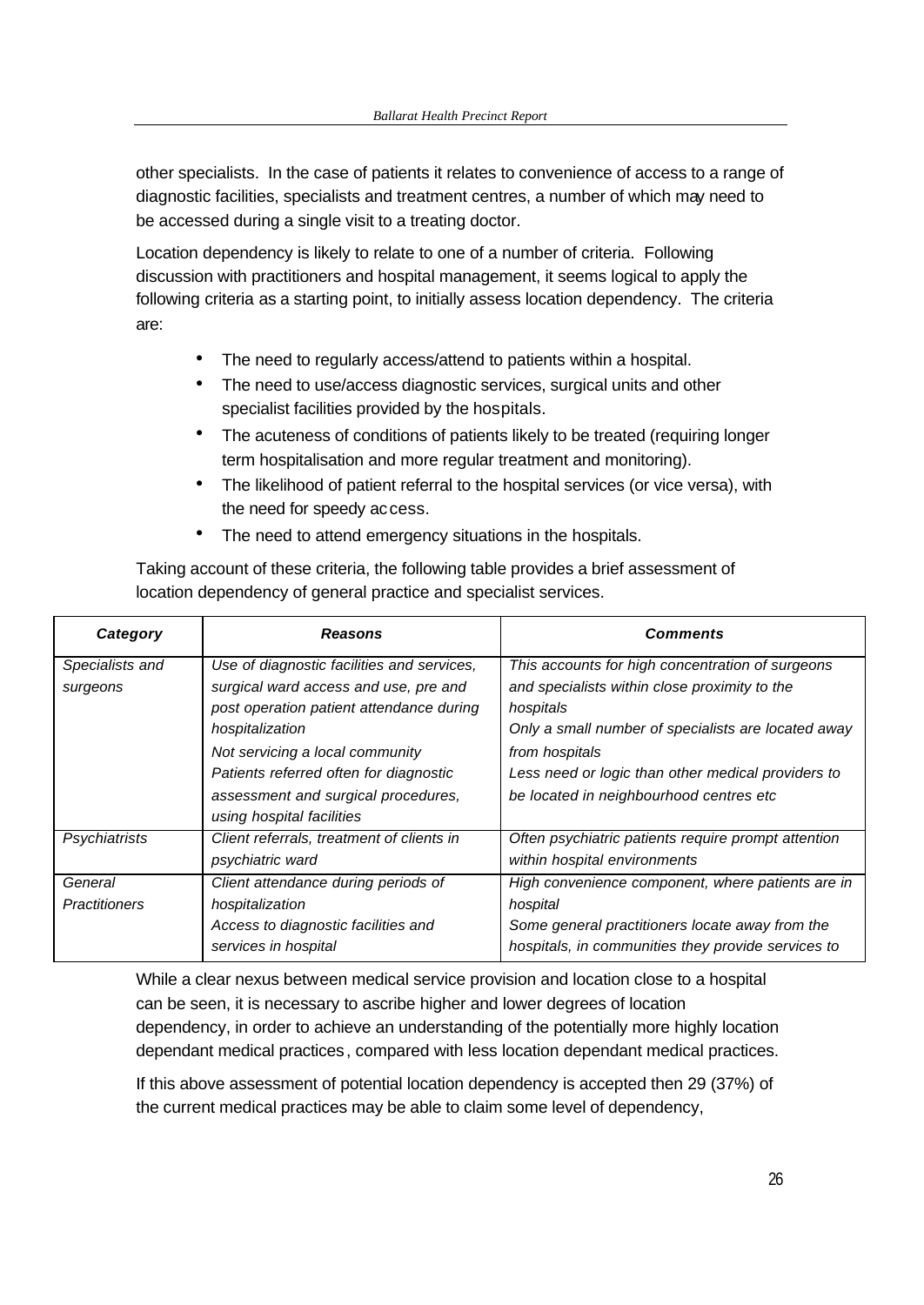other specialists. In the case of patients it relates to convenience of access to a range of diagnostic facilities, specialists and treatment centres, a number of which may need to be accessed during a single visit to a treating doctor.

Location dependency is likely to relate to one of a number of criteria. Following discussion with practitioners and hospital management, it seems logical to apply the following criteria as a starting point, to initially assess location dependency. The criteria are:

- The need to regularly access/attend to patients within a hospital.
- The need to use/access diagnostic services, surgical units and other specialist facilities provided by the hospitals.
- The acuteness of conditions of patients likely to be treated (requiring longer term hospitalisation and more regular treatment and monitoring).
- The likelihood of patient referral to the hospital services (or vice versa), with the need for speedy access.
- The need to attend emergency situations in the hospitals.

Taking account of these criteria, the following table provides a brief assessment of location dependency of general practice and specialist services.

| ***Category*** | ***Reasons*** | ***Comments*** |
|---|---|---|
| *Specialists and surgeons* | *Use of diagnostic facilities and services, surgical ward access and use, pre and post operation patient attendance during hospitalization*<br>*Not servicing a local community*<br>*Patients referred often for diagnostic assessment and surgical procedures, using hospital facilities* | *This accounts for high concentration of surgeons and specialists within close proximity to the hospitals*<br>*Only a small number of specialists are located away from hospitals*<br>*Less need or logic than other medical providers to be located in neighbourhood centres etc* |
| *Psychiatrists* | *Client referrals, treatment of clients in psychiatric ward* | *Often psychiatric patients require prompt attention within hospital environments* |
| *General Practitioners* | *Client attendance during periods of hospitalization*<br>*Access to diagnostic facilities and services in hospital* | *High convenience component, where patients are in hospital*<br>*Some general practitioners locate away from the hospitals, in communities they provide services to* |

While a clear nexus between medical service provision and location close to a hospital can be seen, it is necessary to ascribe higher and lower degrees of location dependency, in order to achieve an understanding of the potentially more highly location dependant medical practices, compared with less location dependant medical practices.

If this above assessment of potential location dependency is accepted then 29 (37%) of the current medical practices may be able to claim some level of dependency,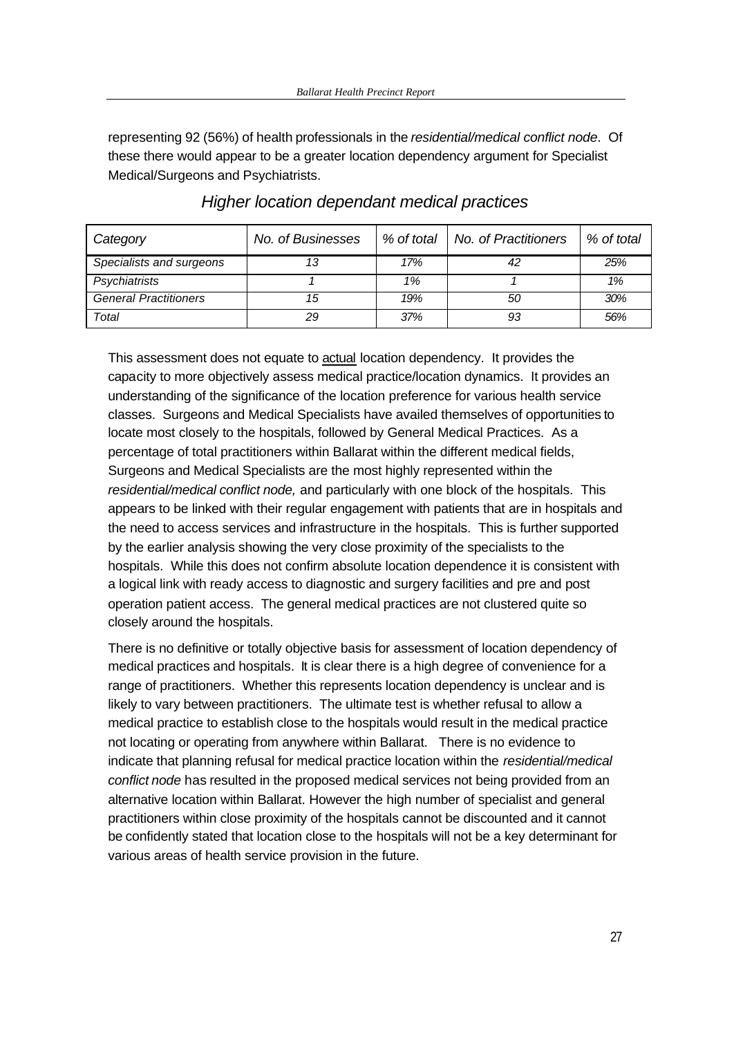representing 92 (56%) of health professionals in the *residential/medical conflict node*. Of these there would appear to be a greater location dependency argument for Specialist Medical/Surgeons and Psychiatrists.

## *Higher location dependant medical practices*

| *Category* | *No. of Businesses* | *% of total* | *No. of Practitioners* | *% of total* |
|---|---|---|---|---|
| *Specialists and surgeons* | *13* | *17%* | *42* | *25%* |
| *Psychiatrists* | *1* | *1%* | *1* | *1%* |
| *General Practitioners* | *15* | *19%* | *50* | *30%* |
| *Total* | *29* | *37%* | *93* | *56%* |

This assessment does not equate to actual location dependency. It provides the capacity to more objectively assess medical practice/location dynamics. It provides an understanding of the significance of the location preference for various health service classes. Surgeons and Medical Specialists have availed themselves of opportunities to locate most closely to the hospitals, followed by General Medical Practices. As a percentage of total practitioners within Ballarat within the different medical fields, Surgeons and Medical Specialists are the most highly represented within the *residential/medical conflict node,* and particularly with one block of the hospitals. This appears to be linked with their regular engagement with patients that are in hospitals and the need to access services and infrastructure in the hospitals. This is further supported by the earlier analysis showing the very close proximity of the specialists to the hospitals. While this does not confirm absolute location dependence it is consistent with a logical link with ready access to diagnostic and surgery facilities and pre and post operation patient access. The general medical practices are not clustered quite so closely around the hospitals.

There is no definitive or totally objective basis for assessment of location dependency of medical practices and hospitals. It is clear there is a high degree of convenience for a range of practitioners. Whether this represents location dependency is unclear and is likely to vary between practitioners. The ultimate test is whether refusal to allow a medical practice to establish close to the hospitals would result in the medical practice not locating or operating from anywhere within Ballarat. There is no evidence to indicate that planning refusal for medical practice location within the *residential/medical conflict node* has resulted in the proposed medical services not being provided from an alternative location within Ballarat. However the high number of specialist and general practitioners within close proximity of the hospitals cannot be discounted and it cannot be confidently stated that location close to the hospitals will not be a key determinant for various areas of health service provision in the future.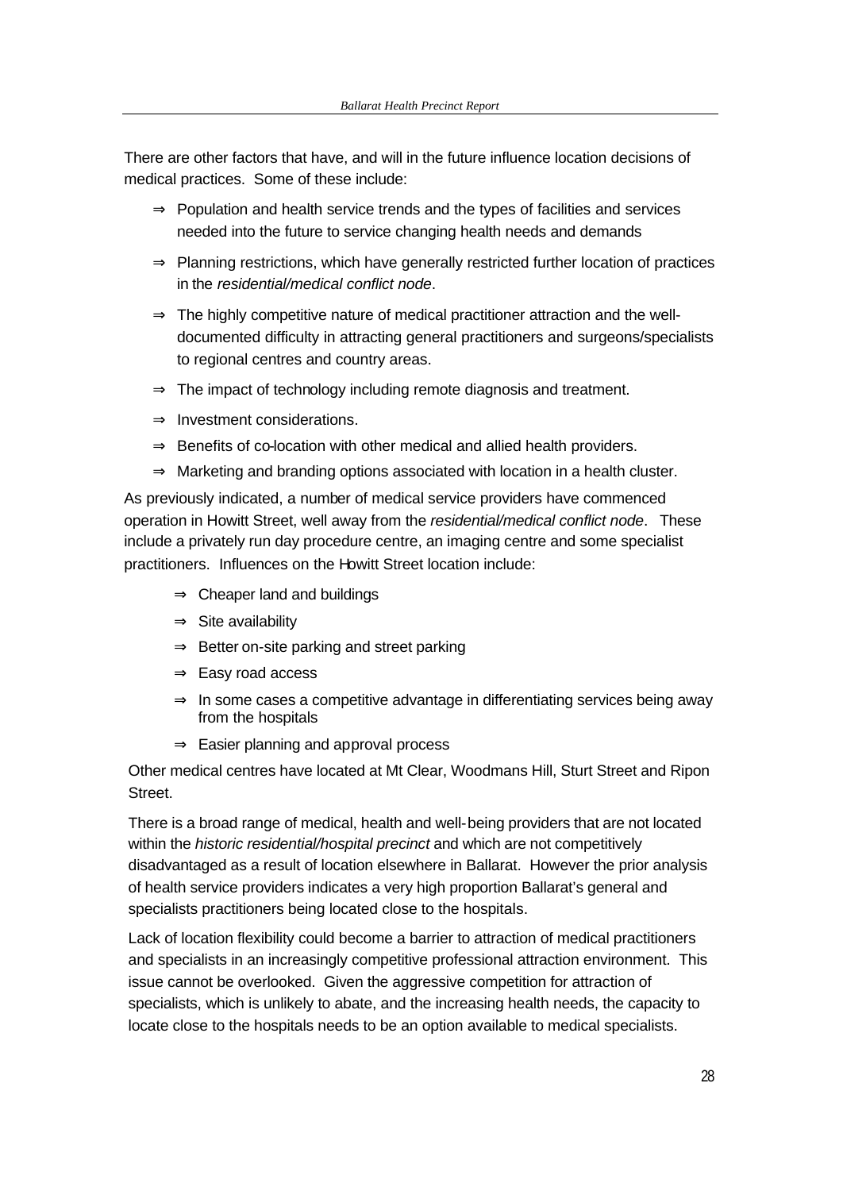There are other factors that have, and will in the future influence location decisions of medical practices. Some of these include:

- ⇒ Population and health service trends and the types of facilities and services needed into the future to service changing health needs and demands
- ⇒ Planning restrictions, which have generally restricted further location of practices in the *residential/medical conflict node*.
- ⇒ The highly competitive nature of medical practitioner attraction and the well-documented difficulty in attracting general practitioners and surgeons/specialists to regional centres and country areas.
- ⇒ The impact of technology including remote diagnosis and treatment.
- ⇒ Investment considerations.
- ⇒ Benefits of co-location with other medical and allied health providers.
- ⇒ Marketing and branding options associated with location in a health cluster.

As previously indicated, a number of medical service providers have commenced operation in Howitt Street, well away from the *residential/medical conflict node*. These include a privately run day procedure centre, an imaging centre and some specialist practitioners. Influences on the Howitt Street location include:

- ⇒ Cheaper land and buildings
- ⇒ Site availability
- ⇒ Better on-site parking and street parking
- ⇒ Easy road access
- ⇒ In some cases a competitive advantage in differentiating services being away from the hospitals
- ⇒ Easier planning and approval process

Other medical centres have located at Mt Clear, Woodmans Hill, Sturt Street and Ripon Street.

There is a broad range of medical, health and well-being providers that are not located within the *historic residential/hospital precinct* and which are not competitively disadvantaged as a result of location elsewhere in Ballarat. However the prior analysis of health service providers indicates a very high proportion Ballarat's general and specialists practitioners being located close to the hospitals.

Lack of location flexibility could become a barrier to attraction of medical practitioners and specialists in an increasingly competitive professional attraction environment. This issue cannot be overlooked. Given the aggressive competition for attraction of specialists, which is unlikely to abate, and the increasing health needs, the capacity to locate close to the hospitals needs to be an option available to medical specialists.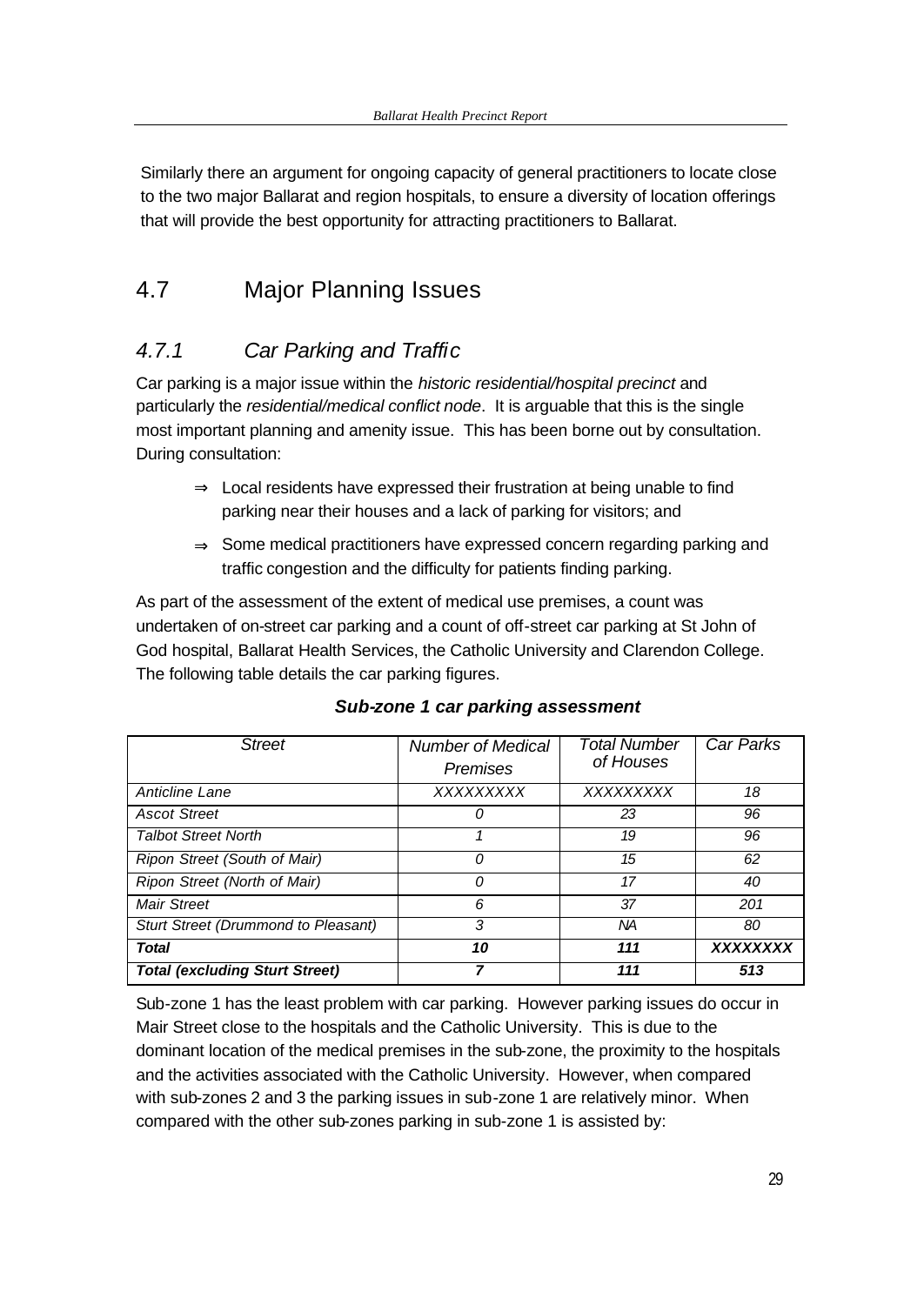Similarly there an argument for ongoing capacity of general practitioners to locate close to the two major Ballarat and region hospitals, to ensure a diversity of location offerings that will provide the best opportunity for attracting practitioners to Ballarat.

## 4.7 Major Planning Issues

### *4.7.1 Car Parking and Traffic*

Car parking is a major issue within the *historic residential/hospital precinct* and particularly the *residential/medical conflict node*. It is arguable that this is the single most important planning and amenity issue. This has been borne out by consultation. During consultation:

- ⇒ Local residents have expressed their frustration at being unable to find parking near their houses and a lack of parking for visitors; and
- ⇒ Some medical practitioners have expressed concern regarding parking and traffic congestion and the difficulty for patients finding parking.

As part of the assessment of the extent of medical use premises, a count was undertaken of on-street car parking and a count of off-street car parking at St John of God hospital, Ballarat Health Services, the Catholic University and Clarendon College. The following table details the car parking figures.

***Sub-zone 1 car parking assessment***

| *Street* | *Number of Medical Premises* | *Total Number of Houses* | *Car Parks* |
|---|---|---|---|
| *Anticline Lane* | *XXXXXXXXX* | *XXXXXXXXX* | *18* |
| *Ascot Street* | *0* | *23* | *96* |
| *Talbot Street North* | *1* | *19* | *96* |
| *Ripon Street (South of Mair)* | *0* | *15* | *62* |
| *Ripon Street (North of Mair)* | *0* | *17* | *40* |
| *Mair Street* | *6* | *37* | *201* |
| *Sturt Street (Drummond to Pleasant)* | *3* | *NA* | *80* |
| ***Total*** | ***10*** | ***111*** | ***XXXXXXXX*** |
| ***Total (excluding Sturt Street)*** | ***7*** | ***111*** | ***513*** |

Sub-zone 1 has the least problem with car parking. However parking issues do occur in Mair Street close to the hospitals and the Catholic University. This is due to the dominant location of the medical premises in the sub-zone, the proximity to the hospitals and the activities associated with the Catholic University. However, when compared with sub-zones 2 and 3 the parking issues in sub-zone 1 are relatively minor. When compared with the other sub-zones parking in sub-zone 1 is assisted by: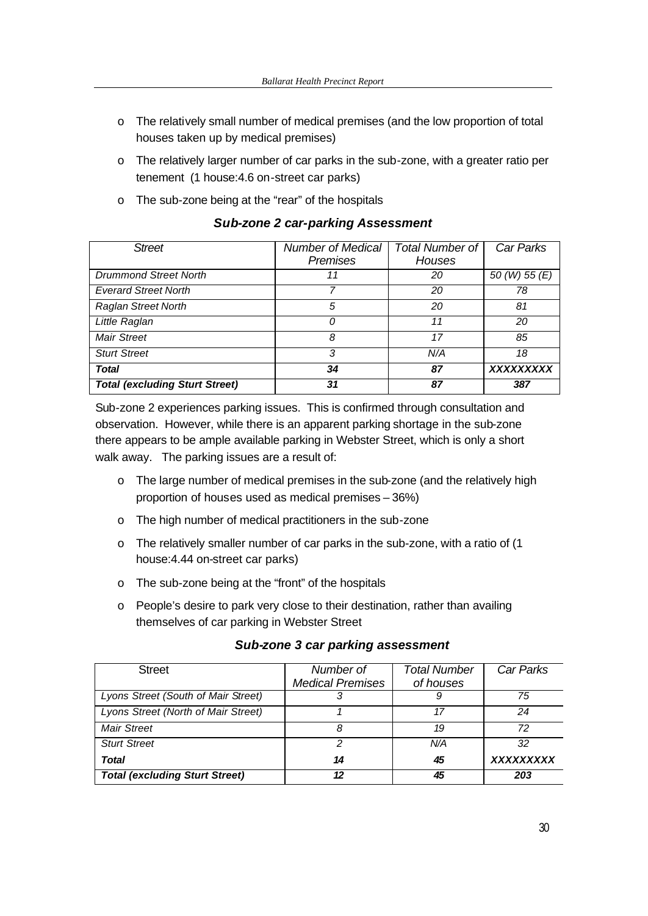- The relatively small number of medical premises (and the low proportion of total houses taken up by medical premises)
- The relatively larger number of car parks in the sub-zone, with a greater ratio per tenement (1 house:4.6 on-street car parks)
- The sub-zone being at the "rear" of the hospitals

### *Sub-zone 2 car-parking Assessment*

| *Street* | *Number of Medical Premises* | *Total Number of Houses* | *Car Parks* |
|---|---|---|---|
| *Drummond Street North* | *11* | *20* | *50 (W) 55 (E)* |
| *Everard Street North* | *7* | *20* | *78* |
| *Raglan Street North* | *5* | *20* | *81* |
| *Little Raglan* | *0* | *11* | *20* |
| *Mair Street* | *8* | *17* | *85* |
| *Sturt Street* | *3* | *N/A* | *18* |
| ***Total*** | ***34*** | ***87*** | ***XXXXXXXXX*** |
| ***Total (excluding Sturt Street)*** | ***31*** | ***87*** | ***387*** |

Sub-zone 2 experiences parking issues. This is confirmed through consultation and observation. However, while there is an apparent parking shortage in the sub-zone there appears to be ample available parking in Webster Street, which is only a short walk away. The parking issues are a result of:

- The large number of medical premises in the sub-zone (and the relatively high proportion of houses used as medical premises – 36%)
- The high number of medical practitioners in the sub-zone
- The relatively smaller number of car parks in the sub-zone, with a ratio of (1 house:4.44 on-street car parks)
- The sub-zone being at the "front" of the hospitals
- People's desire to park very close to their destination, rather than availing themselves of car parking in Webster Street

### *Sub-zone 3 car parking assessment*

| Street | *Number of Medical Premises* | *Total Number of houses* | *Car Parks* |
|---|---|---|---|
| *Lyons Street (South of Mair Street)* | *3* | *9* | *75* |
| *Lyons Street (North of Mair Street)* | *1* | *17* | *24* |
| *Mair Street* | *8* | *19* | *72* |
| *Sturt Street* | *2* | *N/A* | *32* |
| ***Total*** | ***14*** | ***45*** | ***XXXXXXXXX*** |
| ***Total (excluding Sturt Street)*** | ***12*** | ***45*** | ***203*** |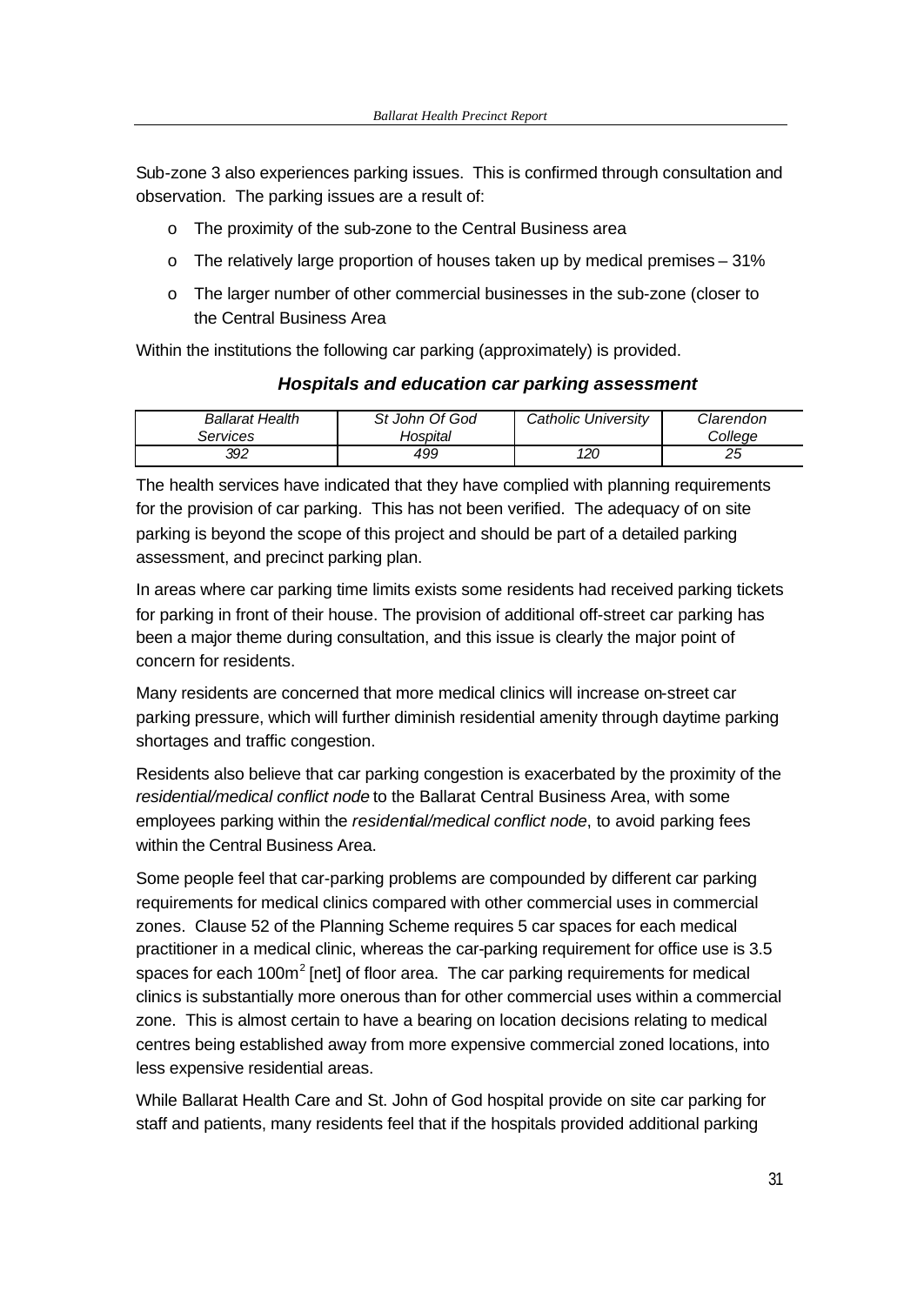Sub-zone 3 also experiences parking issues. This is confirmed through consultation and observation. The parking issues are a result of:

- The proximity of the sub-zone to the Central Business area
- The relatively large proportion of houses taken up by medical premises – 31%
- The larger number of other commercial businesses in the sub-zone (closer to the Central Business Area

Within the institutions the following car parking (approximately) is provided.

***Hospitals and education car parking assessment***

| *Ballarat Health Services* | *St John Of God Hospital* | *Catholic University* | *Clarendon College* |
|---|---|---|---|
| *392* | *499* | *120* | *25* |

The health services have indicated that they have complied with planning requirements for the provision of car parking. This has not been verified. The adequacy of on site parking is beyond the scope of this project and should be part of a detailed parking assessment, and precinct parking plan.

In areas where car parking time limits exists some residents had received parking tickets for parking in front of their house. The provision of additional off-street car parking has been a major theme during consultation, and this issue is clearly the major point of concern for residents.

Many residents are concerned that more medical clinics will increase on-street car parking pressure, which will further diminish residential amenity through daytime parking shortages and traffic congestion.

Residents also believe that car parking congestion is exacerbated by the proximity of the *residential/medical conflict node* to the Ballarat Central Business Area, with some employees parking within the *residential/medical conflict node*, to avoid parking fees within the Central Business Area.

Some people feel that car-parking problems are compounded by different car parking requirements for medical clinics compared with other commercial uses in commercial zones. Clause 52 of the Planning Scheme requires 5 car spaces for each medical practitioner in a medical clinic, whereas the car-parking requirement for office use is 3.5 spaces for each 100m$^2$ [net] of floor area. The car parking requirements for medical clinics is substantially more onerous than for other commercial uses within a commercial zone. This is almost certain to have a bearing on location decisions relating to medical centres being established away from more expensive commercial zoned locations, into less expensive residential areas.

While Ballarat Health Care and St. John of God hospital provide on site car parking for staff and patients, many residents feel that if the hospitals provided additional parking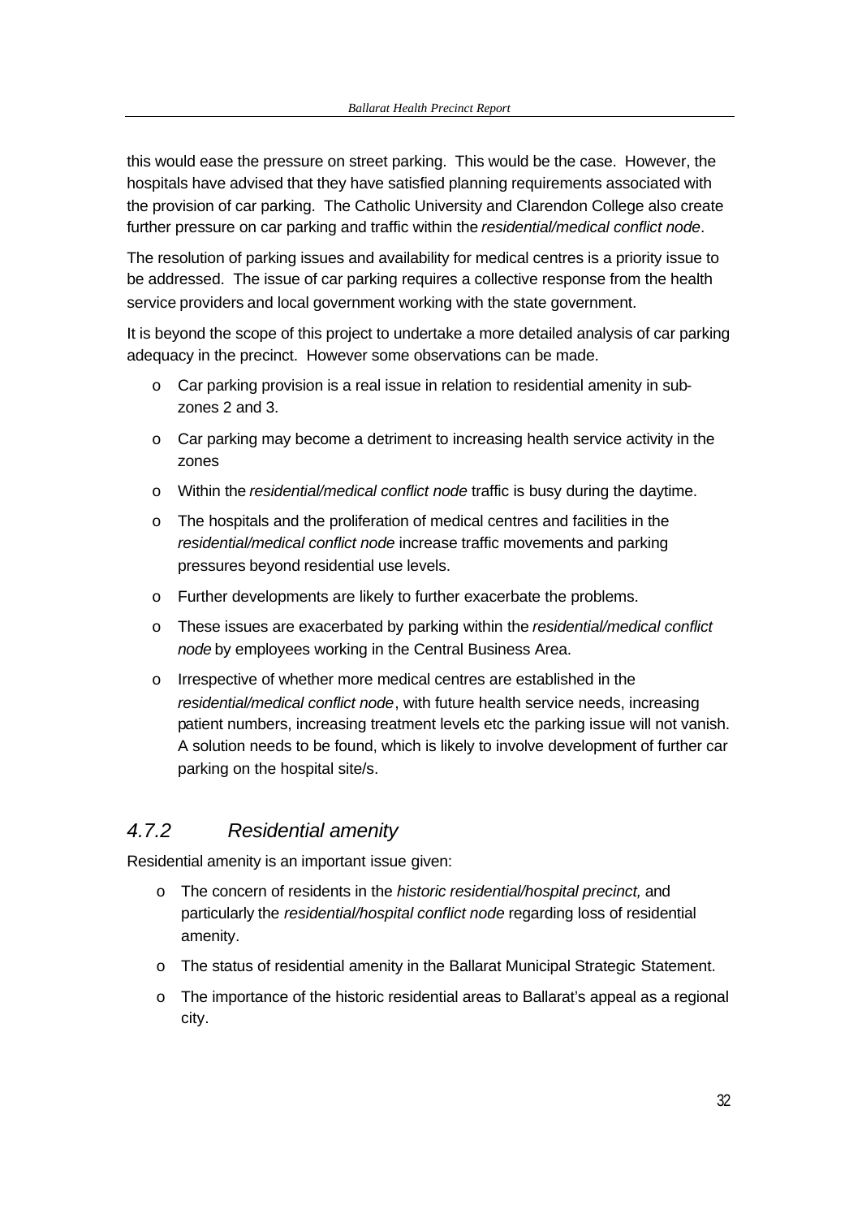this would ease the pressure on street parking. This would be the case. However, the hospitals have advised that they have satisfied planning requirements associated with the provision of car parking. The Catholic University and Clarendon College also create further pressure on car parking and traffic within the *residential/medical conflict node*.

The resolution of parking issues and availability for medical centres is a priority issue to be addressed. The issue of car parking requires a collective response from the health service providers and local government working with the state government.

It is beyond the scope of this project to undertake a more detailed analysis of car parking adequacy in the precinct. However some observations can be made.

- Car parking provision is a real issue in relation to residential amenity in sub-zones 2 and 3.
- Car parking may become a detriment to increasing health service activity in the zones
- Within the *residential/medical conflict node* traffic is busy during the daytime.
- The hospitals and the proliferation of medical centres and facilities in the *residential/medical conflict node* increase traffic movements and parking pressures beyond residential use levels.
- Further developments are likely to further exacerbate the problems.
- These issues are exacerbated by parking within the *residential/medical conflict node* by employees working in the Central Business Area.
- Irrespective of whether more medical centres are established in the *residential/medical conflict node*, with future health service needs, increasing patient numbers, increasing treatment levels etc the parking issue will not vanish. A solution needs to be found, which is likely to involve development of further car parking on the hospital site/s.

### *4.7.2 Residential amenity*

Residential amenity is an important issue given:

- The concern of residents in the *historic residential/hospital precinct,* and particularly the *residential/hospital conflict node* regarding loss of residential amenity.
- The status of residential amenity in the Ballarat Municipal Strategic Statement.
- The importance of the historic residential areas to Ballarat's appeal as a regional city.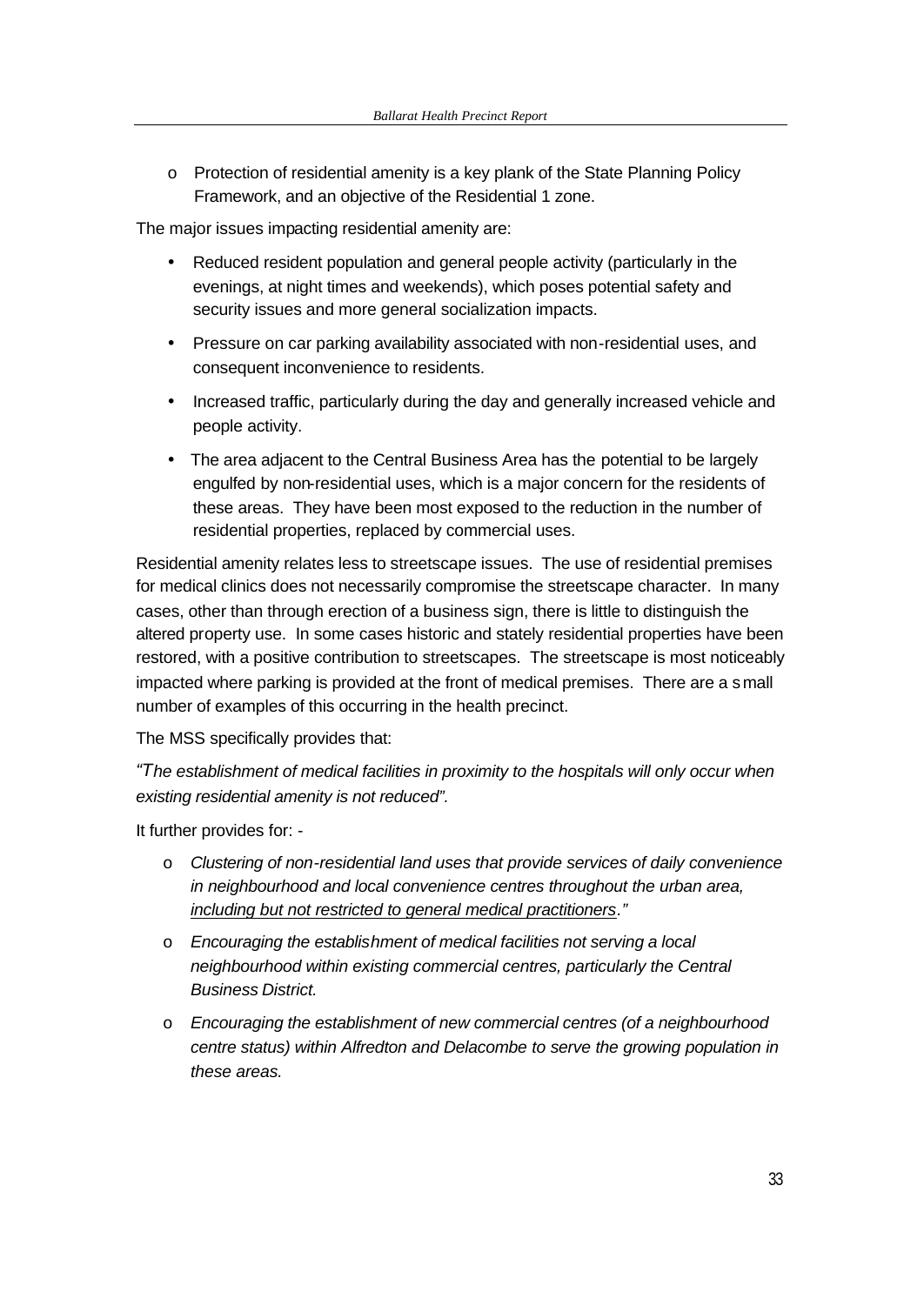- Protection of residential amenity is a key plank of the State Planning Policy Framework, and an objective of the Residential 1 zone.

The major issues impacting residential amenity are:

- Reduced resident population and general people activity (particularly in the evenings, at night times and weekends), which poses potential safety and security issues and more general socialization impacts.
- Pressure on car parking availability associated with non-residential uses, and consequent inconvenience to residents.
- Increased traffic, particularly during the day and generally increased vehicle and people activity.
- The area adjacent to the Central Business Area has the potential to be largely engulfed by non-residential uses, which is a major concern for the residents of these areas. They have been most exposed to the reduction in the number of residential properties, replaced by commercial uses.

Residential amenity relates less to streetscape issues. The use of residential premises for medical clinics does not necessarily compromise the streetscape character. In many cases, other than through erection of a business sign, there is little to distinguish the altered property use. In some cases historic and stately residential properties have been restored, with a positive contribution to streetscapes. The streetscape is most noticeably impacted where parking is provided at the front of medical premises. There are a small number of examples of this occurring in the health precinct.

The MSS specifically provides that:

*"The establishment of medical facilities in proximity to the hospitals will only occur when existing residential amenity is not reduced".*

It further provides for: -

- *Clustering of non-residential land uses that provide services of daily convenience in neighbourhood and local convenience centres throughout the urban area, <u>including but not restricted to general medical practitioners</u>."*
- *Encouraging the establishment of medical facilities not serving a local neighbourhood within existing commercial centres, particularly the Central Business District.*
- *Encouraging the establishment of new commercial centres (of a neighbourhood centre status) within Alfredton and Delacombe to serve the growing population in these areas.*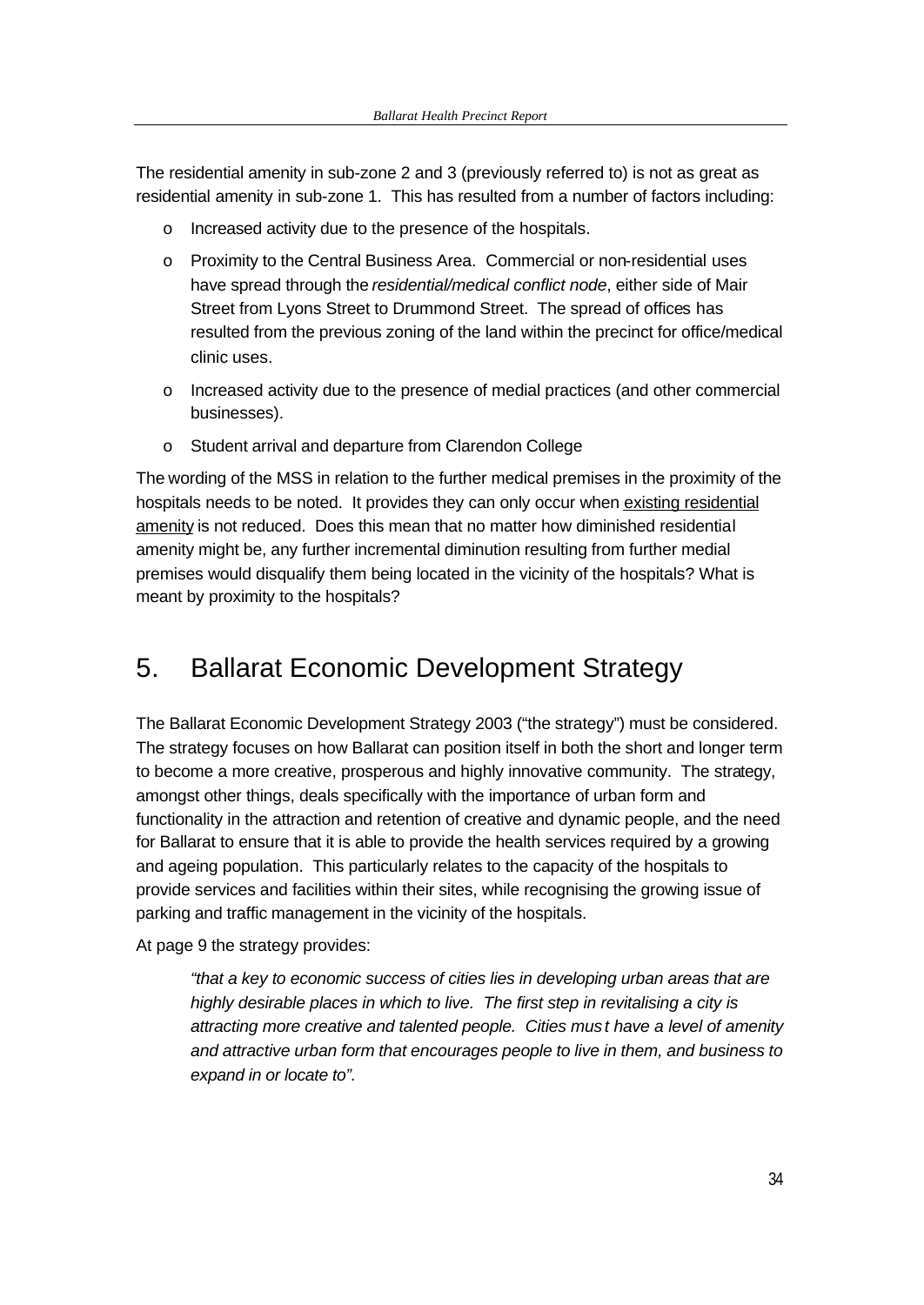The residential amenity in sub-zone 2 and 3 (previously referred to) is not as great as residential amenity in sub-zone 1. This has resulted from a number of factors including:

- Increased activity due to the presence of the hospitals.
- Proximity to the Central Business Area. Commercial or non-residential uses have spread through the *residential/medical conflict node*, either side of Mair Street from Lyons Street to Drummond Street. The spread of offices has resulted from the previous zoning of the land within the precinct for office/medical clinic uses.
- Increased activity due to the presence of medial practices (and other commercial businesses).
- Student arrival and departure from Clarendon College

The wording of the MSS in relation to the further medical premises in the proximity of the hospitals needs to be noted. It provides they can only occur when <u>existing residential amenity</u> is not reduced. Does this mean that no matter how diminished residential amenity might be, any further incremental diminution resulting from further medial premises would disqualify them being located in the vicinity of the hospitals? What is meant by proximity to the hospitals?

# 5. Ballarat Economic Development Strategy

The Ballarat Economic Development Strategy 2003 ("the strategy") must be considered. The strategy focuses on how Ballarat can position itself in both the short and longer term to become a more creative, prosperous and highly innovative community. The strategy, amongst other things, deals specifically with the importance of urban form and functionality in the attraction and retention of creative and dynamic people, and the need for Ballarat to ensure that it is able to provide the health services required by a growing and ageing population. This particularly relates to the capacity of the hospitals to provide services and facilities within their sites, while recognising the growing issue of parking and traffic management in the vicinity of the hospitals.

At page 9 the strategy provides:

> *"that a key to economic success of cities lies in developing urban areas that are highly desirable places in which to live. The first step in revitalising a city is attracting more creative and talented people. Cities must have a level of amenity and attractive urban form that encourages people to live in them, and business to expand in or locate to".*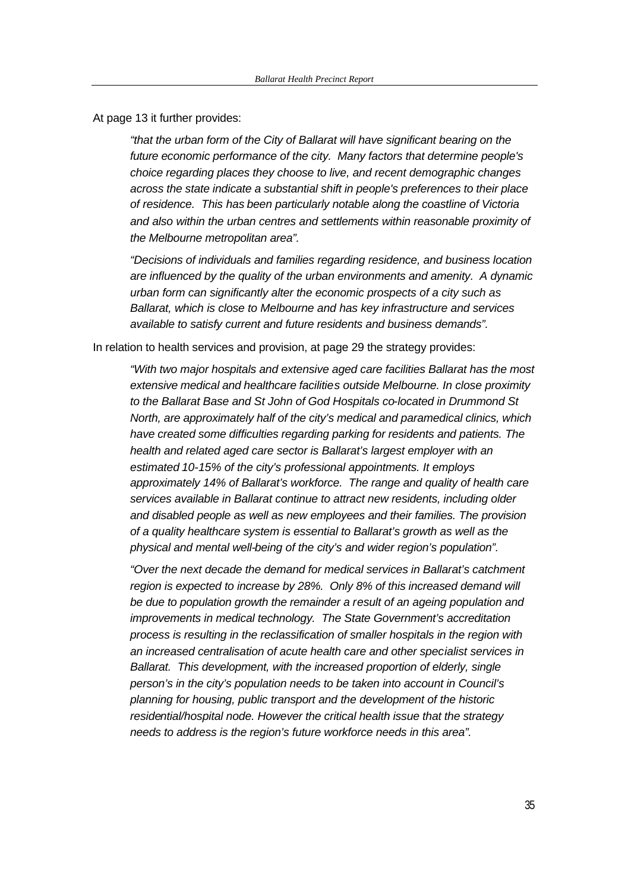At page 13 it further provides:

> *"that the urban form of the City of Ballarat will have significant bearing on the future economic performance of the city. Many factors that determine people's choice regarding places they choose to live, and recent demographic changes across the state indicate a substantial shift in people's preferences to their place of residence. This has been particularly notable along the coastline of Victoria and also within the urban centres and settlements within reasonable proximity of the Melbourne metropolitan area".*
>
> *"Decisions of individuals and families regarding residence, and business location are influenced by the quality of the urban environments and amenity. A dynamic urban form can significantly alter the economic prospects of a city such as Ballarat, which is close to Melbourne and has key infrastructure and services available to satisfy current and future residents and business demands".*

In relation to health services and provision, at page 29 the strategy provides:

> *"With two major hospitals and extensive aged care facilities Ballarat has the most extensive medical and healthcare facilities outside Melbourne. In close proximity to the Ballarat Base and St John of God Hospitals co-located in Drummond St North, are approximately half of the city's medical and paramedical clinics, which have created some difficulties regarding parking for residents and patients. The health and related aged care sector is Ballarat's largest employer with an estimated 10-15% of the city's professional appointments. It employs approximately 14% of Ballarat's workforce. The range and quality of health care services available in Ballarat continue to attract new residents, including older and disabled people as well as new employees and their families. The provision of a quality healthcare system is essential to Ballarat's growth as well as the physical and mental well-being of the city's and wider region's population".*
>
> *"Over the next decade the demand for medical services in Ballarat's catchment region is expected to increase by 28%. Only 8% of this increased demand will be due to population growth the remainder a result of an ageing population and improvements in medical technology. The State Government's accreditation process is resulting in the reclassification of smaller hospitals in the region with an increased centralisation of acute health care and other specialist services in Ballarat. This development, with the increased proportion of elderly, single person's in the city's population needs to be taken into account in Council's planning for housing, public transport and the development of the historic residential/hospital node. However the critical health issue that the strategy needs to address is the region's future workforce needs in this area".*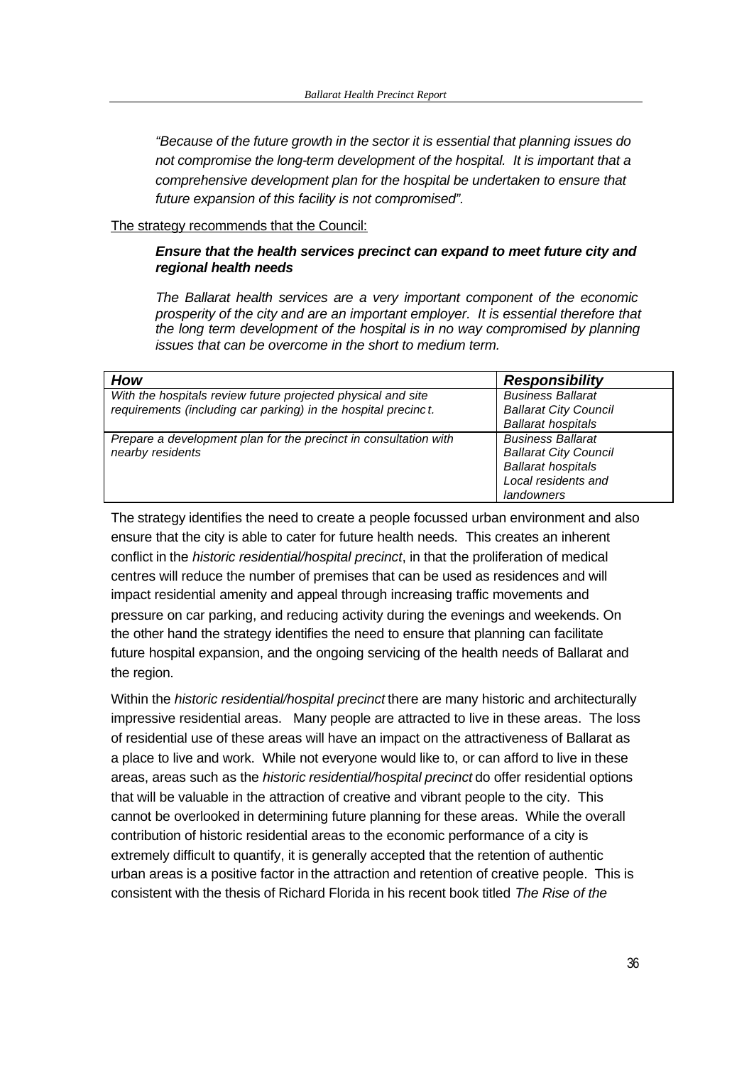*"Because of the future growth in the sector it is essential that planning issues do not compromise the long-term development of the hospital. It is important that a comprehensive development plan for the hospital be undertaken to ensure that future expansion of this facility is not compromised".*

The strategy recommends that the Council:

***Ensure that the health services precinct can expand to meet future city and regional health needs***

*The Ballarat health services are a very important component of the economic prosperity of the city and are an important employer. It is essential therefore that the long term development of the hospital is in no way compromised by planning issues that can be overcome in the short to medium term.*

| ***How*** | ***Responsibility*** |
|---|---|
| *With the hospitals review future projected physical and site requirements (including car parking) in the hospital precinct.* | *Business Ballarat*<br>*Ballarat City Council*<br>*Ballarat hospitals* |
| *Prepare a development plan for the precinct in consultation with nearby residents* | *Business Ballarat*<br>*Ballarat City Council*<br>*Ballarat hospitals*<br>*Local residents and landowners* |

The strategy identifies the need to create a people focussed urban environment and also ensure that the city is able to cater for future health needs. This creates an inherent conflict in the *historic residential/hospital precinct*, in that the proliferation of medical centres will reduce the number of premises that can be used as residences and will impact residential amenity and appeal through increasing traffic movements and pressure on car parking, and reducing activity during the evenings and weekends. On the other hand the strategy identifies the need to ensure that planning can facilitate future hospital expansion, and the ongoing servicing of the health needs of Ballarat and the region.

Within the *historic residential/hospital precinct* there are many historic and architecturally impressive residential areas. Many people are attracted to live in these areas. The loss of residential use of these areas will have an impact on the attractiveness of Ballarat as a place to live and work. While not everyone would like to, or can afford to live in these areas, areas such as the *historic residential/hospital precinct* do offer residential options that will be valuable in the attraction of creative and vibrant people to the city. This cannot be overlooked in determining future planning for these areas. While the overall contribution of historic residential areas to the economic performance of a city is extremely difficult to quantify, it is generally accepted that the retention of authentic urban areas is a positive factor in the attraction and retention of creative people. This is consistent with the thesis of Richard Florida in his recent book titled *The Rise of the*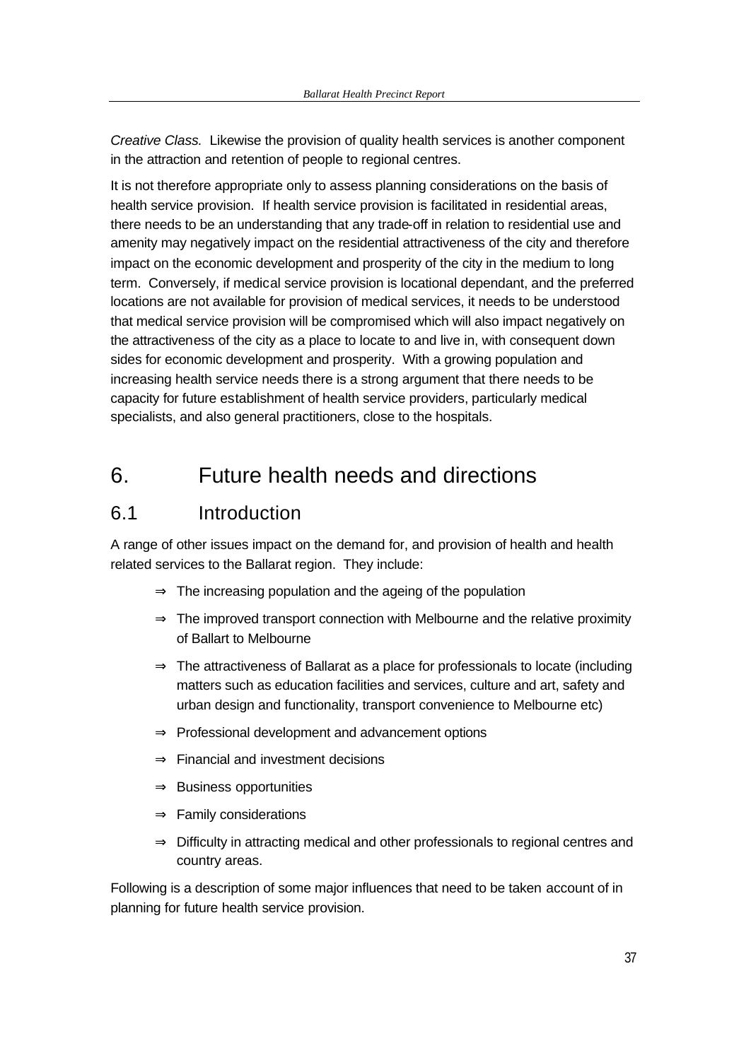*Creative Class.* Likewise the provision of quality health services is another component in the attraction and retention of people to regional centres.

It is not therefore appropriate only to assess planning considerations on the basis of health service provision. If health service provision is facilitated in residential areas, there needs to be an understanding that any trade-off in relation to residential use and amenity may negatively impact on the residential attractiveness of the city and therefore impact on the economic development and prosperity of the city in the medium to long term. Conversely, if medical service provision is locational dependant, and the preferred locations are not available for provision of medical services, it needs to be understood that medical service provision will be compromised which will also impact negatively on the attractiveness of the city as a place to locate to and live in, with consequent down sides for economic development and prosperity. With a growing population and increasing health service needs there is a strong argument that there needs to be capacity for future establishment of health service providers, particularly medical specialists, and also general practitioners, close to the hospitals.

# 6. Future health needs and directions

## 6.1 Introduction

A range of other issues impact on the demand for, and provision of health and health related services to the Ballarat region. They include:

- ⇒ The increasing population and the ageing of the population
- ⇒ The improved transport connection with Melbourne and the relative proximity of Ballart to Melbourne
- ⇒ The attractiveness of Ballarat as a place for professionals to locate (including matters such as education facilities and services, culture and art, safety and urban design and functionality, transport convenience to Melbourne etc)
- ⇒ Professional development and advancement options
- ⇒ Financial and investment decisions
- ⇒ Business opportunities
- ⇒ Family considerations
- ⇒ Difficulty in attracting medical and other professionals to regional centres and country areas.

Following is a description of some major influences that need to be taken account of in planning for future health service provision.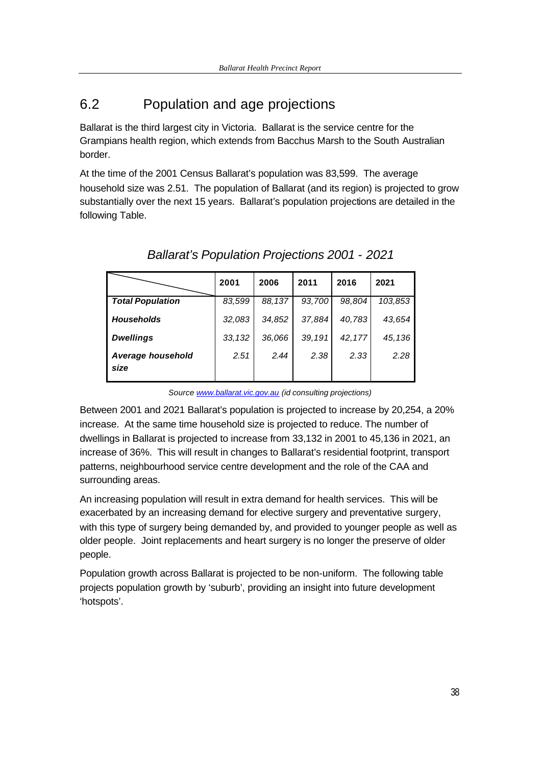## 6.2 Population and age projections

Ballarat is the third largest city in Victoria. Ballarat is the service centre for the Grampians health region, which extends from Bacchus Marsh to the South Australian border.

At the time of the 2001 Census Ballarat's population was 83,599. The average household size was 2.51. The population of Ballarat (and its region) is projected to grow substantially over the next 15 years. Ballarat's population projections are detailed in the following Table.

*Ballarat's Population Projections 2001 - 2021*

| | 2001 | 2006 | 2011 | 2016 | 2021 |
|---|---|---|---|---|---|
| ***Total Population*** | *83,599* | *88,137* | *93,700* | *98,804* | *103,853* |
| ***Households*** | *32,083* | *34,852* | *37,884* | *40,783* | *43,654* |
| ***Dwellings*** | *33,132* | *36,066* | *39,191* | *42,177* | *45,136* |
| ***Average household size*** | *2.51* | *2.44* | *2.38* | *2.33* | *2.28* |

*Source www.ballarat.vic.gov.au (id consulting projections)*

Between 2001 and 2021 Ballarat's population is projected to increase by 20,254, a 20% increase. At the same time household size is projected to reduce. The number of dwellings in Ballarat is projected to increase from 33,132 in 2001 to 45,136 in 2021, an increase of 36%. This will result in changes to Ballarat's residential footprint, transport patterns, neighbourhood service centre development and the role of the CAA and surrounding areas.

An increasing population will result in extra demand for health services. This will be exacerbated by an increasing demand for elective surgery and preventative surgery, with this type of surgery being demanded by, and provided to younger people as well as older people. Joint replacements and heart surgery is no longer the preserve of older people.

Population growth across Ballarat is projected to be non-uniform. The following table projects population growth by 'suburb', providing an insight into future development 'hotspots'.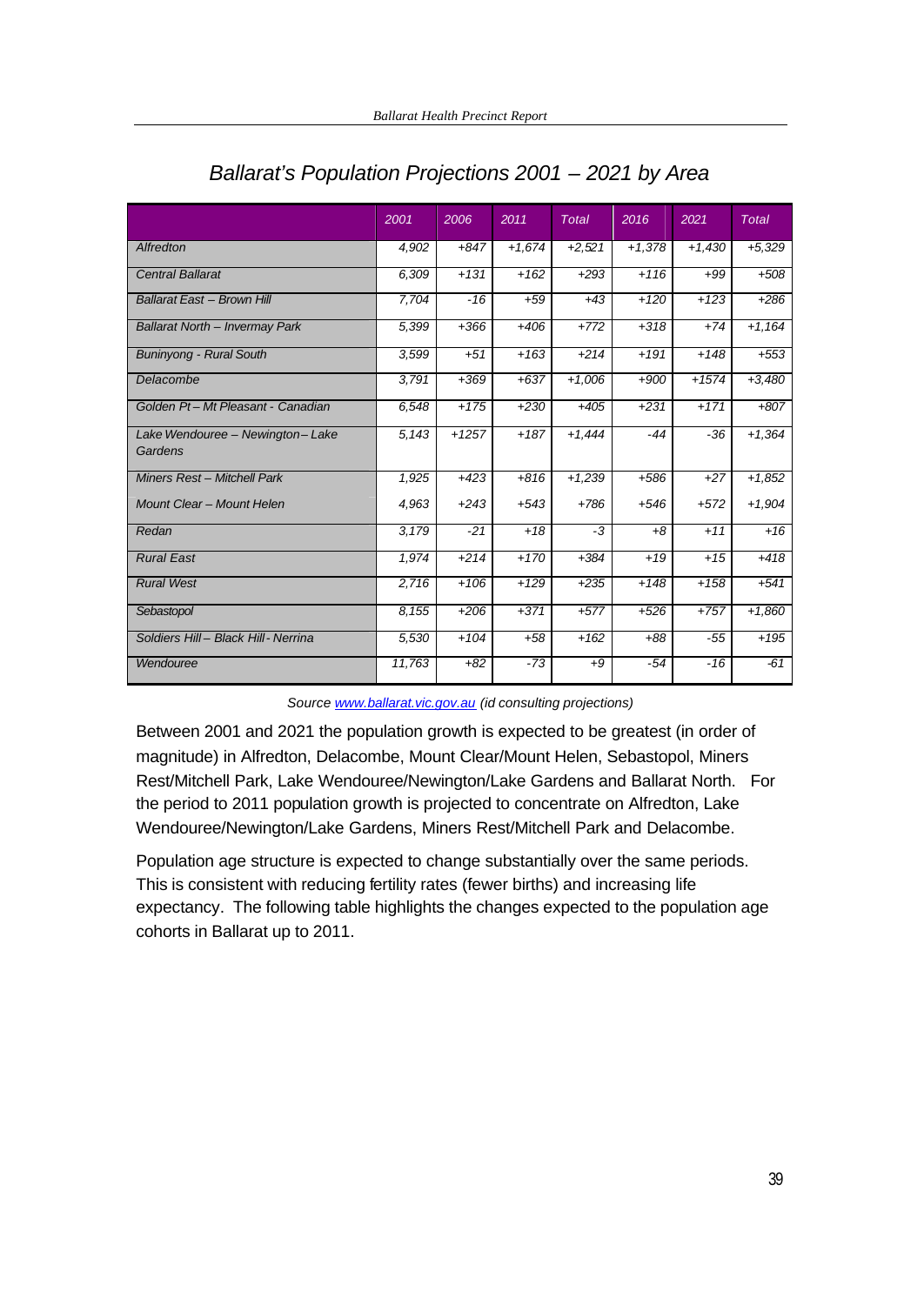## *Ballarat's Population Projections 2001 – 2021 by Area*

| | 2001 | 2006 | 2011 | Total | 2016 | 2021 | Total |
|---|---|---|---|---|---|---|---|
| Alfredton | 4,902 | +847 | +1,674 | +2,521 | +1,378 | +1,430 | +5,329 |
| Central Ballarat | 6,309 | +131 | +162 | +293 | +116 | +99 | +508 |
| Ballarat East – Brown Hill | 7,704 | -16 | +59 | +43 | +120 | +123 | +286 |
| Ballarat North – Invermay Park | 5,399 | +366 | +406 | +772 | +318 | +74 | +1,164 |
| Buninyong - Rural South | 3,599 | +51 | +163 | +214 | +191 | +148 | +553 |
| Delacombe | 3,791 | +369 | +637 | +1,006 | +900 | +1574 | +3,480 |
| Golden Pt – Mt Pleasant - Canadian | 6,548 | +175 | +230 | +405 | +231 | +171 | +807 |
| Lake Wendouree – Newington – Lake Gardens | 5,143 | +1257 | +187 | +1,444 | -44 | -36 | +1,364 |
| Miners Rest – Mitchell Park | 1,925 | +423 | +816 | +1,239 | +586 | +27 | +1,852 |
| Mount Clear – Mount Helen | 4,963 | +243 | +543 | +786 | +546 | +572 | +1,904 |
| Redan | 3,179 | -21 | +18 | -3 | +8 | +11 | +16 |
| Rural East | 1,974 | +214 | +170 | +384 | +19 | +15 | +418 |
| Rural West | 2,716 | +106 | +129 | +235 | +148 | +158 | +541 |
| Sebastopol | 8,155 | +206 | +371 | +577 | +526 | +757 | +1,860 |
| Soldiers Hill – Black Hill - Nerrina | 5,530 | +104 | +58 | +162 | +88 | -55 | +195 |
| Wendouree | 11,763 | +82 | -73 | +9 | -54 | -16 | -61 |

*Source www.ballarat.vic.gov.au (id consulting projections)*

Between 2001 and 2021 the population growth is expected to be greatest (in order of magnitude) in Alfredton, Delacombe, Mount Clear/Mount Helen, Sebastopol, Miners Rest/Mitchell Park, Lake Wendouree/Newington/Lake Gardens and Ballarat North. For the period to 2011 population growth is projected to concentrate on Alfredton, Lake Wendouree/Newington/Lake Gardens, Miners Rest/Mitchell Park and Delacombe.

Population age structure is expected to change substantially over the same periods. This is consistent with reducing fertility rates (fewer births) and increasing life expectancy. The following table highlights the changes expected to the population age cohorts in Ballarat up to 2011.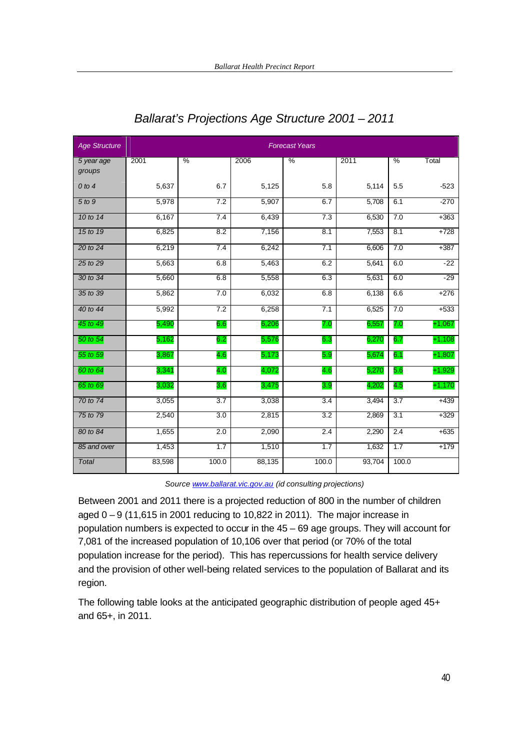## *Ballarat's Projections Age Structure 2001 – 2011*

| *Age Structure* | *Forecast Years* | | | | | | |
|---|---|---|---|---|---|---|---|
| *5 year age groups* | 2001 | % | 2006 | % | 2011 | % | Total |
| *0 to 4* | 5,637 | 6.7 | 5,125 | 5.8 | 5,114 | 5.5 | -523 |
| *5 to 9* | 5,978 | 7.2 | 5,907 | 6.7 | 5,708 | 6.1 | -270 |
| *10 to 14* | 6,167 | 7.4 | 6,439 | 7.3 | 6,530 | 7.0 | +363 |
| *15 to 19* | 6,825 | 8.2 | 7,156 | 8.1 | 7,553 | 8.1 | +728 |
| *20 to 24* | 6,219 | 7.4 | 6,242 | 7.1 | 6,606 | 7.0 | +387 |
| *25 to 29* | 5,663 | 6.8 | 5,463 | 6.2 | 5,641 | 6.0 | -22 |
| *30 to 34* | 5,660 | 6.8 | 5,558 | 6.3 | 5,631 | 6.0 | -29 |
| *35 to 39* | 5,862 | 7.0 | 6,032 | 6.8 | 6,138 | 6.6 | +276 |
| *40 to 44* | 5,992 | 7.2 | 6,258 | 7.1 | 6,525 | 7.0 | +533 |
| *45 to 49* | 5,490 | 6.6 | 6,206 | 7.0 | 6,557 | 7.0 | +1,067 |
| *50 to 54* | 5,162 | 6.2 | 5,576 | 6.3 | 6,270 | 6.7 | +1,108 |
| *55 to 59* | 3,867 | 4.6 | 5,173 | 5.9 | 5,674 | 6.1 | +1,807 |
| *60 to 64* | 3,341 | 4.0 | 4,072 | 4.6 | 5,270 | 5.6 | +1,929 |
| *65 to 69* | 3,032 | 3.6 | 3,475 | 3.9 | 4,202 | 4.5 | +1,170 |
| *70 to 74* | 3,055 | 3.7 | 3,038 | 3.4 | 3,494 | 3.7 | +439 |
| *75 to 79* | 2,540 | 3.0 | 2,815 | 3.2 | 2,869 | 3.1 | +329 |
| *80 to 84* | 1,655 | 2.0 | 2,090 | 2.4 | 2,290 | 2.4 | +635 |
| *85 and over* | 1,453 | 1.7 | 1,510 | 1.7 | 1,632 | 1.7 | +179 |
| *Total* | 83,598 | 100.0 | 88,135 | 100.0 | 93,704 | 100.0 | |

*Source www.ballarat.vic.gov.au (id consulting projections)*

Between 2001 and 2011 there is a projected reduction of 800 in the number of children aged 0 – 9 (11,615 in 2001 reducing to 10,822 in 2011). The major increase in population numbers is expected to occur in the 45 – 69 age groups. They will account for 7,081 of the increased population of 10,106 over that period (or 70% of the total population increase for the period). This has repercussions for health service delivery and the provision of other well-being related services to the population of Ballarat and its region.

The following table looks at the anticipated geographic distribution of people aged 45+ and 65+, in 2011.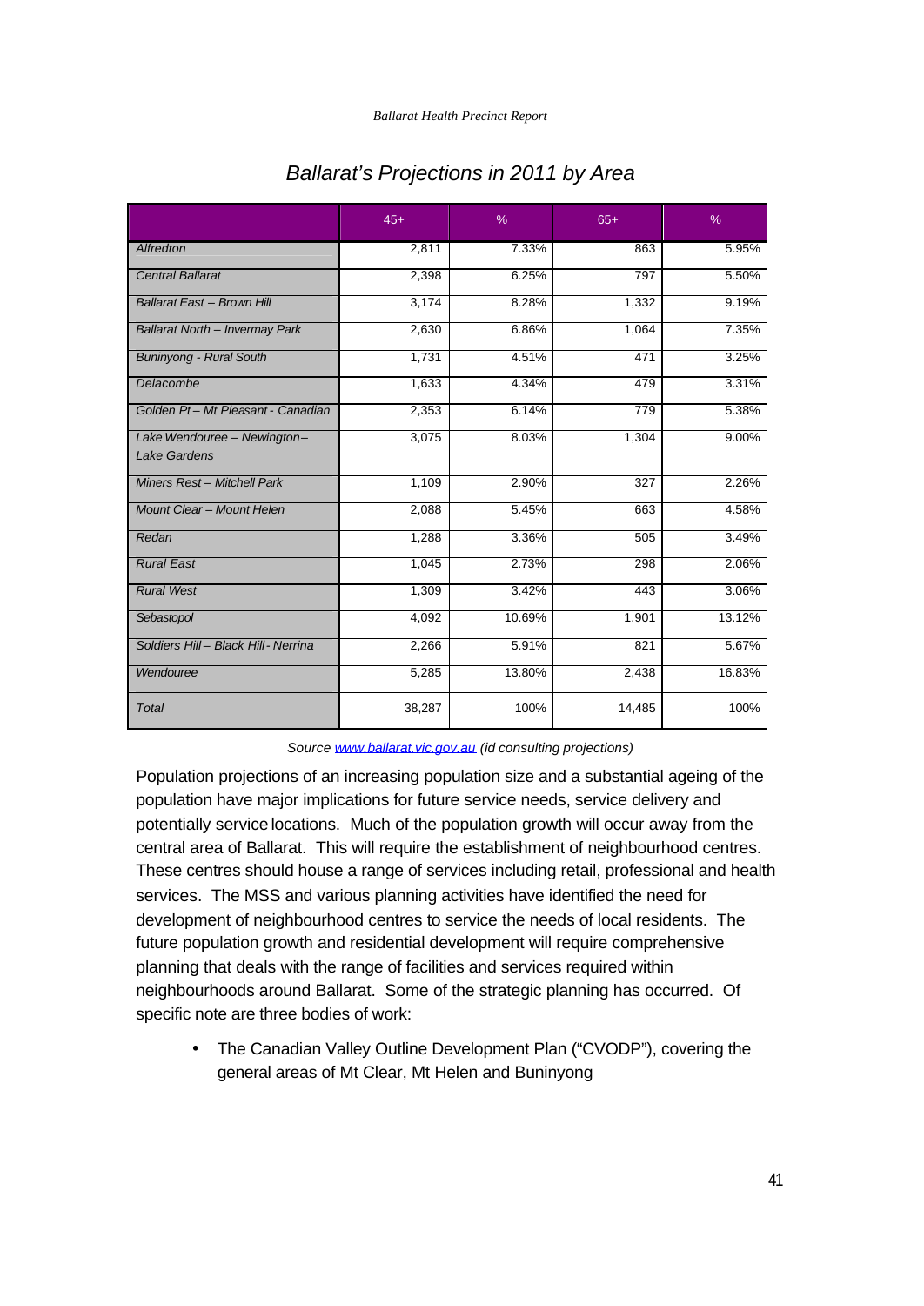## *Ballarat's Projections in 2011 by Area*

| | 45+ | % | 65+ | % |
|---|---|---|---|---|
| *Alfredton* | 2,811 | 7.33% | 863 | 5.95% |
| *Central Ballarat* | 2,398 | 6.25% | 797 | 5.50% |
| *Ballarat East – Brown Hill* | 3,174 | 8.28% | 1,332 | 9.19% |
| *Ballarat North – Invermay Park* | 2,630 | 6.86% | 1,064 | 7.35% |
| *Buninyong - Rural South* | 1,731 | 4.51% | 471 | 3.25% |
| *Delacombe* | 1,633 | 4.34% | 479 | 3.31% |
| *Golden Pt – Mt Pleasant - Canadian* | 2,353 | 6.14% | 779 | 5.38% |
| *Lake Wendouree – Newington – Lake Gardens* | 3,075 | 8.03% | 1,304 | 9.00% |
| *Miners Rest – Mitchell Park* | 1,109 | 2.90% | 327 | 2.26% |
| *Mount Clear – Mount Helen* | 2,088 | 5.45% | 663 | 4.58% |
| *Redan* | 1,288 | 3.36% | 505 | 3.49% |
| *Rural East* | 1,045 | 2.73% | 298 | 2.06% |
| *Rural West* | 1,309 | 3.42% | 443 | 3.06% |
| *Sebastopol* | 4,092 | 10.69% | 1,901 | 13.12% |
| *Soldiers Hill – Black Hill - Nerrina* | 2,266 | 5.91% | 821 | 5.67% |
| *Wendouree* | 5,285 | 13.80% | 2,438 | 16.83% |
| *Total* | 38,287 | 100% | 14,485 | 100% |

*Source www.ballarat.vic.gov.au (id consulting projections)*

Population projections of an increasing population size and a substantial ageing of the population have major implications for future service needs, service delivery and potentially service locations. Much of the population growth will occur away from the central area of Ballarat. This will require the establishment of neighbourhood centres. These centres should house a range of services including retail, professional and health services. The MSS and various planning activities have identified the need for development of neighbourhood centres to service the needs of local residents. The future population growth and residential development will require comprehensive planning that deals with the range of facilities and services required within neighbourhoods around Ballarat. Some of the strategic planning has occurred. Of specific note are three bodies of work:

- The Canadian Valley Outline Development Plan ("CVODP"), covering the general areas of Mt Clear, Mt Helen and Buninyong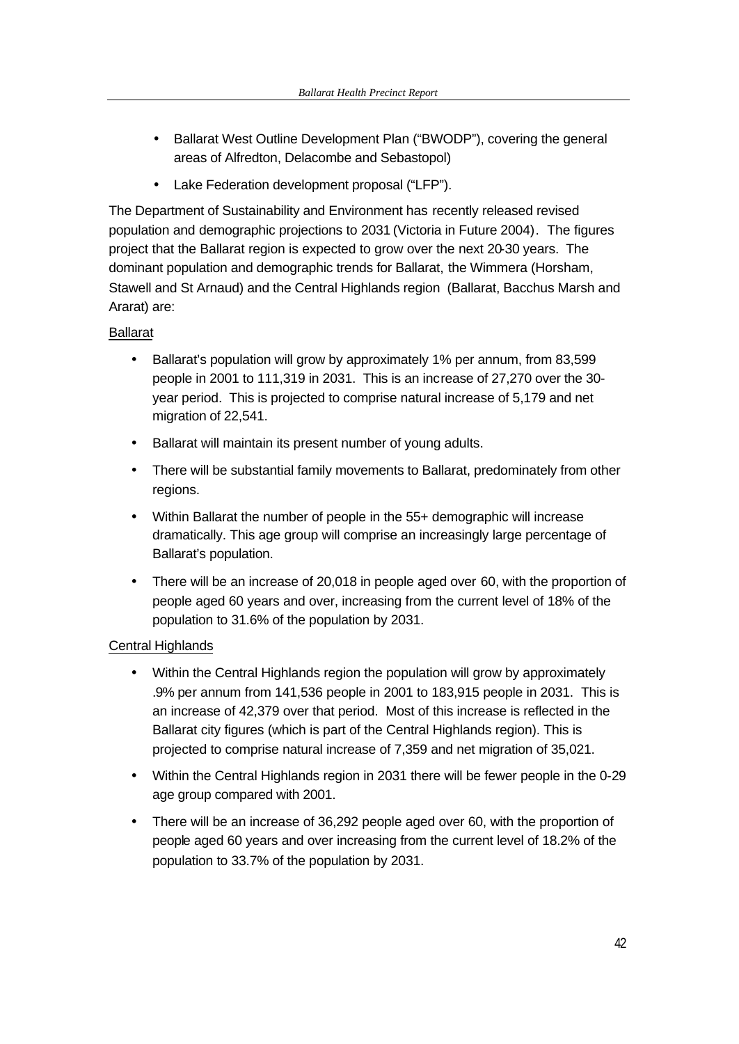- Ballarat West Outline Development Plan ("BWODP"), covering the general areas of Alfredton, Delacombe and Sebastopol)
- Lake Federation development proposal ("LFP").

The Department of Sustainability and Environment has recently released revised population and demographic projections to 2031 (Victoria in Future 2004). The figures project that the Ballarat region is expected to grow over the next 20-30 years. The dominant population and demographic trends for Ballarat, the Wimmera (Horsham, Stawell and St Arnaud) and the Central Highlands region (Ballarat, Bacchus Marsh and Ararat) are:

Ballarat

- Ballarat's population will grow by approximately 1% per annum, from 83,599 people in 2001 to 111,319 in 2031. This is an increase of 27,270 over the 30-year period. This is projected to comprise natural increase of 5,179 and net migration of 22,541.
- Ballarat will maintain its present number of young adults.
- There will be substantial family movements to Ballarat, predominately from other regions.
- Within Ballarat the number of people in the 55+ demographic will increase dramatically. This age group will comprise an increasingly large percentage of Ballarat's population.
- There will be an increase of 20,018 in people aged over 60, with the proportion of people aged 60 years and over, increasing from the current level of 18% of the population to 31.6% of the population by 2031.

Central Highlands

- Within the Central Highlands region the population will grow by approximately .9% per annum from 141,536 people in 2001 to 183,915 people in 2031. This is an increase of 42,379 over that period. Most of this increase is reflected in the Ballarat city figures (which is part of the Central Highlands region). This is projected to comprise natural increase of 7,359 and net migration of 35,021.
- Within the Central Highlands region in 2031 there will be fewer people in the 0-29 age group compared with 2001.
- There will be an increase of 36,292 people aged over 60, with the proportion of people aged 60 years and over increasing from the current level of 18.2% of the population to 33.7% of the population by 2031.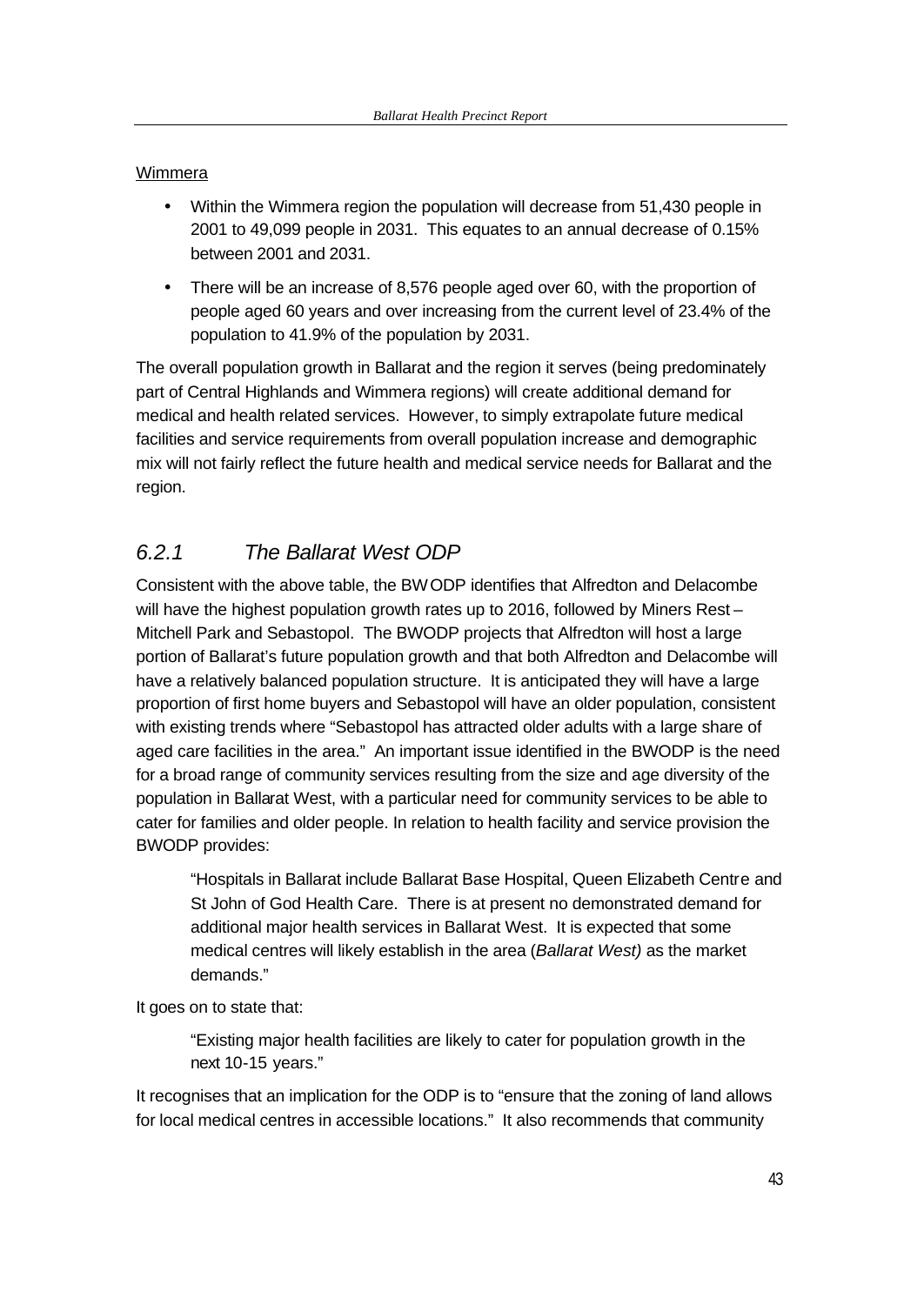<u>Wimmera</u>

- Within the Wimmera region the population will decrease from 51,430 people in 2001 to 49,099 people in 2031. This equates to an annual decrease of 0.15% between 2001 and 2031.
- There will be an increase of 8,576 people aged over 60, with the proportion of people aged 60 years and over increasing from the current level of 23.4% of the population to 41.9% of the population by 2031.

The overall population growth in Ballarat and the region it serves (being predominately part of Central Highlands and Wimmera regions) will create additional demand for medical and health related services. However, to simply extrapolate future medical facilities and service requirements from overall population increase and demographic mix will not fairly reflect the future health and medical service needs for Ballarat and the region.

### *6.2.1 The Ballarat West ODP*

Consistent with the above table, the BWODP identifies that Alfredton and Delacombe will have the highest population growth rates up to 2016, followed by Miners Rest – Mitchell Park and Sebastopol. The BWODP projects that Alfredton will host a large portion of Ballarat's future population growth and that both Alfredton and Delacombe will have a relatively balanced population structure. It is anticipated they will have a large proportion of first home buyers and Sebastopol will have an older population, consistent with existing trends where "Sebastopol has attracted older adults with a large share of aged care facilities in the area." An important issue identified in the BWODP is the need for a broad range of community services resulting from the size and age diversity of the population in Ballarat West, with a particular need for community services to be able to cater for families and older people. In relation to health facility and service provision the BWODP provides:

> "Hospitals in Ballarat include Ballarat Base Hospital, Queen Elizabeth Centre and St John of God Health Care. There is at present no demonstrated demand for additional major health services in Ballarat West. It is expected that some medical centres will likely establish in the area (*Ballarat West)* as the market demands."

It goes on to state that:

> "Existing major health facilities are likely to cater for population growth in the next 10-15 years."

It recognises that an implication for the ODP is to "ensure that the zoning of land allows for local medical centres in accessible locations." It also recommends that community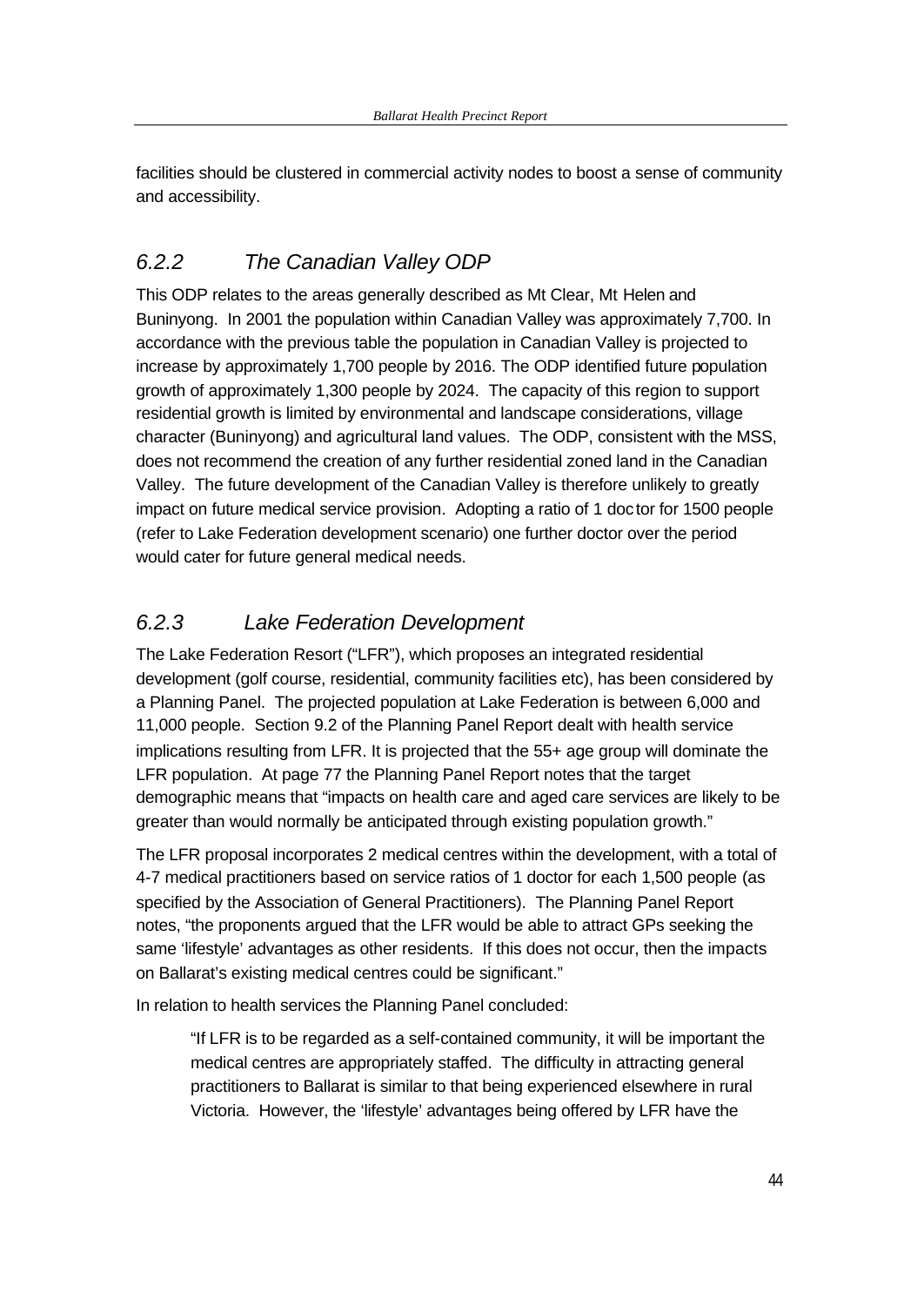facilities should be clustered in commercial activity nodes to boost a sense of community and accessibility.

### *6.2.2 The Canadian Valley ODP*

This ODP relates to the areas generally described as Mt Clear, Mt Helen and Buninyong. In 2001 the population within Canadian Valley was approximately 7,700. In accordance with the previous table the population in Canadian Valley is projected to increase by approximately 1,700 people by 2016. The ODP identified future population growth of approximately 1,300 people by 2024. The capacity of this region to support residential growth is limited by environmental and landscape considerations, village character (Buninyong) and agricultural land values. The ODP, consistent with the MSS, does not recommend the creation of any further residential zoned land in the Canadian Valley. The future development of the Canadian Valley is therefore unlikely to greatly impact on future medical service provision. Adopting a ratio of 1 doctor for 1500 people (refer to Lake Federation development scenario) one further doctor over the period would cater for future general medical needs.

### *6.2.3 Lake Federation Development*

The Lake Federation Resort ("LFR"), which proposes an integrated residential development (golf course, residential, community facilities etc), has been considered by a Planning Panel. The projected population at Lake Federation is between 6,000 and 11,000 people. Section 9.2 of the Planning Panel Report dealt with health service implications resulting from LFR. It is projected that the 55+ age group will dominate the LFR population. At page 77 the Planning Panel Report notes that the target demographic means that "impacts on health care and aged care services are likely to be greater than would normally be anticipated through existing population growth."

The LFR proposal incorporates 2 medical centres within the development, with a total of 4-7 medical practitioners based on service ratios of 1 doctor for each 1,500 people (as specified by the Association of General Practitioners). The Planning Panel Report notes, "the proponents argued that the LFR would be able to attract GPs seeking the same 'lifestyle' advantages as other residents. If this does not occur, then the impacts on Ballarat's existing medical centres could be significant."

In relation to health services the Planning Panel concluded:

> "If LFR is to be regarded as a self-contained community, it will be important the medical centres are appropriately staffed. The difficulty in attracting general practitioners to Ballarat is similar to that being experienced elsewhere in rural Victoria. However, the 'lifestyle' advantages being offered by LFR have the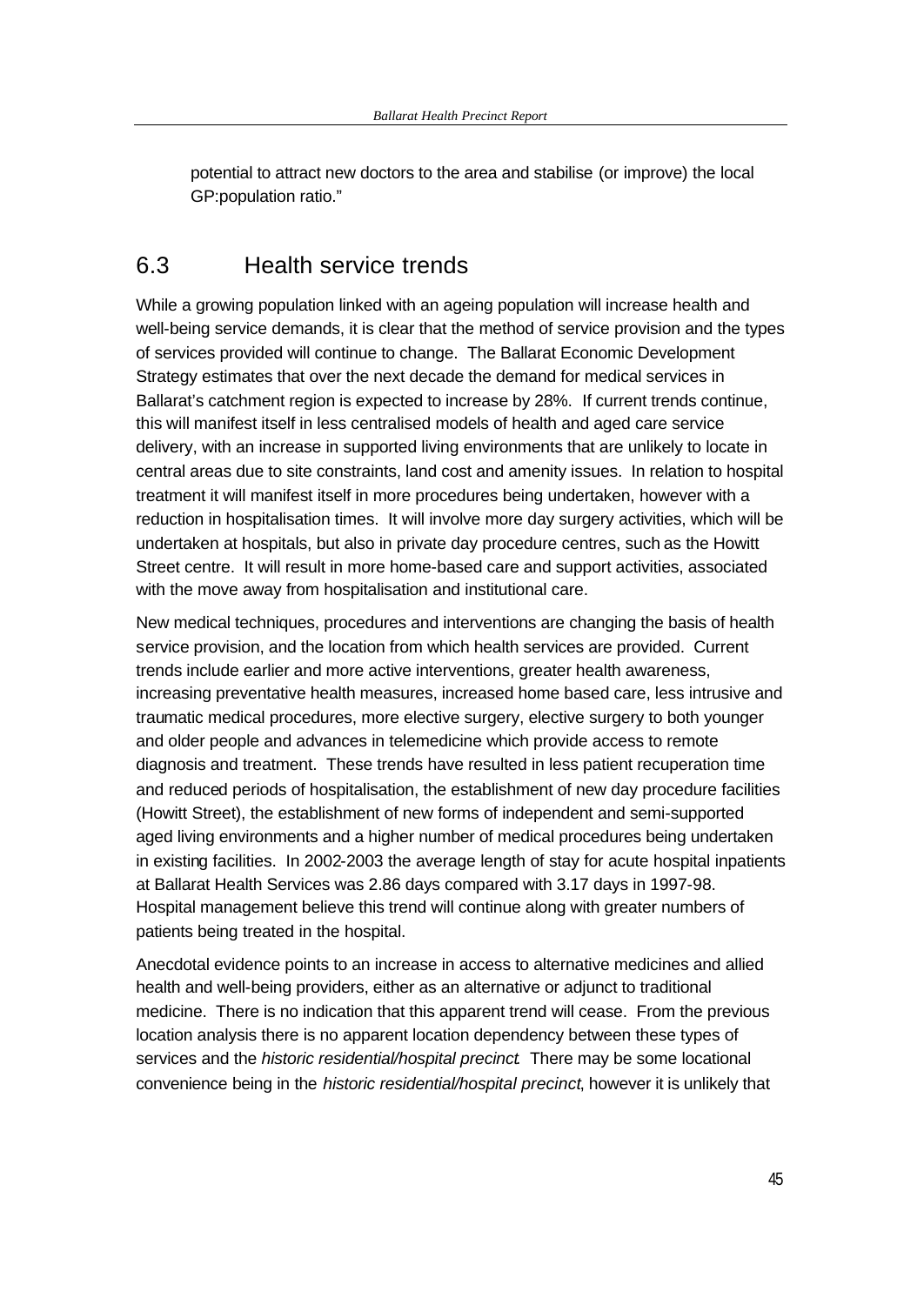potential to attract new doctors to the area and stabilise (or improve) the local GP:population ratio."

## 6.3 Health service trends

While a growing population linked with an ageing population will increase health and well-being service demands, it is clear that the method of service provision and the types of services provided will continue to change. The Ballarat Economic Development Strategy estimates that over the next decade the demand for medical services in Ballarat's catchment region is expected to increase by 28%. If current trends continue, this will manifest itself in less centralised models of health and aged care service delivery, with an increase in supported living environments that are unlikely to locate in central areas due to site constraints, land cost and amenity issues. In relation to hospital treatment it will manifest itself in more procedures being undertaken, however with a reduction in hospitalisation times. It will involve more day surgery activities, which will be undertaken at hospitals, but also in private day procedure centres, such as the Howitt Street centre. It will result in more home-based care and support activities, associated with the move away from hospitalisation and institutional care.

New medical techniques, procedures and interventions are changing the basis of health service provision, and the location from which health services are provided. Current trends include earlier and more active interventions, greater health awareness, increasing preventative health measures, increased home based care, less intrusive and traumatic medical procedures, more elective surgery, elective surgery to both younger and older people and advances in telemedicine which provide access to remote diagnosis and treatment. These trends have resulted in less patient recuperation time and reduced periods of hospitalisation, the establishment of new day procedure facilities (Howitt Street), the establishment of new forms of independent and semi-supported aged living environments and a higher number of medical procedures being undertaken in existing facilities. In 2002-2003 the average length of stay for acute hospital inpatients at Ballarat Health Services was 2.86 days compared with 3.17 days in 1997-98. Hospital management believe this trend will continue along with greater numbers of patients being treated in the hospital.

Anecdotal evidence points to an increase in access to alternative medicines and allied health and well-being providers, either as an alternative or adjunct to traditional medicine. There is no indication that this apparent trend will cease. From the previous location analysis there is no apparent location dependency between these types of services and the *historic residential/hospital precinct*. There may be some locational convenience being in the *historic residential/hospital precinct*, however it is unlikely that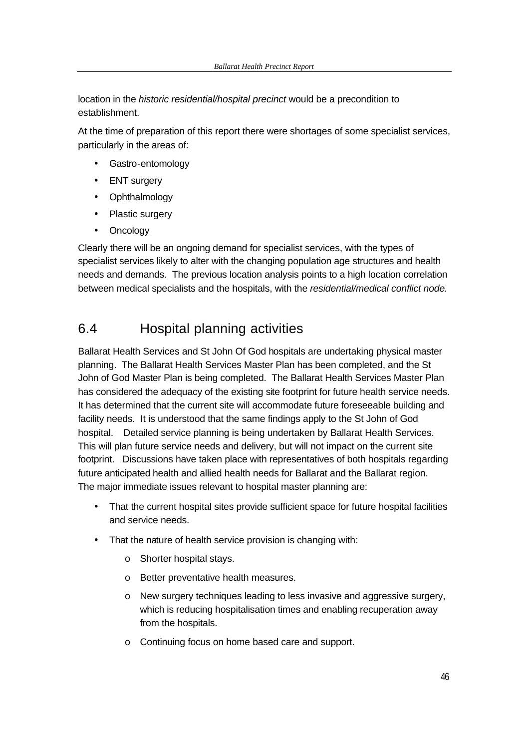location in the *historic residential/hospital precinct* would be a precondition to establishment.

At the time of preparation of this report there were shortages of some specialist services, particularly in the areas of:

- Gastro-entomology
- ENT surgery
- Ophthalmology
- Plastic surgery
- Oncology

Clearly there will be an ongoing demand for specialist services, with the types of specialist services likely to alter with the changing population age structures and health needs and demands. The previous location analysis points to a high location correlation between medical specialists and the hospitals, with the *residential/medical conflict node*.

## 6.4 Hospital planning activities

Ballarat Health Services and St John Of God hospitals are undertaking physical master planning. The Ballarat Health Services Master Plan has been completed, and the St John of God Master Plan is being completed. The Ballarat Health Services Master Plan has considered the adequacy of the existing site footprint for future health service needs. It has determined that the current site will accommodate future foreseeable building and facility needs. It is understood that the same findings apply to the St John of God hospital. Detailed service planning is being undertaken by Ballarat Health Services. This will plan future service needs and delivery, but will not impact on the current site footprint. Discussions have taken place with representatives of both hospitals regarding future anticipated health and allied health needs for Ballarat and the Ballarat region. The major immediate issues relevant to hospital master planning are:

- That the current hospital sites provide sufficient space for future hospital facilities and service needs.
- That the nature of health service provision is changing with:
  - Shorter hospital stays.
  - Better preventative health measures.
  - New surgery techniques leading to less invasive and aggressive surgery, which is reducing hospitalisation times and enabling recuperation away from the hospitals.
  - Continuing focus on home based care and support.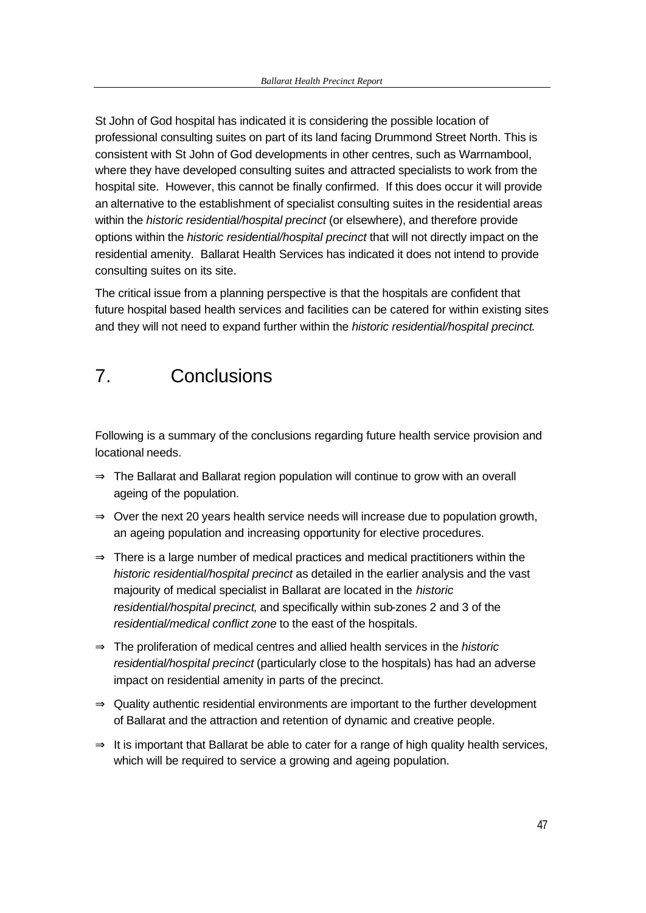St John of God hospital has indicated it is considering the possible location of professional consulting suites on part of its land facing Drummond Street North. This is consistent with St John of God developments in other centres, such as Warrnambool, where they have developed consulting suites and attracted specialists to work from the hospital site. However, this cannot be finally confirmed. If this does occur it will provide an alternative to the establishment of specialist consulting suites in the residential areas within the *historic residential/hospital precinct* (or elsewhere), and therefore provide options within the *historic residential/hospital precinct* that will not directly impact on the residential amenity. Ballarat Health Services has indicated it does not intend to provide consulting suites on its site.

The critical issue from a planning perspective is that the hospitals are confident that future hospital based health services and facilities can be catered for within existing sites and they will not need to expand further within the *historic residential/hospital precinct*.

# 7. Conclusions

Following is a summary of the conclusions regarding future health service provision and locational needs.

⇒ The Ballarat and Ballarat region population will continue to grow with an overall ageing of the population.

⇒ Over the next 20 years health service needs will increase due to population growth, an ageing population and increasing opportunity for elective procedures.

⇒ There is a large number of medical practices and medical practitioners within the *historic residential/hospital precinct* as detailed in the earlier analysis and the vast majourity of medical specialist in Ballarat are located in the *historic residential/hospital precinct*, and specifically within sub-zones 2 and 3 of the *residential/medical conflict zone* to the east of the hospitals.

⇒ The proliferation of medical centres and allied health services in the *historic residential/hospital precinct* (particularly close to the hospitals) has had an adverse impact on residential amenity in parts of the precinct.

⇒ Quality authentic residential environments are important to the further development of Ballarat and the attraction and retention of dynamic and creative people.

⇒ It is important that Ballarat be able to cater for a range of high quality health services, which will be required to service a growing and ageing population.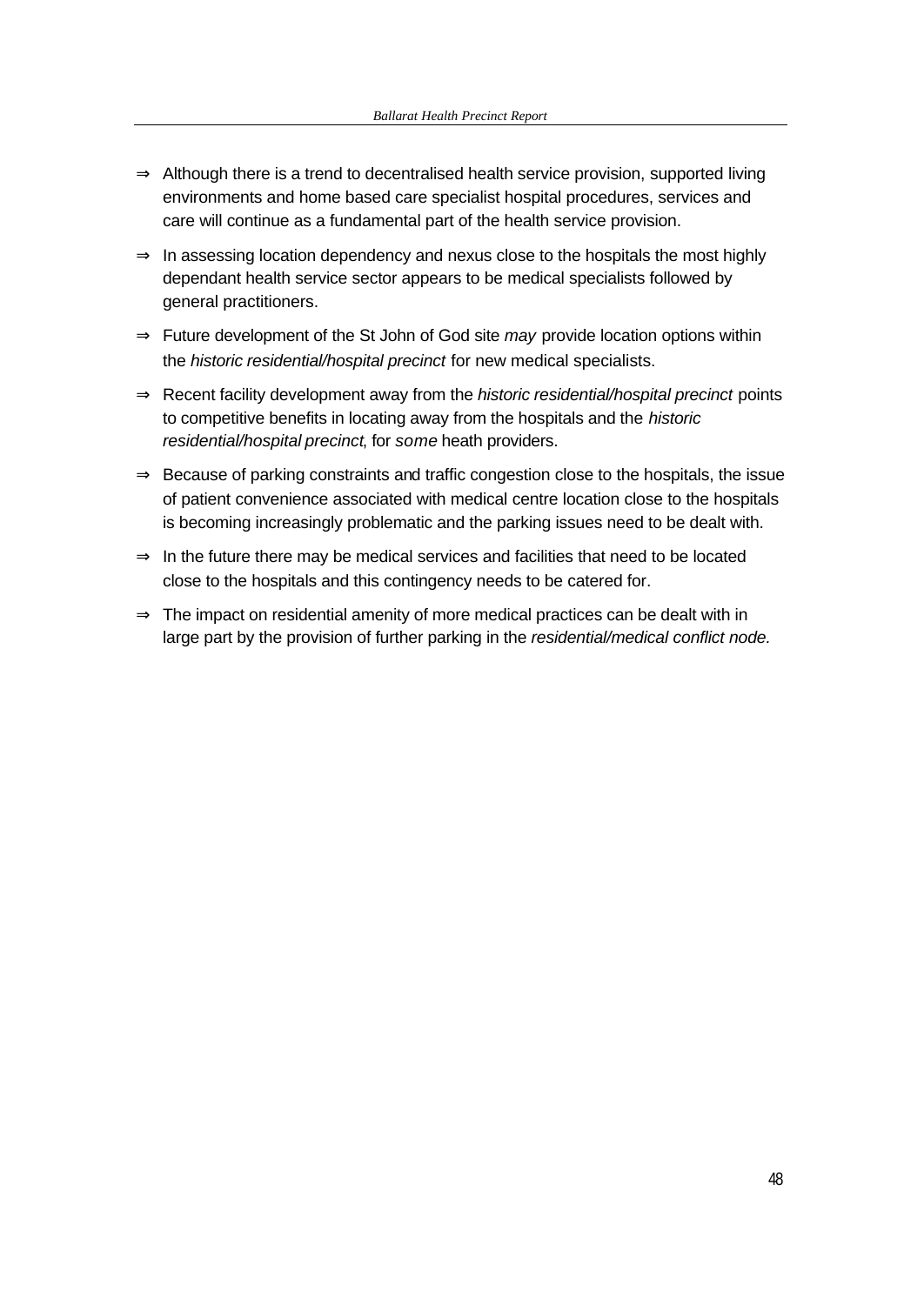- ⇒ Although there is a trend to decentralised health service provision, supported living environments and home based care specialist hospital procedures, services and care will continue as a fundamental part of the health service provision.
- ⇒ In assessing location dependency and nexus close to the hospitals the most highly dependant health service sector appears to be medical specialists followed by general practitioners.
- ⇒ Future development of the St John of God site *may* provide location options within the *historic residential/hospital precinct* for new medical specialists.
- ⇒ Recent facility development away from the *historic residential/hospital precinct* points to competitive benefits in locating away from the hospitals and the *historic residential/hospital precinct*, for *some* heath providers.
- ⇒ Because of parking constraints and traffic congestion close to the hospitals, the issue of patient convenience associated with medical centre location close to the hospitals is becoming increasingly problematic and the parking issues need to be dealt with.
- ⇒ In the future there may be medical services and facilities that need to be located close to the hospitals and this contingency needs to be catered for.
- ⇒ The impact on residential amenity of more medical practices can be dealt with in large part by the provision of further parking in the *residential/medical conflict node.*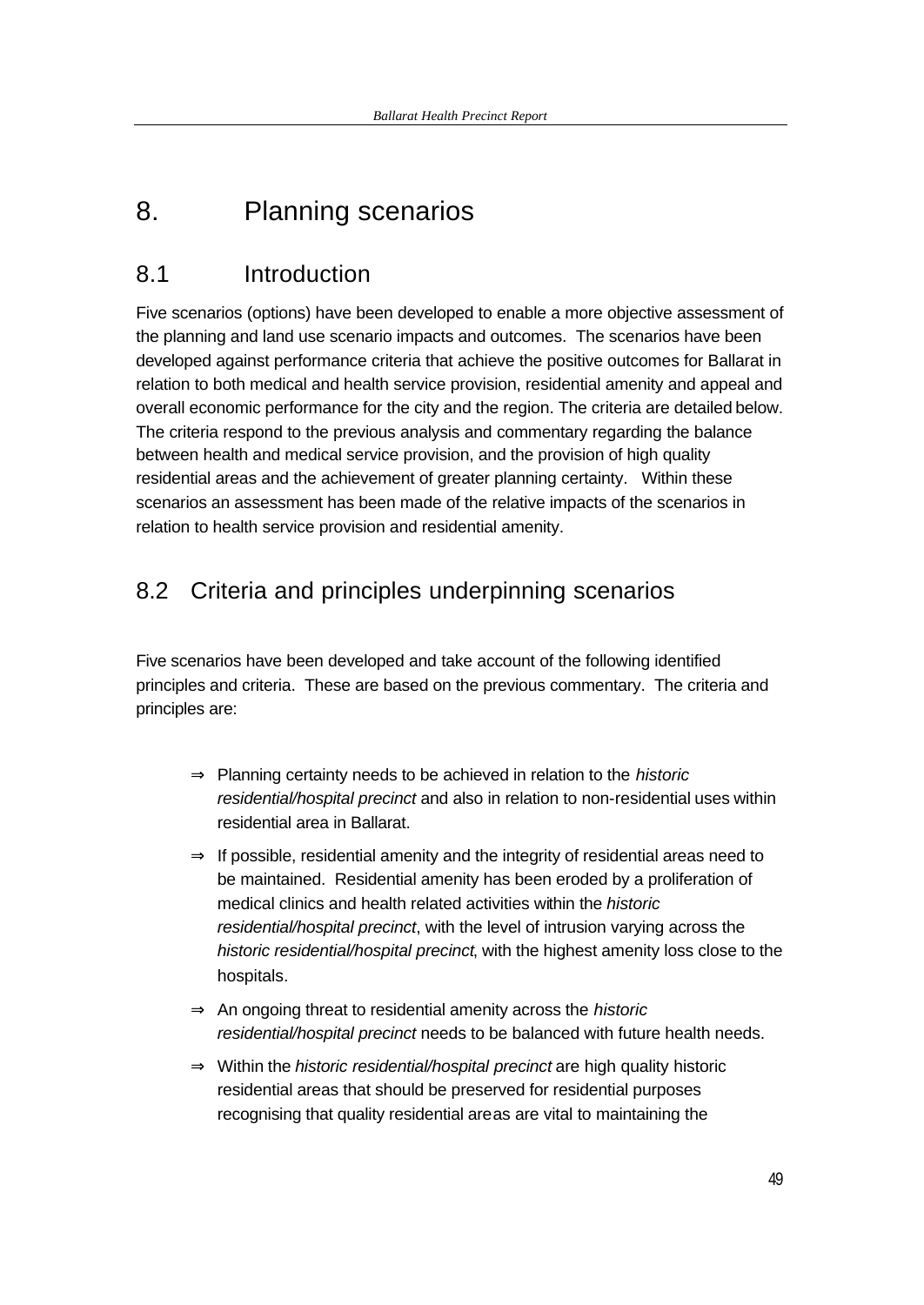# 8. Planning scenarios

## 8.1 Introduction

Five scenarios (options) have been developed to enable a more objective assessment of the planning and land use scenario impacts and outcomes. The scenarios have been developed against performance criteria that achieve the positive outcomes for Ballarat in relation to both medical and health service provision, residential amenity and appeal and overall economic performance for the city and the region. The criteria are detailed below. The criteria respond to the previous analysis and commentary regarding the balance between health and medical service provision, and the provision of high quality residential areas and the achievement of greater planning certainty. Within these scenarios an assessment has been made of the relative impacts of the scenarios in relation to health service provision and residential amenity.

## 8.2 Criteria and principles underpinning scenarios

Five scenarios have been developed and take account of the following identified principles and criteria. These are based on the previous commentary. The criteria and principles are:

- ⇒ Planning certainty needs to be achieved in relation to the *historic residential/hospital precinct* and also in relation to non-residential uses within residential area in Ballarat.
- ⇒ If possible, residential amenity and the integrity of residential areas need to be maintained. Residential amenity has been eroded by a proliferation of medical clinics and health related activities within the *historic residential/hospital precinct*, with the level of intrusion varying across the *historic residential/hospital precinct*, with the highest amenity loss close to the hospitals.
- ⇒ An ongoing threat to residential amenity across the *historic residential/hospital precinct* needs to be balanced with future health needs.
- ⇒ Within the *historic residential/hospital precinct* are high quality historic residential areas that should be preserved for residential purposes recognising that quality residential areas are vital to maintaining the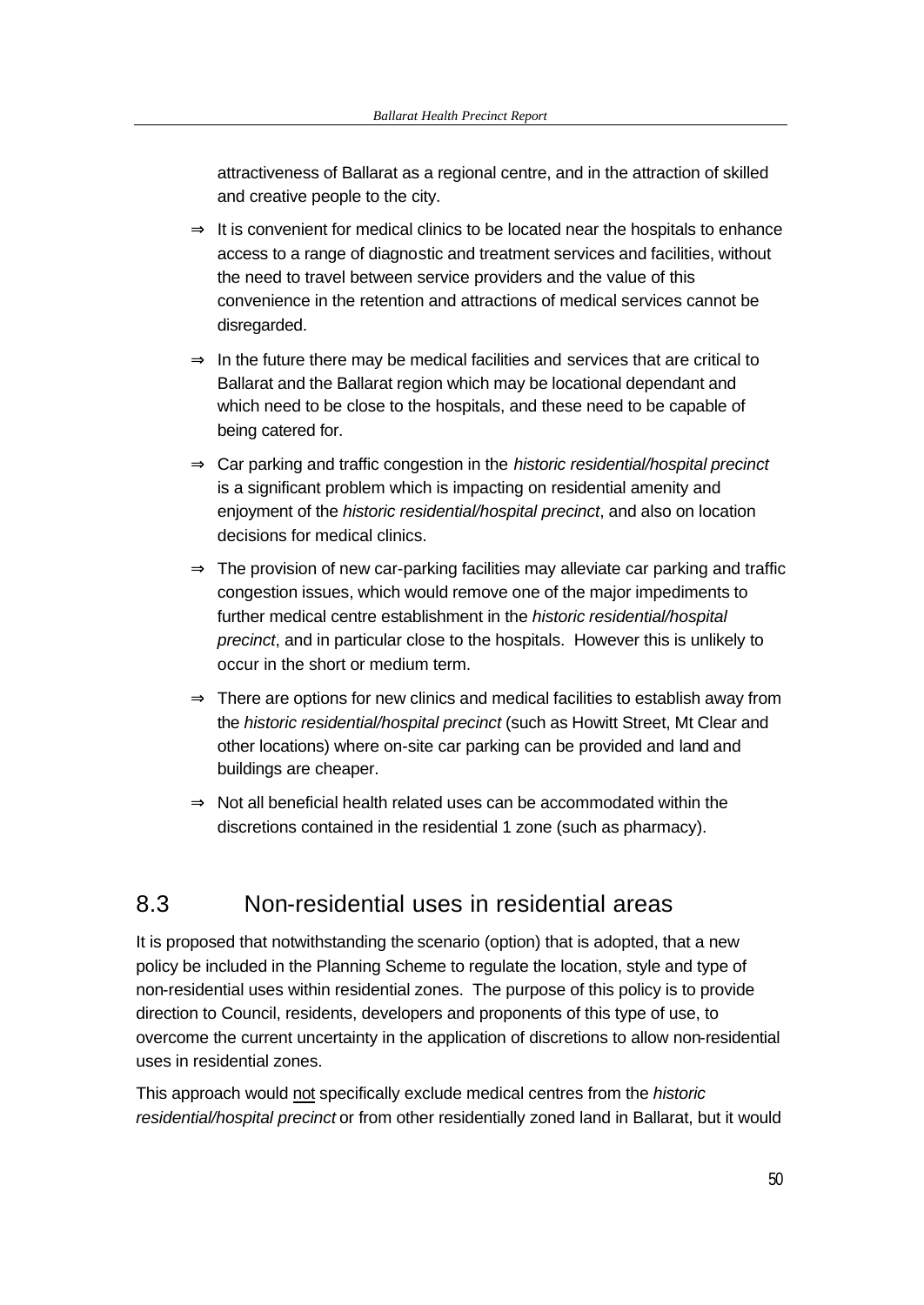attractiveness of Ballarat as a regional centre, and in the attraction of skilled and creative people to the city.

⇒ It is convenient for medical clinics to be located near the hospitals to enhance access to a range of diagnostic and treatment services and facilities, without the need to travel between service providers and the value of this convenience in the retention and attractions of medical services cannot be disregarded.

⇒ In the future there may be medical facilities and services that are critical to Ballarat and the Ballarat region which may be locational dependant and which need to be close to the hospitals, and these need to be capable of being catered for.

⇒ Car parking and traffic congestion in the *historic residential/hospital precinct* is a significant problem which is impacting on residential amenity and enjoyment of the *historic residential/hospital precinct*, and also on location decisions for medical clinics.

⇒ The provision of new car-parking facilities may alleviate car parking and traffic congestion issues, which would remove one of the major impediments to further medical centre establishment in the *historic residential/hospital precinct*, and in particular close to the hospitals. However this is unlikely to occur in the short or medium term.

⇒ There are options for new clinics and medical facilities to establish away from the *historic residential/hospital precinct* (such as Howitt Street, Mt Clear and other locations) where on-site car parking can be provided and land and buildings are cheaper.

⇒ Not all beneficial health related uses can be accommodated within the discretions contained in the residential 1 zone (such as pharmacy).

## 8.3 Non-residential uses in residential areas

It is proposed that notwithstanding the scenario (option) that is adopted, that a new policy be included in the Planning Scheme to regulate the location, style and type of non-residential uses within residential zones. The purpose of this policy is to provide direction to Council, residents, developers and proponents of this type of use, to overcome the current uncertainty in the application of discretions to allow non-residential uses in residential zones.

This approach would <u>not</u> specifically exclude medical centres from the *historic residential/hospital precinct* or from other residentially zoned land in Ballarat, but it would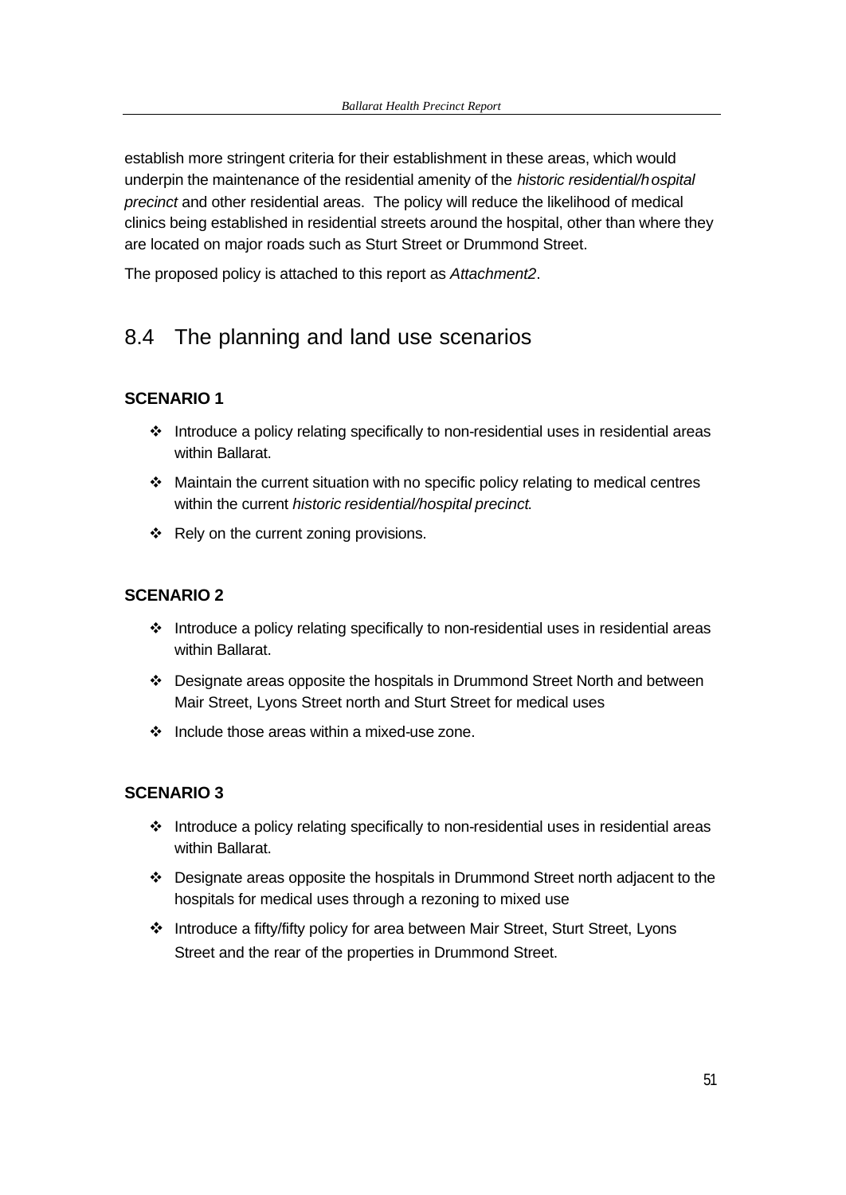establish more stringent criteria for their establishment in these areas, which would underpin the maintenance of the residential amenity of the *historic residential/hospital precinct* and other residential areas. The policy will reduce the likelihood of medical clinics being established in residential streets around the hospital, other than where they are located on major roads such as Sturt Street or Drummond Street.

The proposed policy is attached to this report as *Attachment2*.

## 8.4 The planning and land use scenarios

**SCENARIO 1**

- Introduce a policy relating specifically to non-residential uses in residential areas within Ballarat.
- Maintain the current situation with no specific policy relating to medical centres within the current *historic residential/hospital precinct*.
- Rely on the current zoning provisions.

**SCENARIO 2**

- Introduce a policy relating specifically to non-residential uses in residential areas within Ballarat.
- Designate areas opposite the hospitals in Drummond Street North and between Mair Street, Lyons Street north and Sturt Street for medical uses
- Include those areas within a mixed-use zone.

**SCENARIO 3**

- Introduce a policy relating specifically to non-residential uses in residential areas within Ballarat.
- Designate areas opposite the hospitals in Drummond Street north adjacent to the hospitals for medical uses through a rezoning to mixed use
- Introduce a fifty/fifty policy for area between Mair Street, Sturt Street, Lyons Street and the rear of the properties in Drummond Street.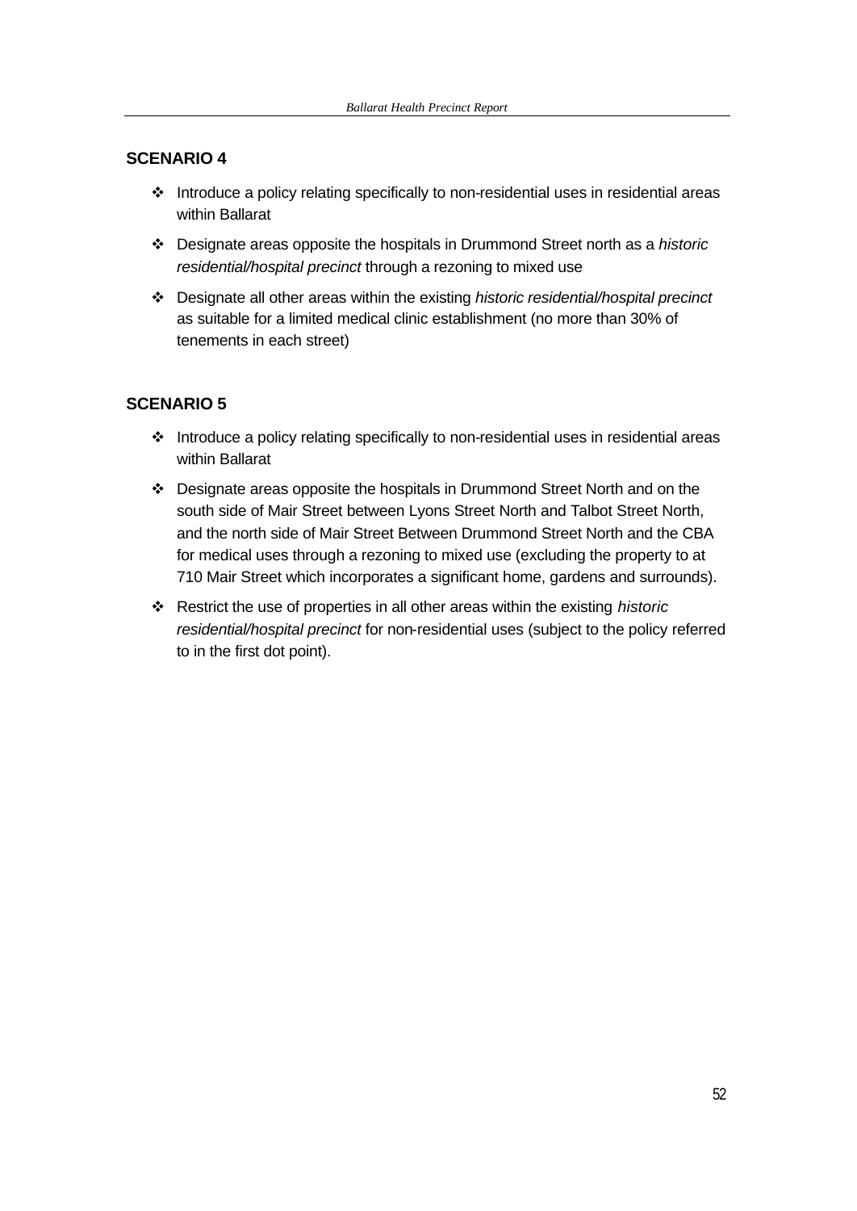## SCENARIO 4

- Introduce a policy relating specifically to non-residential uses in residential areas within Ballarat
- Designate areas opposite the hospitals in Drummond Street north as a *historic residential/hospital precinct* through a rezoning to mixed use
- Designate all other areas within the existing *historic residential/hospital precinct* as suitable for a limited medical clinic establishment (no more than 30% of tenements in each street)

## SCENARIO 5

- Introduce a policy relating specifically to non-residential uses in residential areas within Ballarat
- Designate areas opposite the hospitals in Drummond Street North and on the south side of Mair Street between Lyons Street North and Talbot Street North, and the north side of Mair Street Between Drummond Street North and the CBA for medical uses through a rezoning to mixed use (excluding the property to at 710 Mair Street which incorporates a significant home, gardens and surrounds).
- Restrict the use of properties in all other areas within the existing *historic residential/hospital precinct* for non-residential uses (subject to the policy referred to in the first dot point).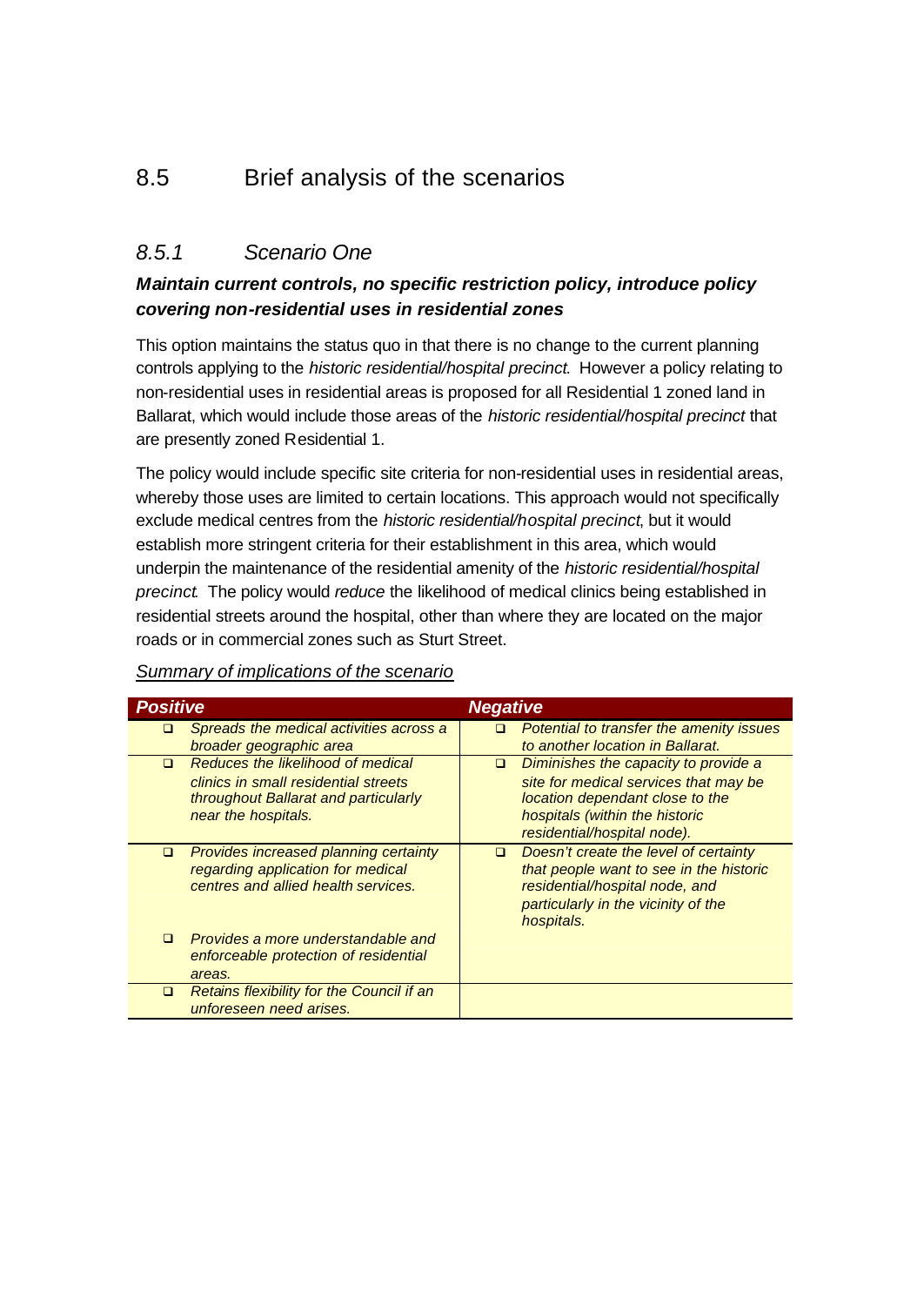## 8.5 Brief analysis of the scenarios

### *8.5.1 Scenario One*

***Maintain current controls, no specific restriction policy, introduce policy covering non-residential uses in residential zones***

This option maintains the status quo in that there is no change to the current planning controls applying to the *historic residential/hospital precinct*. However a policy relating to non-residential uses in residential areas is proposed for all Residential 1 zoned land in Ballarat, which would include those areas of the *historic residential/hospital precinct* that are presently zoned Residential 1.

The policy would include specific site criteria for non-residential uses in residential areas, whereby those uses are limited to certain locations. This approach would not specifically exclude medical centres from the *historic residential/hospital precinct*, but it would establish more stringent criteria for their establishment in this area, which would underpin the maintenance of the residential amenity of the *historic residential/hospital precinct*. The policy would *reduce* the likelihood of medical clinics being established in residential streets around the hospital, other than where they are located on the major roads or in commercial zones such as Sturt Street.

<u>Summary of implications of the scenario</u>

| ***Positive*** | ***Negative*** |
| --- | --- |
| ❑ *Spreads the medical activities across a broader geographic area* | ❑ *Potential to transfer the amenity issues to another location in Ballarat.* |
| ❑ *Reduces the likelihood of medical clinics in small residential streets throughout Ballarat and particularly near the hospitals.* | ❑ *Diminishes the capacity to provide a site for medical services that may be location dependant close to the hospitals (within the historic residential/hospital node).* |
| ❑ *Provides increased planning certainty regarding application for medical centres and allied health services.*<br><br>❑ *Provides a more understandable and enforceable protection of residential areas.* | ❑ *Doesn't create the level of certainty that people want to see in the historic residential/hospital node, and particularly in the vicinity of the hospitals.* |
| ❑ *Retains flexibility for the Council if an unforeseen need arises.* | |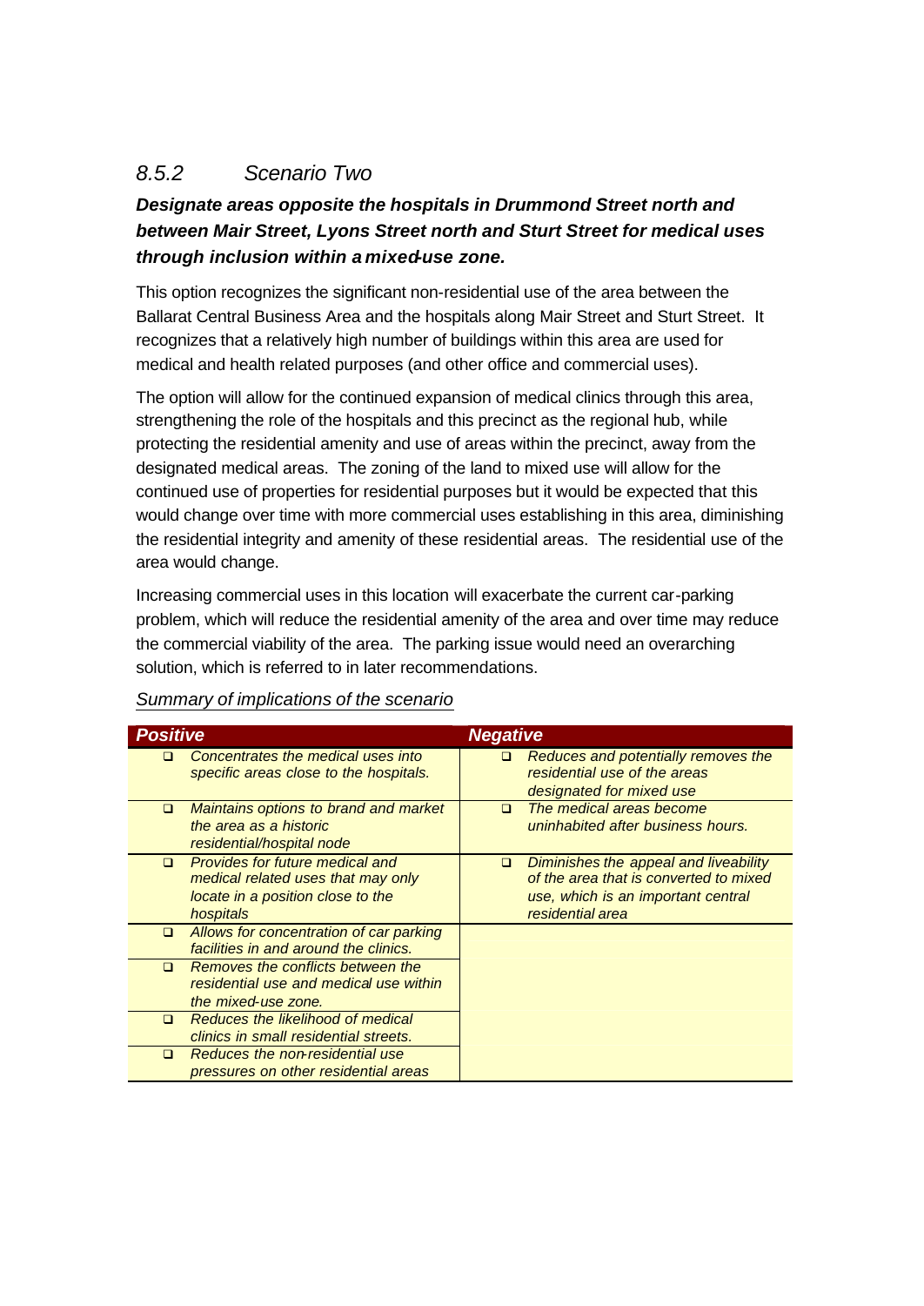### *8.5.2 Scenario Two*

***Designate areas opposite the hospitals in Drummond Street north and between Mair Street, Lyons Street north and Sturt Street for medical uses through inclusion within a mixed-use zone.***

This option recognizes the significant non-residential use of the area between the Ballarat Central Business Area and the hospitals along Mair Street and Sturt Street. It recognizes that a relatively high number of buildings within this area are used for medical and health related purposes (and other office and commercial uses).

The option will allow for the continued expansion of medical clinics through this area, strengthening the role of the hospitals and this precinct as the regional hub, while protecting the residential amenity and use of areas within the precinct, away from the designated medical areas. The zoning of the land to mixed use will allow for the continued use of properties for residential purposes but it would be expected that this would change over time with more commercial uses establishing in this area, diminishing the residential integrity and amenity of these residential areas. The residential use of the area would change.

Increasing commercial uses in this location will exacerbate the current car-parking problem, which will reduce the residential amenity of the area and over time may reduce the commercial viability of the area. The parking issue would need an overarching solution, which is referred to in later recommendations.

Summary of implications of the scenario

| Positive | Negative |
|---|---|
| ❑ *Concentrates the medical uses into specific areas close to the hospitals.* | ❑ *Reduces and potentially removes the residential use of the areas designated for mixed use* |
| ❑ *Maintains options to brand and market the area as a historic residential/hospital node* | ❑ *The medical areas become uninhabited after business hours.* |
| ❑ *Provides for future medical and medical related uses that may only locate in a position close to the hospitals* | ❑ *Diminishes the appeal and liveability of the area that is converted to mixed use, which is an important central residential area* |
| ❑ *Allows for concentration of car parking facilities in and around the clinics.* | |
| ❑ *Removes the conflicts between the residential use and medical use within the mixed-use zone.* | |
| ❑ *Reduces the likelihood of medical clinics in small residential streets.* | |
| ❑ *Reduces the non-residential use pressures on other residential areas* | |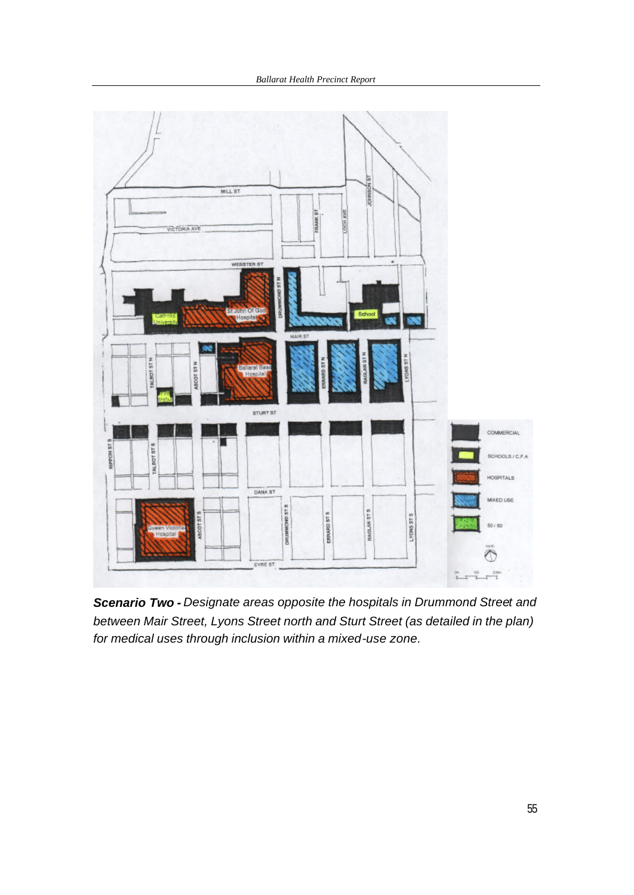***Scenario Two -*** *Designate areas opposite the hospitals in Drummond Street and between Mair Street, Lyons Street north and Sturt Street (as detailed in the plan) for medical uses through inclusion within a mixed-use zone.*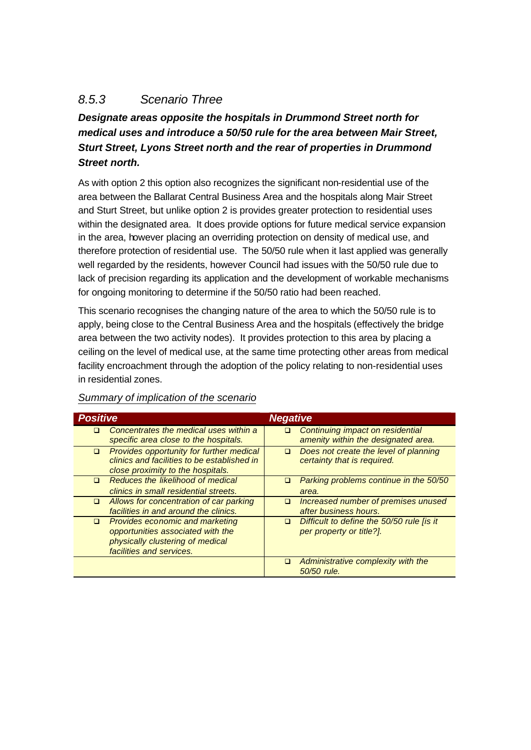### *8.5.3 Scenario Three*

***Designate areas opposite the hospitals in Drummond Street north for medical uses and introduce a 50/50 rule for the area between Mair Street, Sturt Street, Lyons Street north and the rear of properties in Drummond Street north.***

As with option 2 this option also recognizes the significant non-residential use of the area between the Ballarat Central Business Area and the hospitals along Mair Street and Sturt Street, but unlike option 2 is provides greater protection to residential uses within the designated area. It does provide options for future medical service expansion in the area, however placing an overriding protection on density of medical use, and therefore protection of residential use. The 50/50 rule when it last applied was generally well regarded by the residents, however Council had issues with the 50/50 rule due to lack of precision regarding its application and the development of workable mechanisms for ongoing monitoring to determine if the 50/50 ratio had been reached.

This scenario recognises the changing nature of the area to which the 50/50 rule is to apply, being close to the Central Business Area and the hospitals (effectively the bridge area between the two activity nodes). It provides protection to this area by placing a ceiling on the level of medical use, at the same time protecting other areas from medical facility encroachment through the adoption of the policy relating to non-residential uses in residential zones.

<u>Summary of implication of the scenario</u>

| Positive | Negative |
|---|---|
| ❑ *Concentrates the medical uses within a specific area close to the hospitals.* | ❑ *Continuing impact on residential amenity within the designated area.* |
| ❑ *Provides opportunity for further medical clinics and facilities to be established in close proximity to the hospitals.* | ❑ *Does not create the level of planning certainty that is required.* |
| ❑ *Reduces the likelihood of medical clinics in small residential streets.* | ❑ *Parking problems continue in the 50/50 area.* |
| ❑ *Allows for concentration of car parking facilities in and around the clinics.* | ❑ *Increased number of premises unused after business hours.* |
| ❑ *Provides economic and marketing opportunities associated with the physically clustering of medical facilities and services.* | ❑ *Difficult to define the 50/50 rule [is it per property or title?].* |
| | ❑ *Administrative complexity with the 50/50 rule.* |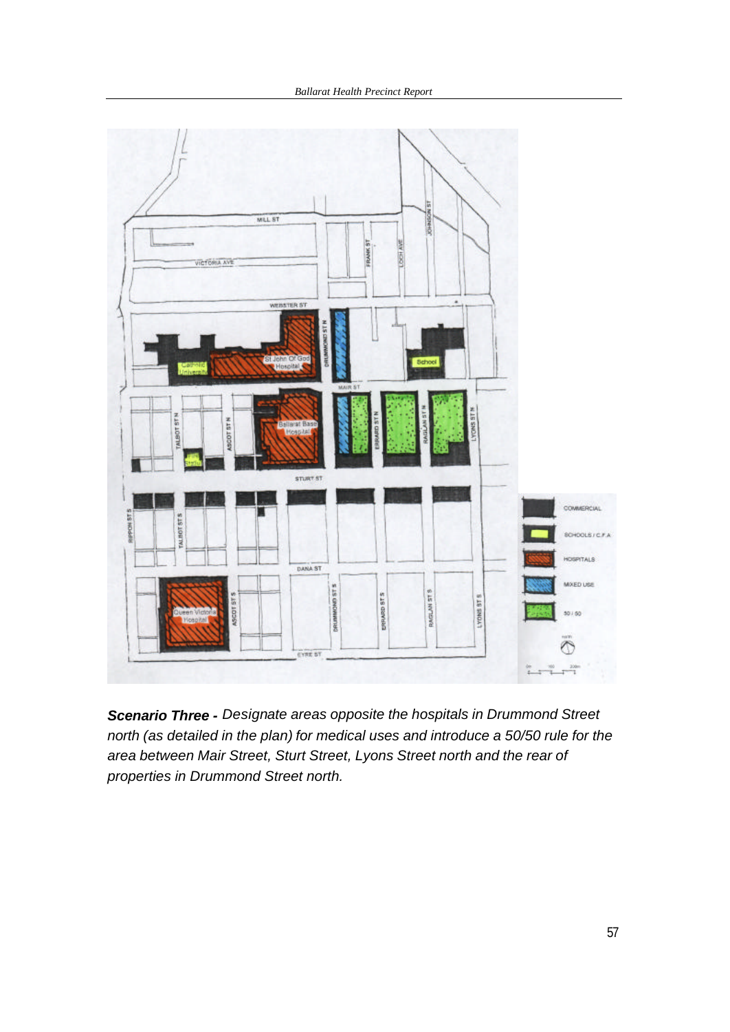***Scenario Three -*** *Designate areas opposite the hospitals in Drummond Street north (as detailed in the plan) for medical uses and introduce a 50/50 rule for the area between Mair Street, Sturt Street, Lyons Street north and the rear of properties in Drummond Street north.*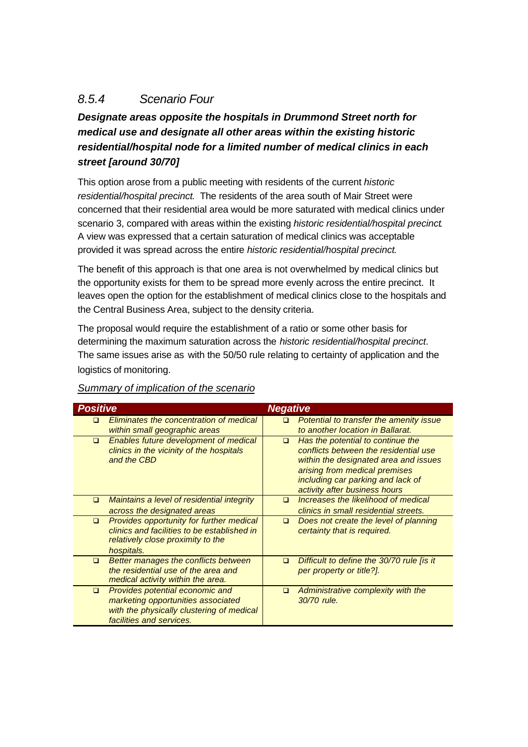### *8.5.4 Scenario Four*

***Designate areas opposite the hospitals in Drummond Street north for medical use and designate all other areas within the existing historic residential/hospital node for a limited number of medical clinics in each street [around 30/70]***

This option arose from a public meeting with residents of the current *historic residential/hospital precinct*. The residents of the area south of Mair Street were concerned that their residential area would be more saturated with medical clinics under scenario 3, compared with areas within the existing *historic residential/hospital precinct*. A view was expressed that a certain saturation of medical clinics was acceptable provided it was spread across the entire *historic residential/hospital precinct*.

The benefit of this approach is that one area is not overwhelmed by medical clinics but the opportunity exists for them to be spread more evenly across the entire precinct. It leaves open the option for the establishment of medical clinics close to the hospitals and the Central Business Area, subject to the density criteria.

The proposal would require the establishment of a ratio or some other basis for determining the maximum saturation across the *historic residential/hospital precinct*. The same issues arise as with the 50/50 rule relating to certainty of application and the logistics of monitoring.

<u>Summary of implication of the scenario</u>

| *Positive* | *Negative* |
|---|---|
| ❑ *Eliminates the concentration of medical within small geographic areas* | ❑ *Potential to transfer the amenity issue to another location in Ballarat.* |
| ❑ *Enables future development of medical clinics in the vicinity of the hospitals and the CBD* | ❑ *Has the potential to continue the conflicts between the residential use within the designated area and issues arising from medical premises including car parking and lack of activity after business hours* |
| ❑ *Maintains a level of residential integrity across the designated areas* | ❑ *Increases the likelihood of medical clinics in small residential streets.* |
| ❑ *Provides opportunity for further medical clinics and facilities to be established in relatively close proximity to the hospitals.* | ❑ *Does not create the level of planning certainty that is required.* |
| ❑ *Better manages the conflicts between the residential use of the area and medical activity within the area.* | ❑ *Difficult to define the 30/70 rule [is it per property or title?].* |
| ❑ *Provides potential economic and marketing opportunities associated with the physically clustering of medical facilities and services.* | ❑ *Administrative complexity with the 30/70 rule.* |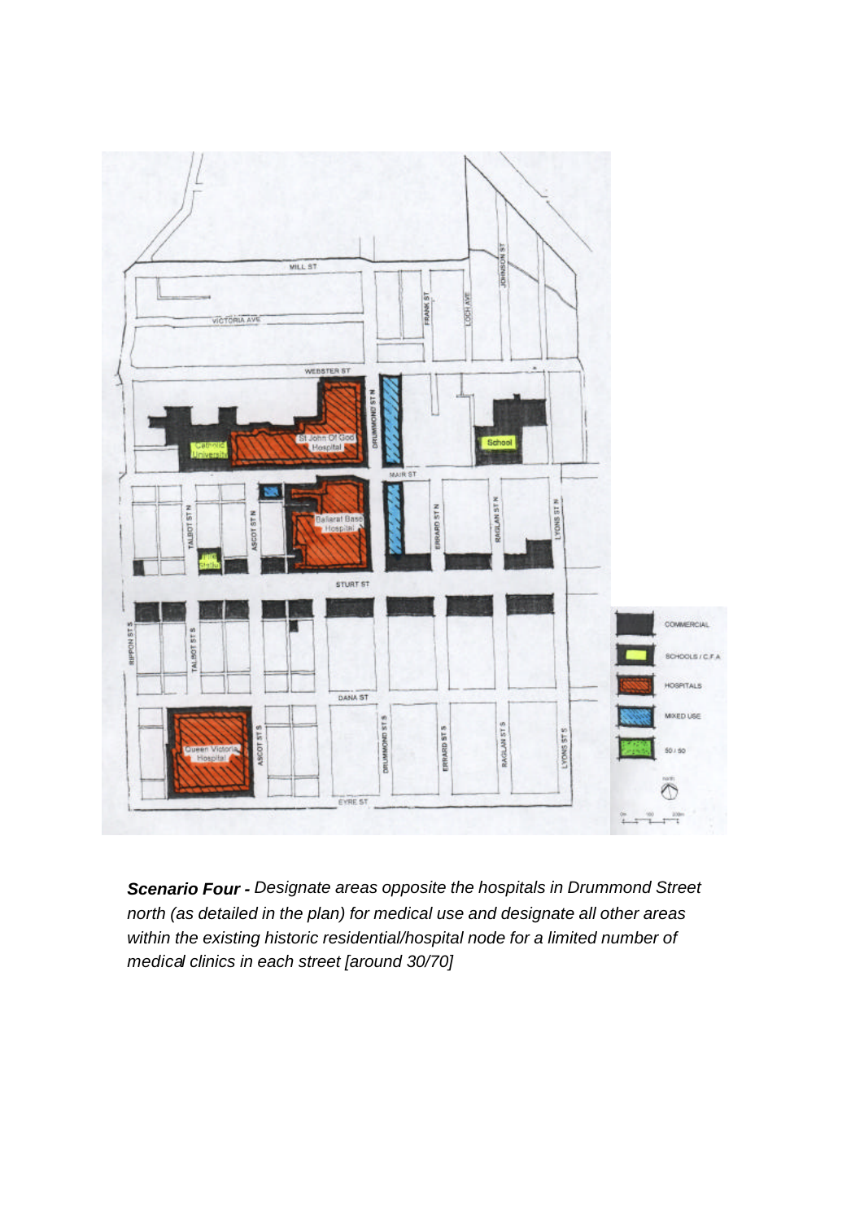***Scenario Four -*** *Designate areas opposite the hospitals in Drummond Street north (as detailed in the plan) for medical use and designate all other areas within the existing historic residential/hospital node for a limited number of medical clinics in each street [around 30/70]*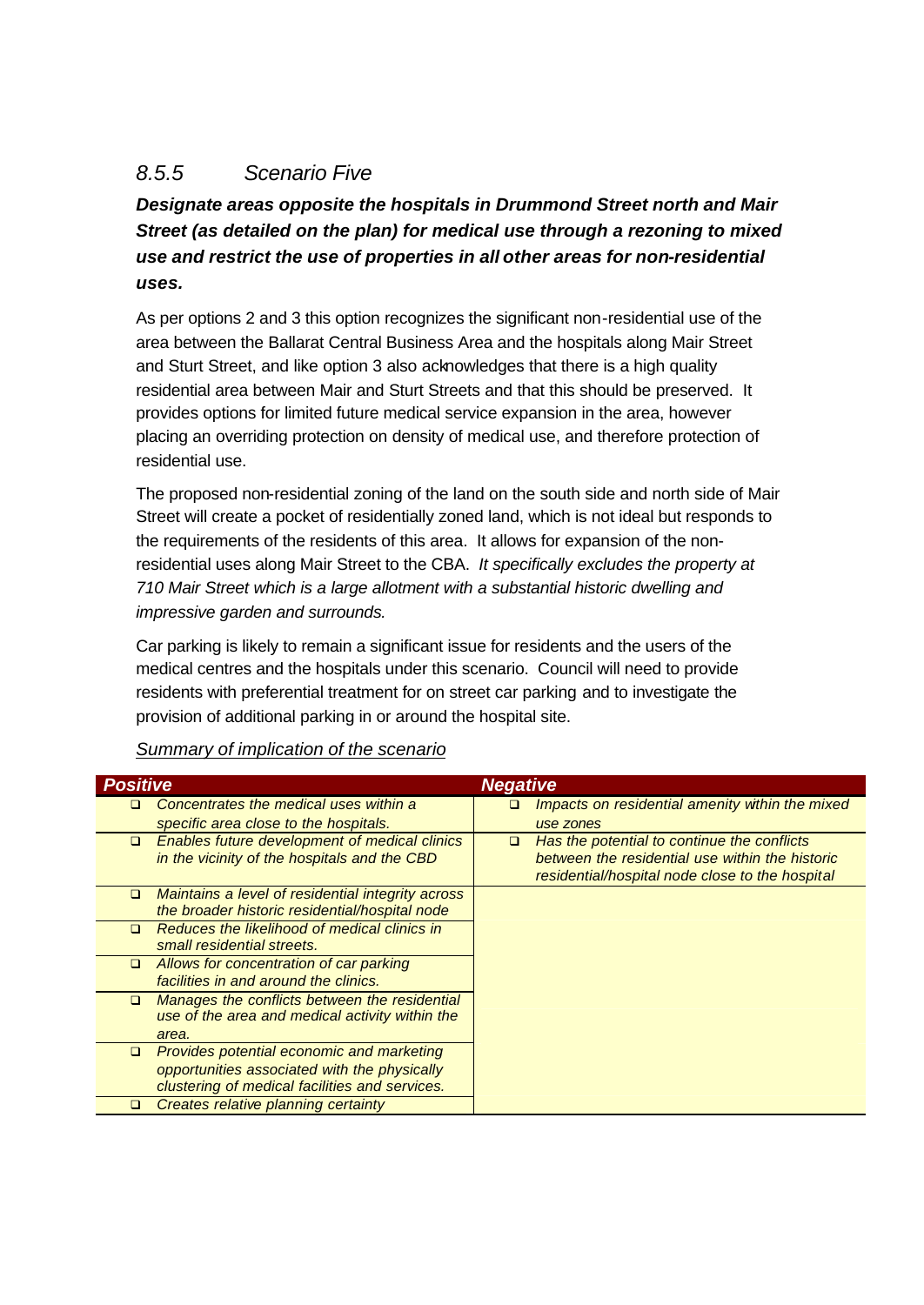### *8.5.5 Scenario Five*

***Designate areas opposite the hospitals in Drummond Street north and Mair Street (as detailed on the plan) for medical use through a rezoning to mixed use and restrict the use of properties in all other areas for non-residential uses.***

As per options 2 and 3 this option recognizes the significant non-residential use of the area between the Ballarat Central Business Area and the hospitals along Mair Street and Sturt Street, and like option 3 also acknowledges that there is a high quality residential area between Mair and Sturt Streets and that this should be preserved. It provides options for limited future medical service expansion in the area, however placing an overriding protection on density of medical use, and therefore protection of residential use.

The proposed non-residential zoning of the land on the south side and north side of Mair Street will create a pocket of residentially zoned land, which is not ideal but responds to the requirements of the residents of this area. It allows for expansion of the non-residential uses along Mair Street to the CBA. *It specifically excludes the property at 710 Mair Street which is a large allotment with a substantial historic dwelling and impressive garden and surrounds.*

Car parking is likely to remain a significant issue for residents and the users of the medical centres and the hospitals under this scenario. Council will need to provide residents with preferential treatment for on street car parking and to investigate the provision of additional parking in or around the hospital site.

<u>*Summary of implication of the scenario*</u>

| ***Positive*** | ***Negative*** |
|---|---|
| ❑ *Concentrates the medical uses within a specific area close to the hospitals.* | ❑ *Impacts on residential amenity within the mixed use zones* |
| ❑ *Enables future development of medical clinics in the vicinity of the hospitals and the CBD* | ❑ *Has the potential to continue the conflicts between the residential use within the historic residential/hospital node close to the hospital* |
| ❑ *Maintains a level of residential integrity across the broader historic residential/hospital node* | |
| ❑ *Reduces the likelihood of medical clinics in small residential streets.* | |
| ❑ *Allows for concentration of car parking facilities in and around the clinics.* | |
| ❑ *Manages the conflicts between the residential use of the area and medical activity within the area.* | |
| ❑ *Provides potential economic and marketing opportunities associated with the physically clustering of medical facilities and services.* | |
| ❑ *Creates relative planning certainty* | |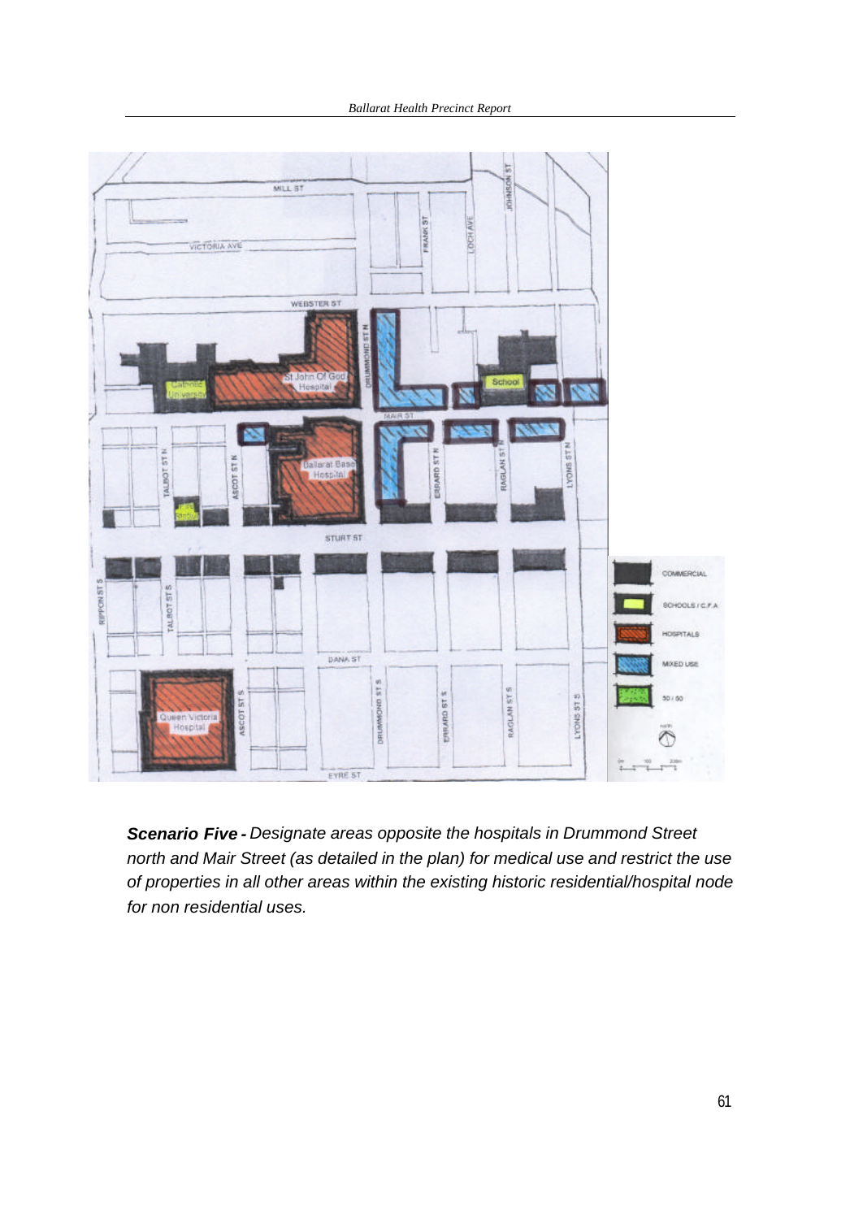***Scenario Five -*** *Designate areas opposite the hospitals in Drummond Street north and Mair Street (as detailed in the plan) for medical use and restrict the use of properties in all other areas within the existing historic residential/hospital node for non residential uses.*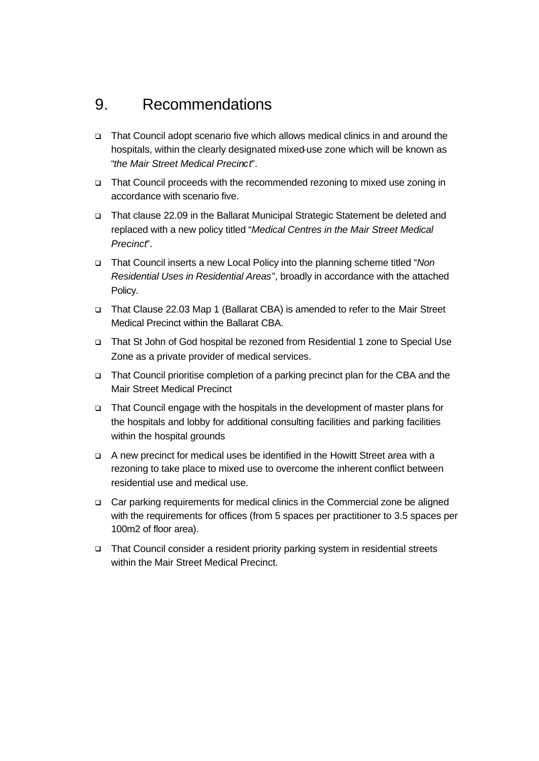# 9. Recommendations

- That Council adopt scenario five which allows medical clinics in and around the hospitals, within the clearly designated mixed-use zone which will be known as "*the Mair Street Medical Precinct*".
- That Council proceeds with the recommended rezoning to mixed use zoning in accordance with scenario five.
- That clause 22.09 in the Ballarat Municipal Strategic Statement be deleted and replaced with a new policy titled "*Medical Centres in the Mair Street Medical Precinct*".
- That Council inserts a new Local Policy into the planning scheme titled "*Non Residential Uses in Residential Areas*", broadly in accordance with the attached Policy.
- That Clause 22.03 Map 1 (Ballarat CBA) is amended to refer to the Mair Street Medical Precinct within the Ballarat CBA.
- That St John of God hospital be rezoned from Residential 1 zone to Special Use Zone as a private provider of medical services.
- That Council prioritise completion of a parking precinct plan for the CBA and the Mair Street Medical Precinct
- That Council engage with the hospitals in the development of master plans for the hospitals and lobby for additional consulting facilities and parking facilities within the hospital grounds
- A new precinct for medical uses be identified in the Howitt Street area with a rezoning to take place to mixed use to overcome the inherent conflict between residential use and medical use.
- Car parking requirements for medical clinics in the Commercial zone be aligned with the requirements for offices (from 5 spaces per practitioner to 3.5 spaces per 100m2 of floor area).
- That Council consider a resident priority parking system in residential streets within the Mair Street Medical Precinct.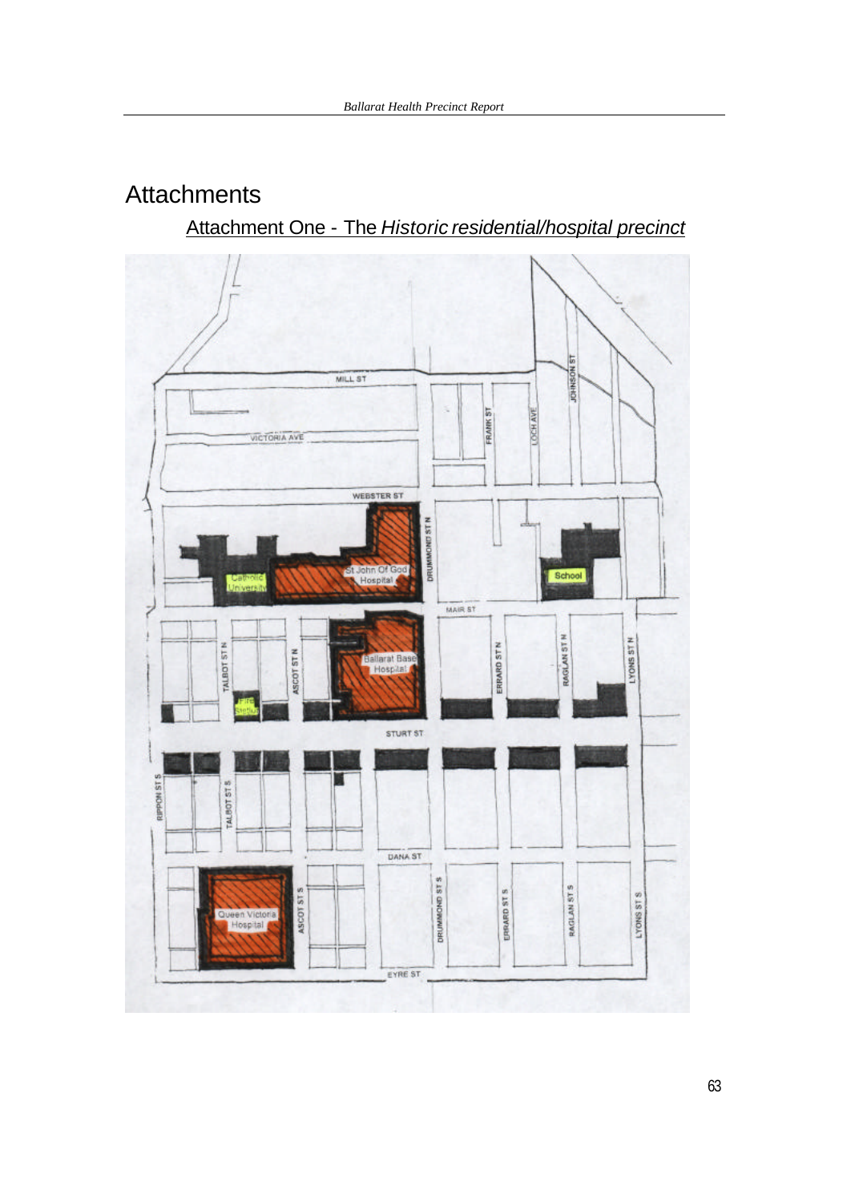# Attachments

## Attachment One - The *Historic residential/hospital precinct*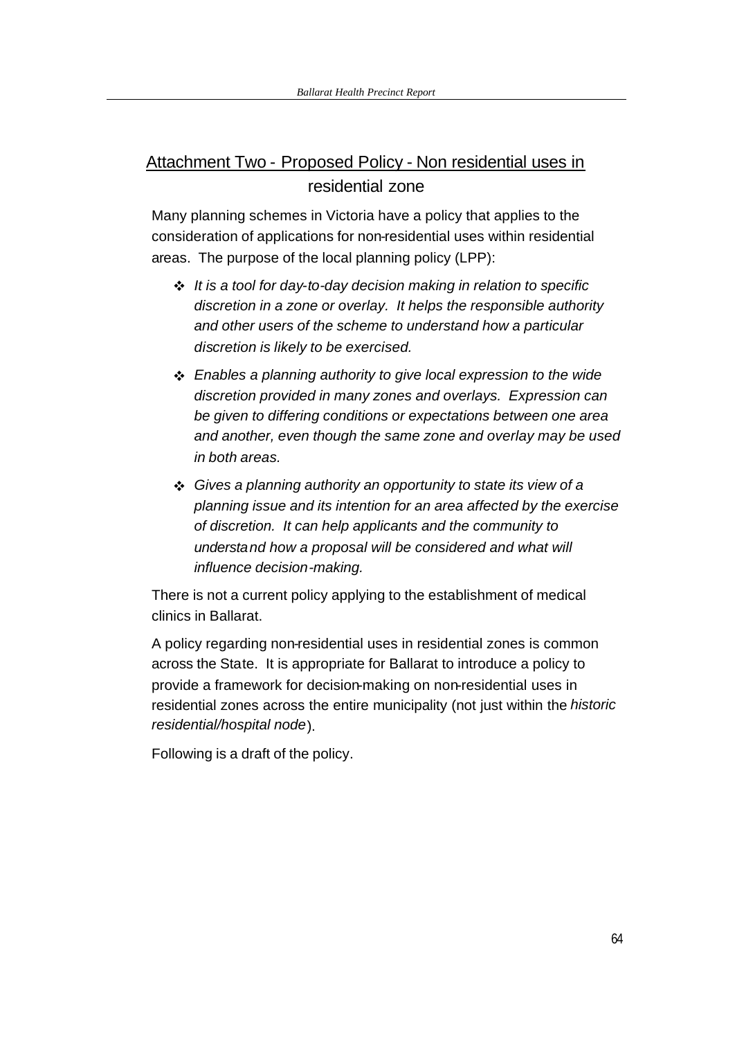## Attachment Two - Proposed Policy - Non residential uses in residential zone

Many planning schemes in Victoria have a policy that applies to the consideration of applications for non-residential uses within residential areas. The purpose of the local planning policy (LPP):

- *It is a tool for day-to-day decision making in relation to specific discretion in a zone or overlay. It helps the responsible authority and other users of the scheme to understand how a particular discretion is likely to be exercised.*
- *Enables a planning authority to give local expression to the wide discretion provided in many zones and overlays. Expression can be given to differing conditions or expectations between one area and another, even though the same zone and overlay may be used in both areas.*
- *Gives a planning authority an opportunity to state its view of a planning issue and its intention for an area affected by the exercise of discretion. It can help applicants and the community to understand how a proposal will be considered and what will influence decision-making.*

There is not a current policy applying to the establishment of medical clinics in Ballarat.

A policy regarding non-residential uses in residential zones is common across the State. It is appropriate for Ballarat to introduce a policy to provide a framework for decision-making on non-residential uses in residential zones across the entire municipality (not just within the *historic residential/hospital node*).

Following is a draft of the policy.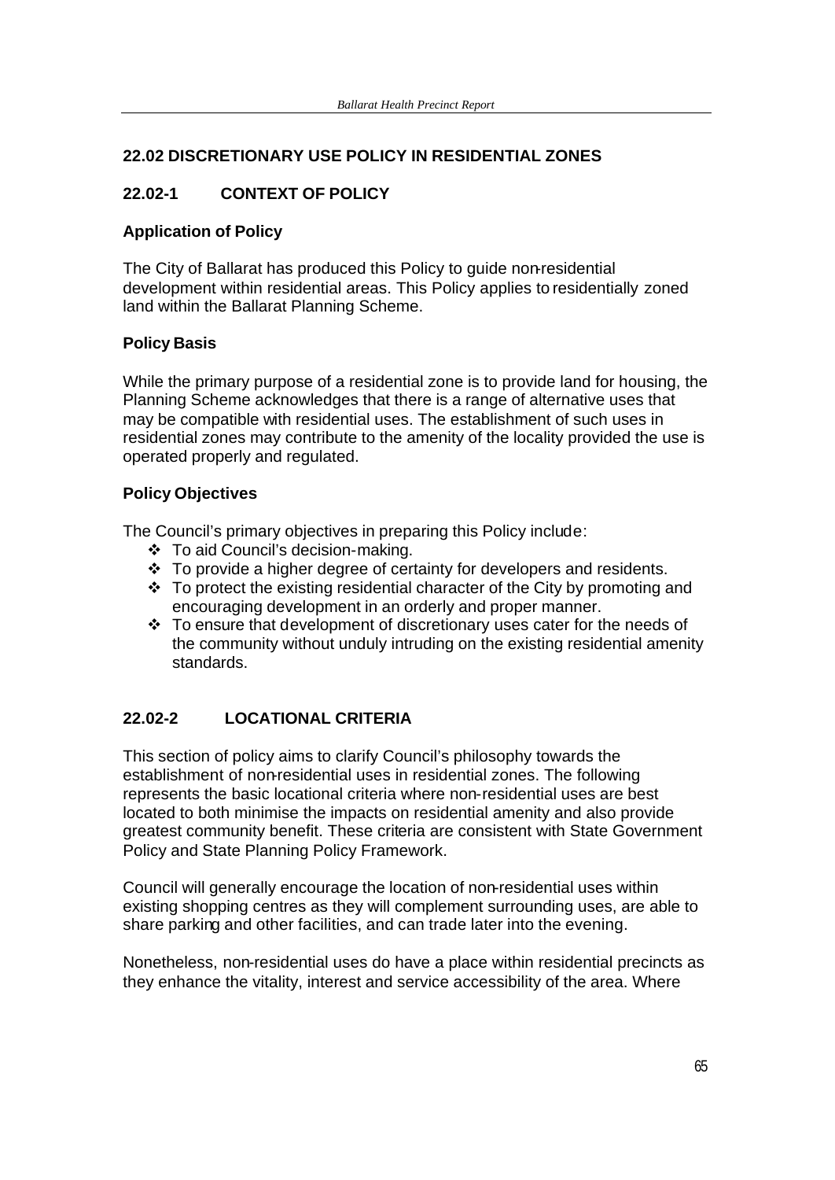## 22.02 DISCRETIONARY USE POLICY IN RESIDENTIAL ZONES

### 22.02-1 CONTEXT OF POLICY

**Application of Policy**

The City of Ballarat has produced this Policy to guide non-residential development within residential areas. This Policy applies to residentially zoned land within the Ballarat Planning Scheme.

**Policy Basis**

While the primary purpose of a residential zone is to provide land for housing, the Planning Scheme acknowledges that there is a range of alternative uses that may be compatible with residential uses. The establishment of such uses in residential zones may contribute to the amenity of the locality provided the use is operated properly and regulated.

**Policy Objectives**

The Council's primary objectives in preparing this Policy include:

- To aid Council's decision-making.
- To provide a higher degree of certainty for developers and residents.
- To protect the existing residential character of the City by promoting and encouraging development in an orderly and proper manner.
- To ensure that development of discretionary uses cater for the needs of the community without unduly intruding on the existing residential amenity standards.

### 22.02-2 LOCATIONAL CRITERIA

This section of policy aims to clarify Council's philosophy towards the establishment of non-residential uses in residential zones. The following represents the basic locational criteria where non-residential uses are best located to both minimise the impacts on residential amenity and also provide greatest community benefit. These criteria are consistent with State Government Policy and State Planning Policy Framework.

Council will generally encourage the location of non-residential uses within existing shopping centres as they will complement surrounding uses, are able to share parking and other facilities, and can trade later into the evening.

Nonetheless, non-residential uses do have a place within residential precincts as they enhance the vitality, interest and service accessibility of the area. Where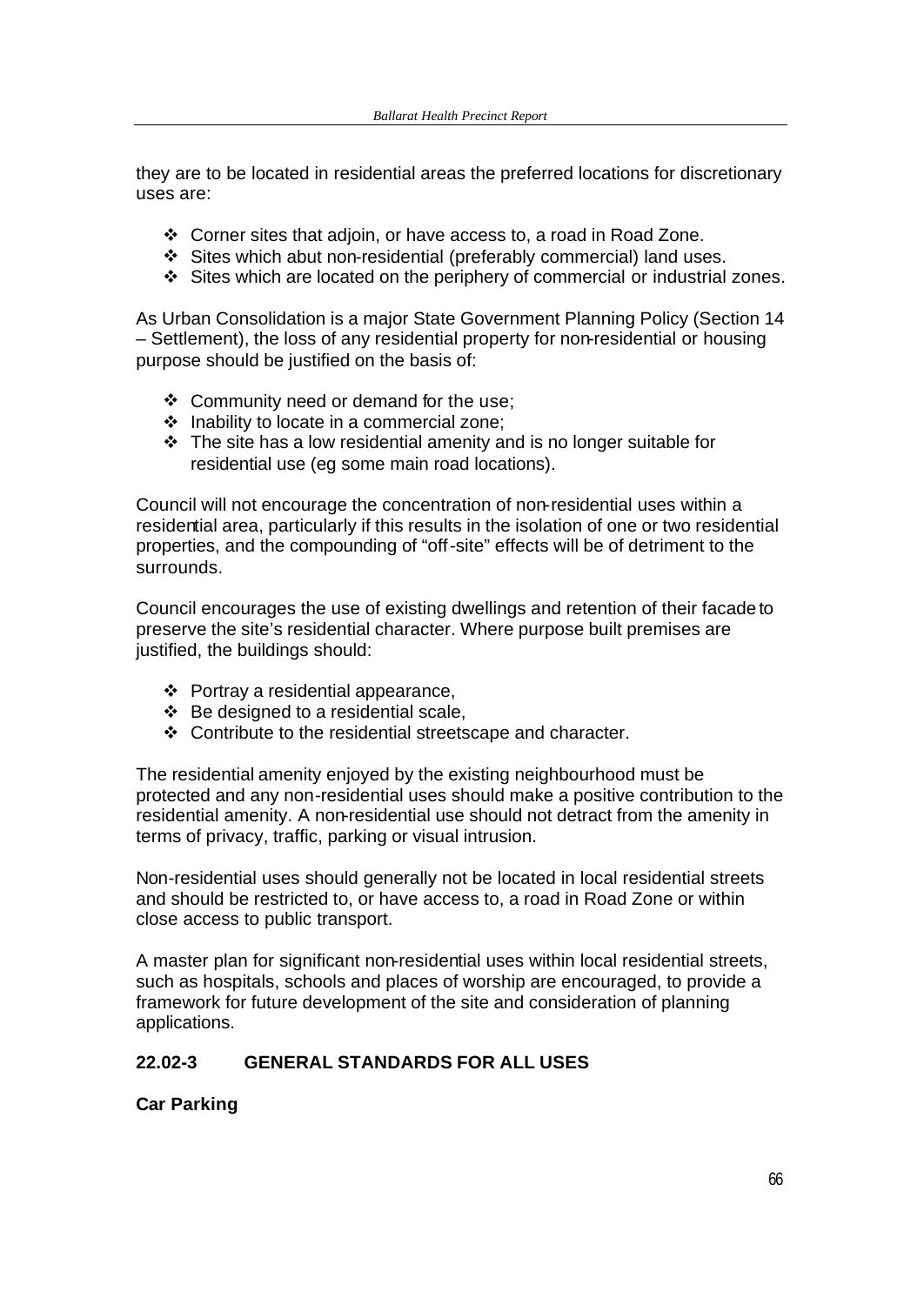they are to be located in residential areas the preferred locations for discretionary uses are:

- Corner sites that adjoin, or have access to, a road in Road Zone.
- Sites which abut non-residential (preferably commercial) land uses.
- Sites which are located on the periphery of commercial or industrial zones.

As Urban Consolidation is a major State Government Planning Policy (Section 14 – Settlement), the loss of any residential property for non-residential or housing purpose should be justified on the basis of:

- Community need or demand for the use;
- Inability to locate in a commercial zone;
- The site has a low residential amenity and is no longer suitable for residential use (eg some main road locations).

Council will not encourage the concentration of non-residential uses within a residential area, particularly if this results in the isolation of one or two residential properties, and the compounding of "off-site" effects will be of detriment to the surrounds.

Council encourages the use of existing dwellings and retention of their facade to preserve the site's residential character. Where purpose built premises are justified, the buildings should:

- Portray a residential appearance,
- Be designed to a residential scale,
- Contribute to the residential streetscape and character.

The residential amenity enjoyed by the existing neighbourhood must be protected and any non-residential uses should make a positive contribution to the residential amenity. A non-residential use should not detract from the amenity in terms of privacy, traffic, parking or visual intrusion.

Non-residential uses should generally not be located in local residential streets and should be restricted to, or have access to, a road in Road Zone or within close access to public transport.

A master plan for significant non-residential uses within local residential streets, such as hospitals, schools and places of worship are encouraged, to provide a framework for future development of the site and consideration of planning applications.

## 22.02-3 GENERAL STANDARDS FOR ALL USES

**Car Parking**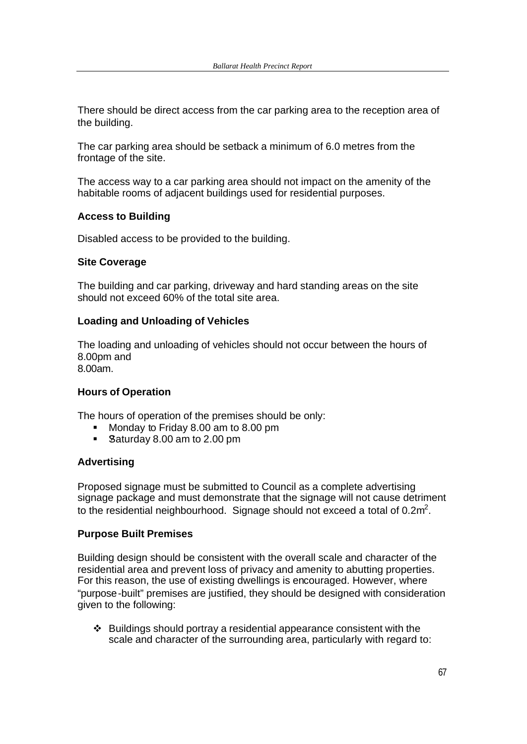There should be direct access from the car parking area to the reception area of the building.

The car parking area should be setback a minimum of 6.0 metres from the frontage of the site.

The access way to a car parking area should not impact on the amenity of the habitable rooms of adjacent buildings used for residential purposes.

**Access to Building**

Disabled access to be provided to the building.

**Site Coverage**

The building and car parking, driveway and hard standing areas on the site should not exceed 60% of the total site area.

**Loading and Unloading of Vehicles**

The loading and unloading of vehicles should not occur between the hours of 8.00pm and
8.00am.

**Hours of Operation**

The hours of operation of the premises should be only:

- Monday to Friday 8.00 am to 8.00 pm
- Saturday 8.00 am to 2.00 pm

**Advertising**

Proposed signage must be submitted to Council as a complete advertising signage package and must demonstrate that the signage will not cause detriment to the residential neighbourhood. Signage should not exceed a total of $0.2m^2$.

**Purpose Built Premises**

Building design should be consistent with the overall scale and character of the residential area and prevent loss of privacy and amenity to abutting properties. For this reason, the use of existing dwellings is encouraged. However, where "purpose-built" premises are justified, they should be designed with consideration given to the following:

- Buildings should portray a residential appearance consistent with the scale and character of the surrounding area, particularly with regard to: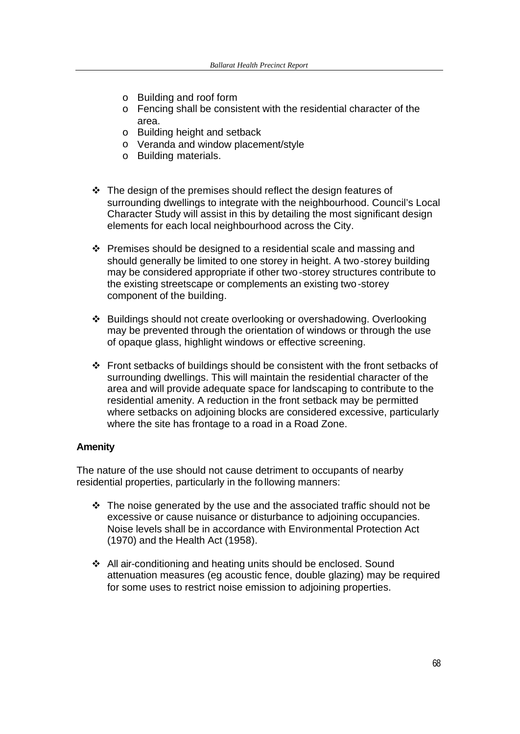- Building and roof form
  - Fencing shall be consistent with the residential character of the area.
  - Building height and setback
  - Veranda and window placement/style
  - Building materials.

- The design of the premises should reflect the design features of surrounding dwellings to integrate with the neighbourhood. Council's Local Character Study will assist in this by detailing the most significant design elements for each local neighbourhood across the City.

- Premises should be designed to a residential scale and massing and should generally be limited to one storey in height. A two-storey building may be considered appropriate if other two-storey structures contribute to the existing streetscape or complements an existing two-storey component of the building.

- Buildings should not create overlooking or overshadowing. Overlooking may be prevented through the orientation of windows or through the use of opaque glass, highlight windows or effective screening.

- Front setbacks of buildings should be consistent with the front setbacks of surrounding dwellings. This will maintain the residential character of the area and will provide adequate space for landscaping to contribute to the residential amenity. A reduction in the front setback may be permitted where setbacks on adjoining blocks are considered excessive, particularly where the site has frontage to a road in a Road Zone.

**Amenity**

The nature of the use should not cause detriment to occupants of nearby residential properties, particularly in the following manners:

- The noise generated by the use and the associated traffic should not be excessive or cause nuisance or disturbance to adjoining occupancies. Noise levels shall be in accordance with Environmental Protection Act (1970) and the Health Act (1958).

- All air-conditioning and heating units should be enclosed. Sound attenuation measures (eg acoustic fence, double glazing) may be required for some uses to restrict noise emission to adjoining properties.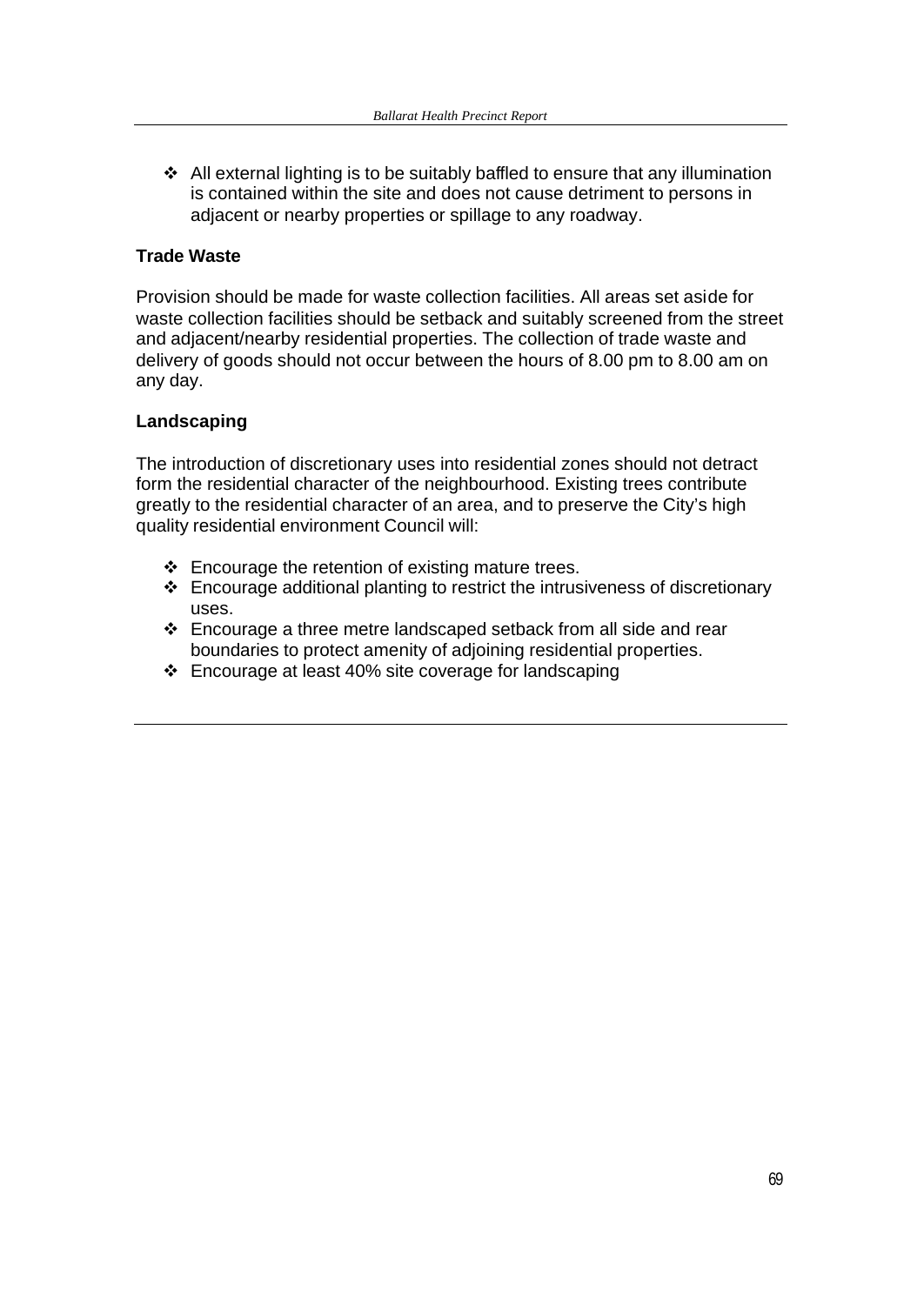- All external lighting is to be suitably baffled to ensure that any illumination is contained within the site and does not cause detriment to persons in adjacent or nearby properties or spillage to any roadway.

**Trade Waste**

Provision should be made for waste collection facilities. All areas set aside for waste collection facilities should be setback and suitably screened from the street and adjacent/nearby residential properties. The collection of trade waste and delivery of goods should not occur between the hours of 8.00 pm to 8.00 am on any day.

**Landscaping**

The introduction of discretionary uses into residential zones should not detract form the residential character of the neighbourhood. Existing trees contribute greatly to the residential character of an area, and to preserve the City's high quality residential environment Council will:

- Encourage the retention of existing mature trees.
- Encourage additional planting to restrict the intrusiveness of discretionary uses.
- Encourage a three metre landscaped setback from all side and rear boundaries to protect amenity of adjoining residential properties.
- Encourage at least 40% site coverage for landscaping